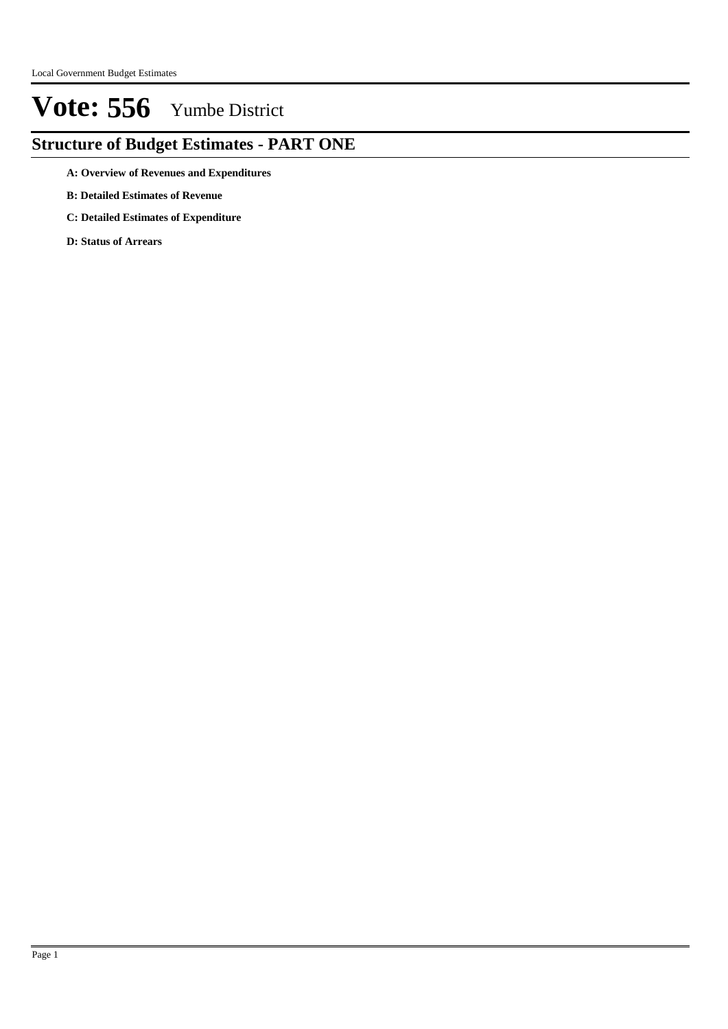# Vote: 556 Yumbe District

## Structure of Budget Estimates - PART ONE

**A: Overview of Revenues and Expenditures**

**B: Detailed Estimates of Revenue**

**C: Detailed Estimates of Expenditure**

**D: Status of Arrears**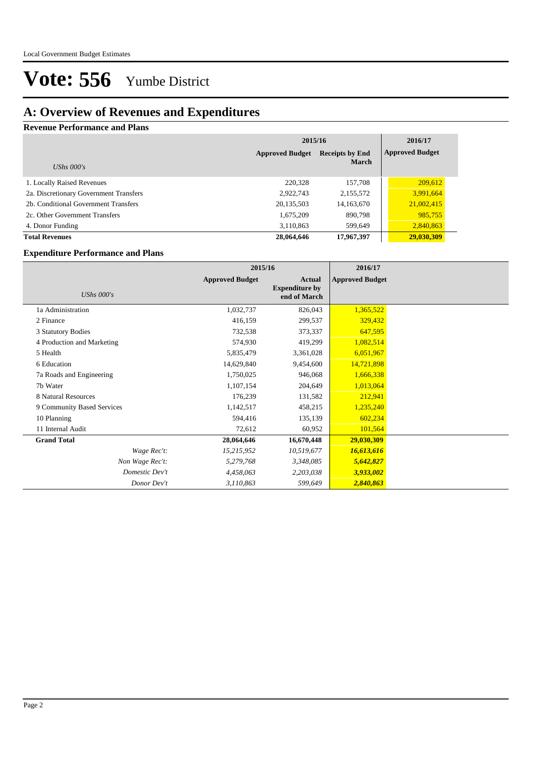# Vote: 556 Yumbe District

## A: Overview of Revenues and Expenditures

### Revenue Performance and Plans

| *UShs 000's* | 2015/16 Approved Budget | 2015/16 Receipts by End March | 2016/17 Approved Budget |
|---|---|---|---|
| 1. Locally Raised Revenues | 220,328 | 157,708 | 209,612 |
| 2a. Discretionary Government Transfers | 2,922,743 | 2,155,572 | 3,991,664 |
| 2b. Conditional Government Transfers | 20,135,503 | 14,163,670 | 21,002,415 |
| 2c. Other Government Transfers | 1,675,209 | 890,798 | 985,755 |
| 4. Donor Funding | 3,110,863 | 599,649 | 2,840,863 |
| **Total Revenues** | **28,064,646** | **17,967,397** | **29,030,309** |

### Expenditure Performance and Plans

| *UShs 000's* | 2015/16 Approved Budget | 2015/16 Actual Expenditure by end of March | 2016/17 Approved Budget |
|---|---|---|---|
| 1a Administration | 1,032,737 | 826,043 | 1,365,522 |
| 2 Finance | 416,159 | 299,537 | 329,432 |
| 3 Statutory Bodies | 732,538 | 373,337 | 647,595 |
| 4 Production and Marketing | 574,930 | 419,299 | 1,082,514 |
| 5 Health | 5,835,479 | 3,361,028 | 6,051,967 |
| 6 Education | 14,629,840 | 9,454,600 | 14,721,898 |
| 7a Roads and Engineering | 1,750,025 | 946,068 | 1,666,338 |
| 7b Water | 1,107,154 | 204,649 | 1,013,064 |
| 8 Natural Resources | 176,239 | 131,582 | 212,941 |
| 9 Community Based Services | 1,142,517 | 458,215 | 1,235,240 |
| 10 Planning | 594,416 | 135,139 | 602,234 |
| 11 Internal Audit | 72,612 | 60,952 | 101,564 |
| **Grand Total** | **28,064,646** | **16,670,448** | **29,030,309** |
| *Wage Rec't:* | *15,215,952* | *10,519,677* | ***16,613,616*** |
| *Non Wage Rec't:* | *5,279,768* | *3,348,085* | ***5,642,827*** |
| *Domestic Dev't* | *4,458,063* | *2,203,038* | ***3,933,002*** |
| *Donor Dev't* | *3,110,863* | *599,649* | ***2,840,863*** |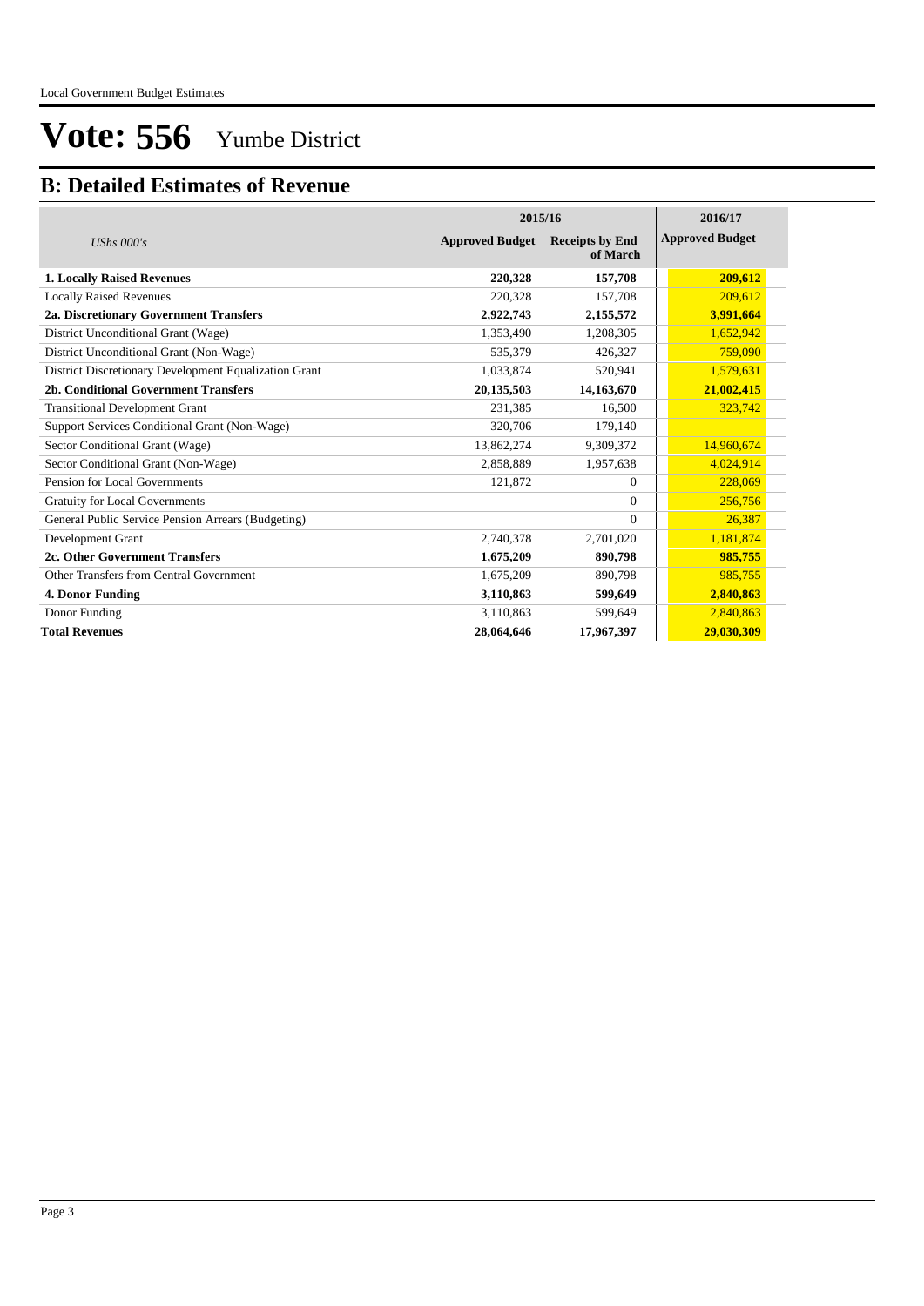# Vote: 556 Yumbe District

## B: Detailed Estimates of Revenue

| *UShs 000's* | 2015/16 Approved Budget | 2015/16 Receipts by End of March | 2016/17 Approved Budget |
|---|---|---|---|
| **1. Locally Raised Revenues** | **220,328** | **157,708** | **209,612** |
| Locally Raised Revenues | 220,328 | 157,708 | 209,612 |
| **2a. Discretionary Government Transfers** | **2,922,743** | **2,155,572** | **3,991,664** |
| District Unconditional Grant (Wage) | 1,353,490 | 1,208,305 | 1,652,942 |
| District Unconditional Grant (Non-Wage) | 535,379 | 426,327 | 759,090 |
| District Discretionary Development Equalization Grant | 1,033,874 | 520,941 | 1,579,631 |
| **2b. Conditional Government Transfers** | **20,135,503** | **14,163,670** | **21,002,415** |
| Transitional Development Grant | 231,385 | 16,500 | 323,742 |
| Support Services Conditional Grant (Non-Wage) | 320,706 | 179,140 | |
| Sector Conditional Grant (Wage) | 13,862,274 | 9,309,372 | 14,960,674 |
| Sector Conditional Grant (Non-Wage) | 2,858,889 | 1,957,638 | 4,024,914 |
| Pension for Local Governments | 121,872 | 0 | 228,069 |
| Gratuity for Local Governments | | 0 | 256,756 |
| General Public Service Pension Arrears (Budgeting) | | 0 | 26,387 |
| Development Grant | 2,740,378 | 2,701,020 | 1,181,874 |
| **2c. Other Government Transfers** | **1,675,209** | **890,798** | **985,755** |
| Other Transfers from Central Government | 1,675,209 | 890,798 | 985,755 |
| **4. Donor Funding** | **3,110,863** | **599,649** | **2,840,863** |
| Donor Funding | 3,110,863 | 599,649 | 2,840,863 |
| **Total Revenues** | **28,064,646** | **17,967,397** | **29,030,309** |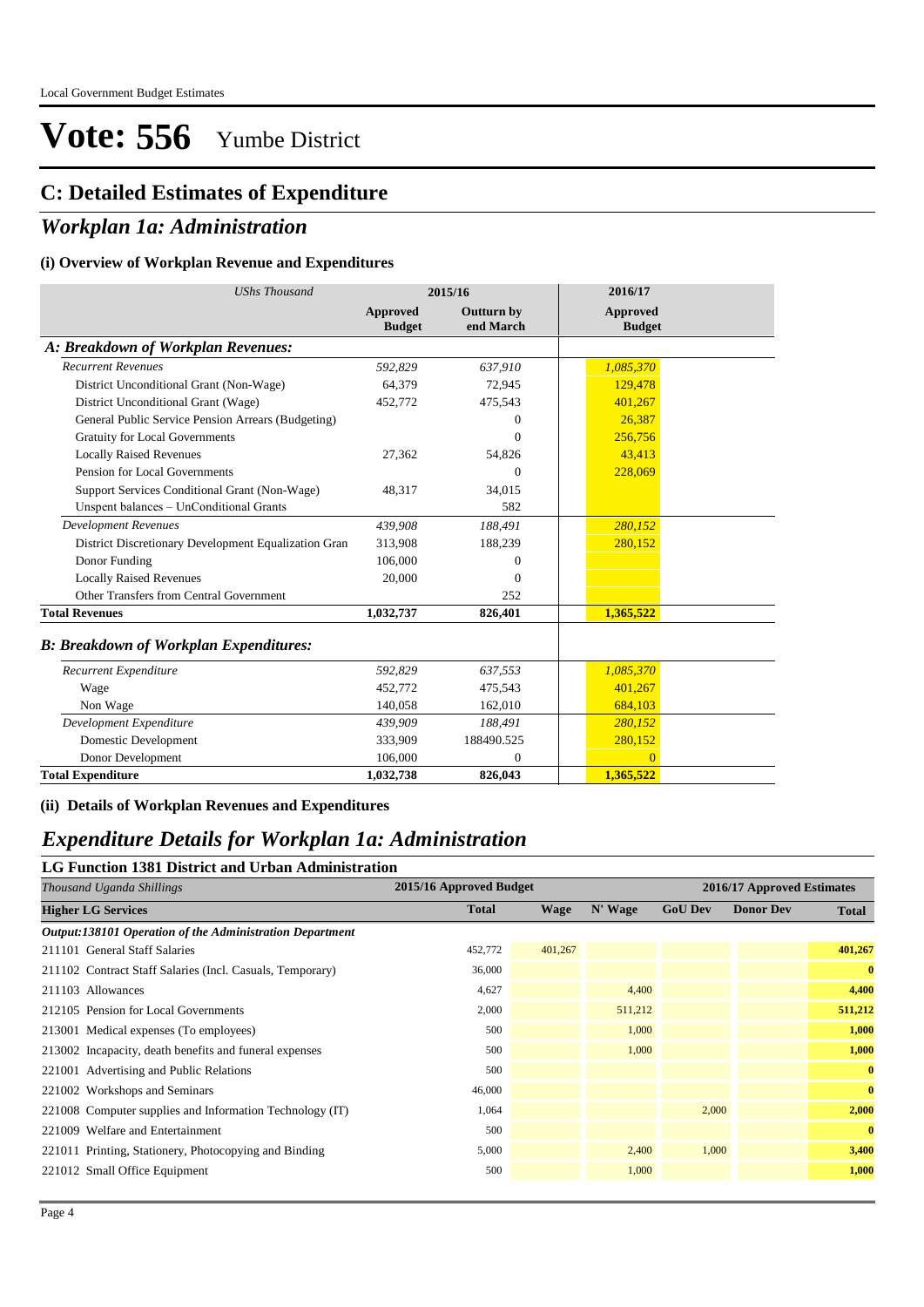# Vote: 556 Yumbe District

## C: Detailed Estimates of Expenditure

## *Workplan 1a: Administration*

### (i) Overview of Workplan Revenue and Expenditures

| *UShs Thousand* | 2015/16 | | 2016/17 |
|---|---|---|---|
| | **Approved Budget** | **Outturn by end March** | **Approved Budget** |
| ***A: Breakdown of Workplan Revenues:*** | | | |
| *Recurrent Revenues* | *592,829* | *637,910* | *1,085,370* |
| District Unconditional Grant (Non-Wage) | 64,379 | 72,945 | 129,478 |
| District Unconditional Grant (Wage) | 452,772 | 475,543 | 401,267 |
| General Public Service Pension Arrears (Budgeting) | | 0 | 26,387 |
| Gratuity for Local Governments | | 0 | 256,756 |
| Locally Raised Revenues | 27,362 | 54,826 | 43,413 |
| Pension for Local Governments | | 0 | 228,069 |
| Support Services Conditional Grant (Non-Wage) | 48,317 | 34,015 | |
| Unspent balances – UnConditional Grants | | 582 | |
| *Development Revenues* | *439,908* | *188,491* | *280,152* |
| District Discretionary Development Equalization Gran | 313,908 | 188,239 | 280,152 |
| Donor Funding | 106,000 | 0 | |
| Locally Raised Revenues | 20,000 | 0 | |
| Other Transfers from Central Government | | 252 | |
| **Total Revenues** | **1,032,737** | **826,401** | **1,365,522** |
| ***B: Breakdown of Workplan Expenditures:*** | | | |
| *Recurrent Expenditure* | *592,829* | *637,553* | *1,085,370* |
| Wage | 452,772 | 475,543 | 401,267 |
| Non Wage | 140,058 | 162,010 | 684,103 |
| *Development Expenditure* | *439,909* | *188,491* | *280,152* |
| Domestic Development | 333,909 | 188490.525 | 280,152 |
| Donor Development | 106,000 | 0 | 0 |
| **Total Expenditure** | **1,032,738** | **826,043** | **1,365,522** |

### (ii) Details of Workplan Revenues and Expenditures

## *Expenditure Details for Workplan 1a: Administration*

### LG Function 1381 District and Urban Administration

| *Thousand Uganda Shillings* | 2015/16 Approved Budget | 2016/17 Approved Estimates | | | | |
|---|---|---|---|---|---|---|
| **Higher LG Services** | **Total** | **Wage** | **N' Wage** | **GoU Dev** | **Donor Dev** | **Total** |
| ***Output:138101 Operation of the Administration Department*** | | | | | | |
| 211101 General Staff Salaries | 452,772 | 401,267 | | | | **401,267** |
| 211102 Contract Staff Salaries (Incl. Casuals, Temporary) | 36,000 | | | | | **0** |
| 211103 Allowances | 4,627 | | 4,400 | | | **4,400** |
| 212105 Pension for Local Governments | 2,000 | | 511,212 | | | **511,212** |
| 213001 Medical expenses (To employees) | 500 | | 1,000 | | | **1,000** |
| 213002 Incapacity, death benefits and funeral expenses | 500 | | 1,000 | | | **1,000** |
| 221001 Advertising and Public Relations | 500 | | | | | **0** |
| 221002 Workshops and Seminars | 46,000 | | | | | **0** |
| 221008 Computer supplies and Information Technology (IT) | 1,064 | | | 2,000 | | **2,000** |
| 221009 Welfare and Entertainment | 500 | | | | | **0** |
| 221011 Printing, Stationery, Photocopying and Binding | 5,000 | | 2,400 | 1,000 | | **3,400** |
| 221012 Small Office Equipment | 500 | | 1,000 | | | **1,000** |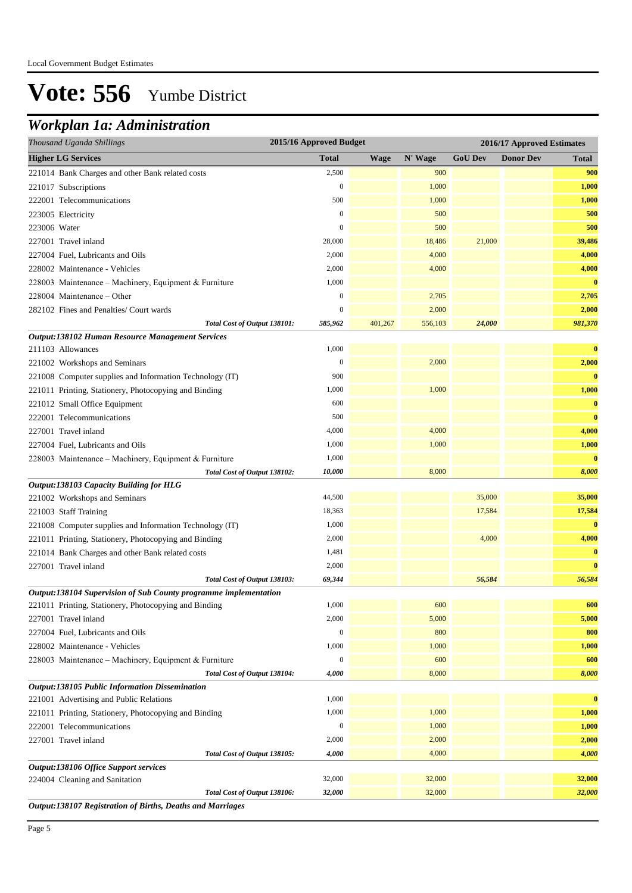Local Government Budget Estimates

# Vote: 556 Yumbe District

## Workplan 1a: Administration

| Thousand Uganda Shillings | 2015/16 Approved Budget | 2016/17 Approved Estimates | | | | |
|---|---|---|---|---|---|---|
| **Higher LG Services** | **Total** | **Wage** | **N' Wage** | **GoU Dev** | **Donor Dev** | **Total** |
| 221014 Bank Charges and other Bank related costs | 2,500 | | 900 | | | **900** |
| 221017 Subscriptions | 0 | | 1,000 | | | **1,000** |
| 222001 Telecommunications | 500 | | 1,000 | | | **1,000** |
| 223005 Electricity | 0 | | 500 | | | **500** |
| 223006 Water | 0 | | 500 | | | **500** |
| 227001 Travel inland | 28,000 | | 18,486 | 21,000 | | **39,486** |
| 227004 Fuel, Lubricants and Oils | 2,000 | | 4,000 | | | **4,000** |
| 228002 Maintenance - Vehicles | 2,000 | | 4,000 | | | **4,000** |
| 228003 Maintenance – Machinery, Equipment & Furniture | 1,000 | | | | | **0** |
| 228004 Maintenance – Other | 0 | | 2,705 | | | **2,705** |
| 282102 Fines and Penalties/ Court wards | 0 | | 2,000 | | | **2,000** |
| *Total Cost of Output 138101:* | *585,962* | *401,267* | *556,103* | *24,000* | | ***981,370*** |
| ***Output:138102 Human Resource Management Services*** | | | | | | |
| 211103 Allowances | 1,000 | | | | | **0** |
| 221002 Workshops and Seminars | 0 | | 2,000 | | | **2,000** |
| 221008 Computer supplies and Information Technology (IT) | 900 | | | | | **0** |
| 221011 Printing, Stationery, Photocopying and Binding | 1,000 | | 1,000 | | | **1,000** |
| 221012 Small Office Equipment | 600 | | | | | **0** |
| 222001 Telecommunications | 500 | | | | | **0** |
| 227001 Travel inland | 4,000 | | 4,000 | | | **4,000** |
| 227004 Fuel, Lubricants and Oils | 1,000 | | 1,000 | | | **1,000** |
| 228003 Maintenance – Machinery, Equipment & Furniture | 1,000 | | | | | **0** |
| *Total Cost of Output 138102:* | *10,000* | | *8,000* | | | ***8,000*** |
| ***Output:138103 Capacity Building for HLG*** | | | | | | |
| 221002 Workshops and Seminars | 44,500 | | | 35,000 | | **35,000** |
| 221003 Staff Training | 18,363 | | | 17,584 | | **17,584** |
| 221008 Computer supplies and Information Technology (IT) | 1,000 | | | | | **0** |
| 221011 Printing, Stationery, Photocopying and Binding | 2,000 | | | 4,000 | | **4,000** |
| 221014 Bank Charges and other Bank related costs | 1,481 | | | | | **0** |
| 227001 Travel inland | 2,000 | | | | | **0** |
| *Total Cost of Output 138103:* | *69,344* | | | *56,584* | | ***56,584*** |
| ***Output:138104 Supervision of Sub County programme implementation*** | | | | | | |
| 221011 Printing, Stationery, Photocopying and Binding | 1,000 | | 600 | | | **600** |
| 227001 Travel inland | 2,000 | | 5,000 | | | **5,000** |
| 227004 Fuel, Lubricants and Oils | 0 | | 800 | | | **800** |
| 228002 Maintenance - Vehicles | 1,000 | | 1,000 | | | **1,000** |
| 228003 Maintenance – Machinery, Equipment & Furniture | 0 | | 600 | | | **600** |
| *Total Cost of Output 138104:* | *4,000* | | *8,000* | | | ***8,000*** |
| ***Output:138105 Public Information Dissemination*** | | | | | | |
| 221001 Advertising and Public Relations | 1,000 | | | | | **0** |
| 221011 Printing, Stationery, Photocopying and Binding | 1,000 | | 1,000 | | | **1,000** |
| 222001 Telecommunications | 0 | | 1,000 | | | **1,000** |
| 227001 Travel inland | 2,000 | | 2,000 | | | **2,000** |
| *Total Cost of Output 138105:* | *4,000* | | *4,000* | | | ***4,000*** |
| ***Output:138106 Office Support services*** | | | | | | |
| 224004 Cleaning and Sanitation | 32,000 | | 32,000 | | | **32,000** |
| *Total Cost of Output 138106:* | *32,000* | | *32,000* | | | ***32,000*** |
| ***Output:138107 Registration of Births, Deaths and Marriages*** | | | | | | |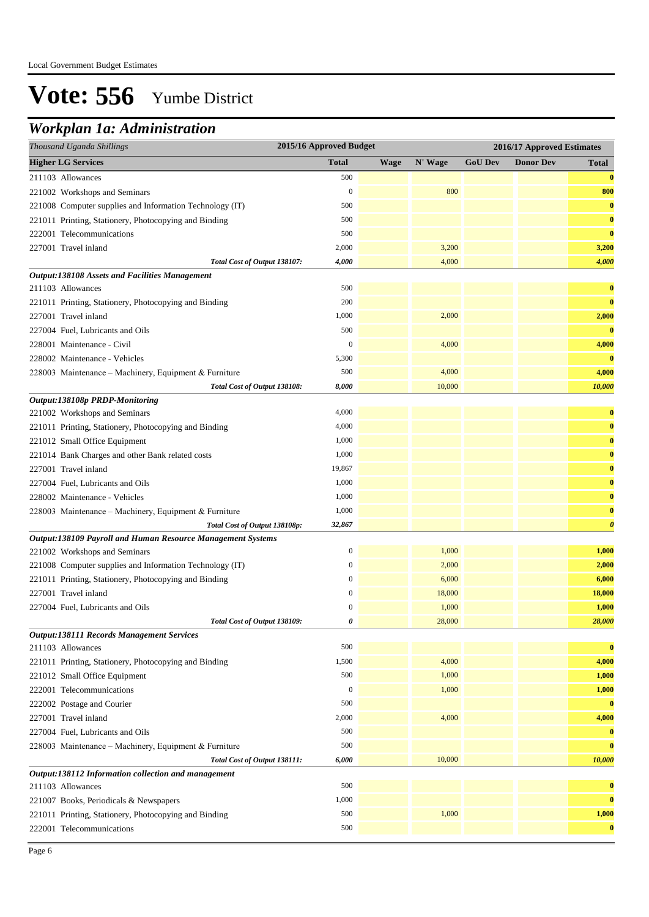Local Government Budget Estimates

# Vote: 556 Yumbe District

## Workplan 1a: Administration

| Thousand Uganda Shillings | 2015/16 Approved Budget | 2016/17 Approved Estimates | | | | |
|---|---|---|---|---|---|---|
| **Higher LG Services** | **Total** | **Wage** | **N' Wage** | **GoU Dev** | **Donor Dev** | **Total** |
| 211103 Allowances | 500 | | | | | **0** |
| 221002 Workshops and Seminars | 0 | | 800 | | | **800** |
| 221008 Computer supplies and Information Technology (IT) | 500 | | | | | **0** |
| 221011 Printing, Stationery, Photocopying and Binding | 500 | | | | | **0** |
| 222001 Telecommunications | 500 | | | | | **0** |
| 227001 Travel inland | 2,000 | | 3,200 | | | **3,200** |
| *Total Cost of Output 138107:* | *4,000* | | 4,000 | | | ***4,000*** |
| ***Output:138108 Assets and Facilities Management*** | | | | | | |
| 211103 Allowances | 500 | | | | | **0** |
| 221011 Printing, Stationery, Photocopying and Binding | 200 | | | | | **0** |
| 227001 Travel inland | 1,000 | | 2,000 | | | **2,000** |
| 227004 Fuel, Lubricants and Oils | 500 | | | | | **0** |
| 228001 Maintenance - Civil | 0 | | 4,000 | | | **4,000** |
| 228002 Maintenance - Vehicles | 5,300 | | | | | **0** |
| 228003 Maintenance – Machinery, Equipment & Furniture | 500 | | 4,000 | | | **4,000** |
| *Total Cost of Output 138108:* | *8,000* | | 10,000 | | | ***10,000*** |
| ***Output:138108p PRDP-Monitoring*** | | | | | | |
| 221002 Workshops and Seminars | 4,000 | | | | | **0** |
| 221011 Printing, Stationery, Photocopying and Binding | 4,000 | | | | | **0** |
| 221012 Small Office Equipment | 1,000 | | | | | **0** |
| 221014 Bank Charges and other Bank related costs | 1,000 | | | | | **0** |
| 227001 Travel inland | 19,867 | | | | | **0** |
| 227004 Fuel, Lubricants and Oils | 1,000 | | | | | **0** |
| 228002 Maintenance - Vehicles | 1,000 | | | | | **0** |
| 228003 Maintenance – Machinery, Equipment & Furniture | 1,000 | | | | | **0** |
| *Total Cost of Output 138108p:* | *32,867* | | | | | ***0*** |
| ***Output:138109 Payroll and Human Resource Management Systems*** | | | | | | |
| 221002 Workshops and Seminars | 0 | | 1,000 | | | **1,000** |
| 221008 Computer supplies and Information Technology (IT) | 0 | | 2,000 | | | **2,000** |
| 221011 Printing, Stationery, Photocopying and Binding | 0 | | 6,000 | | | **6,000** |
| 227001 Travel inland | 0 | | 18,000 | | | **18,000** |
| 227004 Fuel, Lubricants and Oils | 0 | | 1,000 | | | **1,000** |
| *Total Cost of Output 138109:* | *0* | | 28,000 | | | ***28,000*** |
| ***Output:138111 Records Management Services*** | | | | | | |
| 211103 Allowances | 500 | | | | | **0** |
| 221011 Printing, Stationery, Photocopying and Binding | 1,500 | | 4,000 | | | **4,000** |
| 221012 Small Office Equipment | 500 | | 1,000 | | | **1,000** |
| 222001 Telecommunications | 0 | | 1,000 | | | **1,000** |
| 222002 Postage and Courier | 500 | | | | | **0** |
| 227001 Travel inland | 2,000 | | 4,000 | | | **4,000** |
| 227004 Fuel, Lubricants and Oils | 500 | | | | | **0** |
| 228003 Maintenance – Machinery, Equipment & Furniture | 500 | | | | | **0** |
| *Total Cost of Output 138111:* | *6,000* | | 10,000 | | | ***10,000*** |
| ***Output:138112 Information collection and management*** | | | | | | |
| 211103 Allowances | 500 | | | | | **0** |
| 221007 Books, Periodicals & Newspapers | 1,000 | | | | | **0** |
| 221011 Printing, Stationery, Photocopying and Binding | 500 | | 1,000 | | | **1,000** |
| 222001 Telecommunications | 500 | | | | | **0** |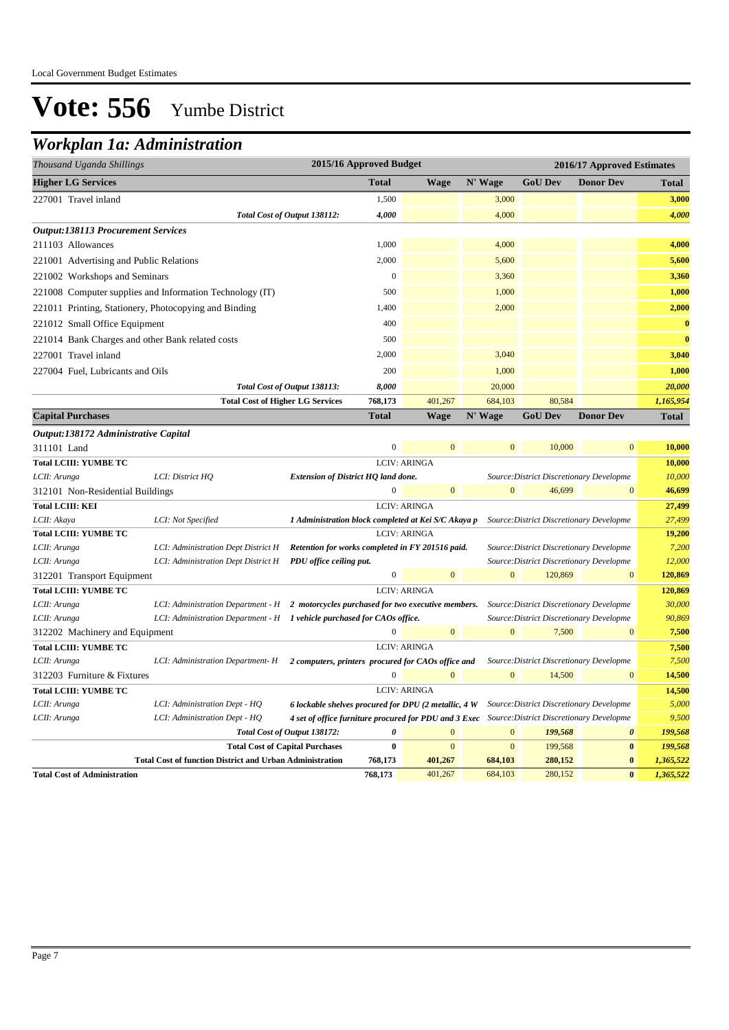Local Government Budget Estimates

# Vote: 556 Yumbe District

## Workplan 1a: Administration

| Thousand Uganda Shillings | | | 2015/16 Approved Budget | | 2016/17 Approved Estimates | | | |
|---|---|---|---|---|---|---|---|---|
| **Higher LG Services** | | | **Total** | **Wage** | **N' Wage** | **GoU Dev** | **Donor Dev** | **Total** |
| 227001 Travel inland | | | 1,500 | | 3,000 | | | **3,000** |
| | | *Total Cost of Output 138112:* | *4,000* | | 4,000 | | | ***4,000*** |
| ***Output:138113 Procurement Services*** | | | | | | | | |
| 211103 Allowances | | | 1,000 | | 4,000 | | | **4,000** |
| 221001 Advertising and Public Relations | | | 2,000 | | 5,600 | | | **5,600** |
| 221002 Workshops and Seminars | | | 0 | | 3,360 | | | **3,360** |
| 221008 Computer supplies and Information Technology (IT) | | | 500 | | 1,000 | | | **1,000** |
| 221011 Printing, Stationery, Photocopying and Binding | | | 1,400 | | 2,000 | | | **2,000** |
| 221012 Small Office Equipment | | | 400 | | | | | **0** |
| 221014 Bank Charges and other Bank related costs | | | 500 | | | | | **0** |
| 227001 Travel inland | | | 2,000 | | 3,040 | | | **3,040** |
| 227004 Fuel, Lubricants and Oils | | | 200 | | 1,000 | | | **1,000** |
| | | *Total Cost of Output 138113:* | *8,000* | | 20,000 | | | ***20,000*** |
| | | **Total Cost of Higher LG Services** | **768,173** | 401,267 | 684,103 | 80,584 | | ***1,165,954*** |
| **Capital Purchases** | | | **Total** | **Wage** | **N' Wage** | **GoU Dev** | **Donor Dev** | **Total** |
| ***Output:138172 Administrative Capital*** | | | | | | | | |
| 311101 Land | | | 0 | 0 | 0 | 10,000 | 0 | **10,000** |
| **Total LCIII: YUMBE TC** | | | LCIV: ARINGA | | | | | **10,000** |
| *LCII: Arunga* | *LCI: District HQ* | ***Extension of District HQ land done.*** | | | *Source:District Discretionary Developme* | | | *10,000* |
| 312101 Non-Residential Buildings | | | 0 | 0 | 0 | 46,699 | 0 | **46,699** |
| **Total LCIII: KEI** | | | LCIV: ARINGA | | | | | **27,499** |
| *LCII: Akaya* | *LCI: Not Specified* | ***1 Administration block completed at Kei S/C Akaya p*** | | | *Source:District Discretionary Developme* | | | *27,499* |
| **Total LCIII: YUMBE TC** | | | LCIV: ARINGA | | | | | **19,200** |
| *LCII: Arunga* | *LCI: Administration Dept District H* | ***Retention for works completed in FY 201516 paid.*** | | | *Source:District Discretionary Developme* | | | *7,200* |
| *LCII: Arunga* | *LCI: Administration Dept District H* | ***PDU office ceiling put.*** | | | *Source:District Discretionary Developme* | | | *12,000* |
| 312201 Transport Equipment | | | 0 | 0 | 0 | 120,869 | 0 | **120,869** |
| **Total LCIII: YUMBE TC** | | | LCIV: ARINGA | | | | | **120,869** |
| *LCII: Arunga* | *LCI: Administration Department - H* | ***2 motorcycles purchased for two executive members.*** | | | *Source:District Discretionary Developme* | | | *30,000* |
| *LCII: Arunga* | *LCI: Administration Department - H* | ***1 vehicle purchased for CAOs office.*** | | | *Source:District Discretionary Developme* | | | *90,869* |
| 312202 Machinery and Equipment | | | 0 | 0 | 0 | 7,500 | 0 | **7,500** |
| **Total LCIII: YUMBE TC** | | | LCIV: ARINGA | | | | | **7,500** |
| *LCII: Arunga* | *LCI: Administration Department- H* | ***2 computers, printers procured for CAOs office and*** | | | *Source:District Discretionary Developme* | | | *7,500* |
| 312203 Furniture & Fixtures | | | 0 | 0 | 0 | 14,500 | 0 | **14,500** |
| **Total LCIII: YUMBE TC** | | | LCIV: ARINGA | | | | | **14,500** |
| *LCII: Arunga* | *LCI: Administration Dept - HQ* | ***6 lockable shelves procured for DPU (2 metallic, 4 W*** | | | *Source:District Discretionary Developme* | | | *5,000* |
| *LCII: Arunga* | *LCI: Administration Dept - HQ* | ***4 set of office furniture procured for PDU and 3 Exec*** | | | *Source:District Discretionary Developme* | | | *9,500* |
| | | *Total Cost of Output 138172:* | ***0*** | 0 | 0 | ***199,568*** | ***0*** | ***199,568*** |
| | | **Total Cost of Capital Purchases** | **0** | 0 | 0 | 199,568 | **0** | ***199,568*** |
| | **Total Cost of function District and Urban Administration** | | **768,173** | **401,267** | **684,103** | **280,152** | **0** | ***1,365,522*** |
| **Total Cost of Administration** | | | **768,173** | 401,267 | 684,103 | 280,152 | **0** | ***1,365,522*** |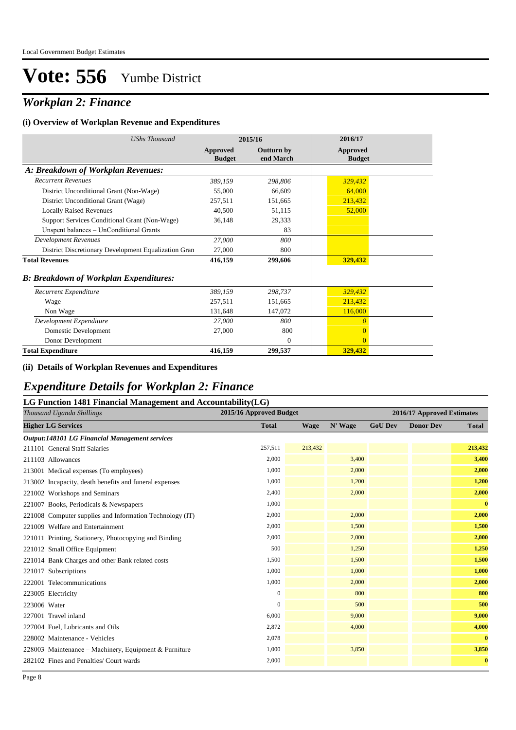Local Government Budget Estimates

# Vote: 556 Yumbe District

## *Workplan 2: Finance*

### (i) Overview of Workplan Revenue and Expenditures

| *UShs Thousand* | 2015/16 | | 2016/17 |
|---|---|---|---|
| | **Approved Budget** | **Outturn by end March** | **Approved Budget** |
| ***A: Breakdown of Workplan Revenues:*** | | | |
| *Recurrent Revenues* | *389,159* | *298,806* | *329,432* |
| District Unconditional Grant (Non-Wage) | 55,000 | 66,609 | 64,000 |
| District Unconditional Grant (Wage) | 257,511 | 151,665 | 213,432 |
| Locally Raised Revenues | 40,500 | 51,115 | 52,000 |
| Support Services Conditional Grant (Non-Wage) | 36,148 | 29,333 | |
| Unspent balances – UnConditional Grants | | 83 | |
| *Development Revenues* | *27,000* | *800* | |
| District Discretionary Development Equalization Gran | 27,000 | 800 | |
| **Total Revenues** | **416,159** | **299,606** | **329,432** |
| ***B: Breakdown of Workplan Expenditures:*** | | | |
| *Recurrent Expenditure* | *389,159* | *298,737* | *329,432* |
| Wage | 257,511 | 151,665 | 213,432 |
| Non Wage | 131,648 | 147,072 | 116,000 |
| *Development Expenditure* | *27,000* | *800* | *0* |
| Domestic Development | 27,000 | 800 | 0 |
| Donor Development | | 0 | 0 |
| **Total Expenditure** | **416,159** | **299,537** | **329,432** |

### (ii) Details of Workplan Revenues and Expenditures

## *Expenditure Details for Workplan 2: Finance*

### LG Function 1481 Financial Management and Accountability(LG)

| *Thousand Uganda Shillings* | 2015/16 Approved Budget | 2016/17 Approved Estimates | | | | |
|---|---|---|---|---|---|---|
| **Higher LG Services** | **Total** | **Wage** | **N' Wage** | **GoU Dev** | **Donor Dev** | **Total** |
| ***Output:148101 LG Financial Management services*** | | | | | | |
| 211101 General Staff Salaries | 257,511 | 213,432 | | | | **213,432** |
| 211103 Allowances | 2,000 | | 3,400 | | | **3,400** |
| 213001 Medical expenses (To employees) | 1,000 | | 2,000 | | | **2,000** |
| 213002 Incapacity, death benefits and funeral expenses | 1,000 | | 1,200 | | | **1,200** |
| 221002 Workshops and Seminars | 2,400 | | 2,000 | | | **2,000** |
| 221007 Books, Periodicals & Newspapers | 1,000 | | | | | **0** |
| 221008 Computer supplies and Information Technology (IT) | 2,000 | | 2,000 | | | **2,000** |
| 221009 Welfare and Entertainment | 2,000 | | 1,500 | | | **1,500** |
| 221011 Printing, Stationery, Photocopying and Binding | 2,000 | | 2,000 | | | **2,000** |
| 221012 Small Office Equipment | 500 | | 1,250 | | | **1,250** |
| 221014 Bank Charges and other Bank related costs | 1,500 | | 1,500 | | | **1,500** |
| 221017 Subscriptions | 1,000 | | 1,000 | | | **1,000** |
| 222001 Telecommunications | 1,000 | | 2,000 | | | **2,000** |
| 223005 Electricity | 0 | | 800 | | | **800** |
| 223006 Water | 0 | | 500 | | | **500** |
| 227001 Travel inland | 6,000 | | 9,000 | | | **9,000** |
| 227004 Fuel, Lubricants and Oils | 2,872 | | 4,000 | | | **4,000** |
| 228002 Maintenance - Vehicles | 2,078 | | | | | **0** |
| 228003 Maintenance – Machinery, Equipment & Furniture | 1,000 | | 3,850 | | | **3,850** |
| 282102 Fines and Penalties/ Court wards | 2,000 | | | | | **0** |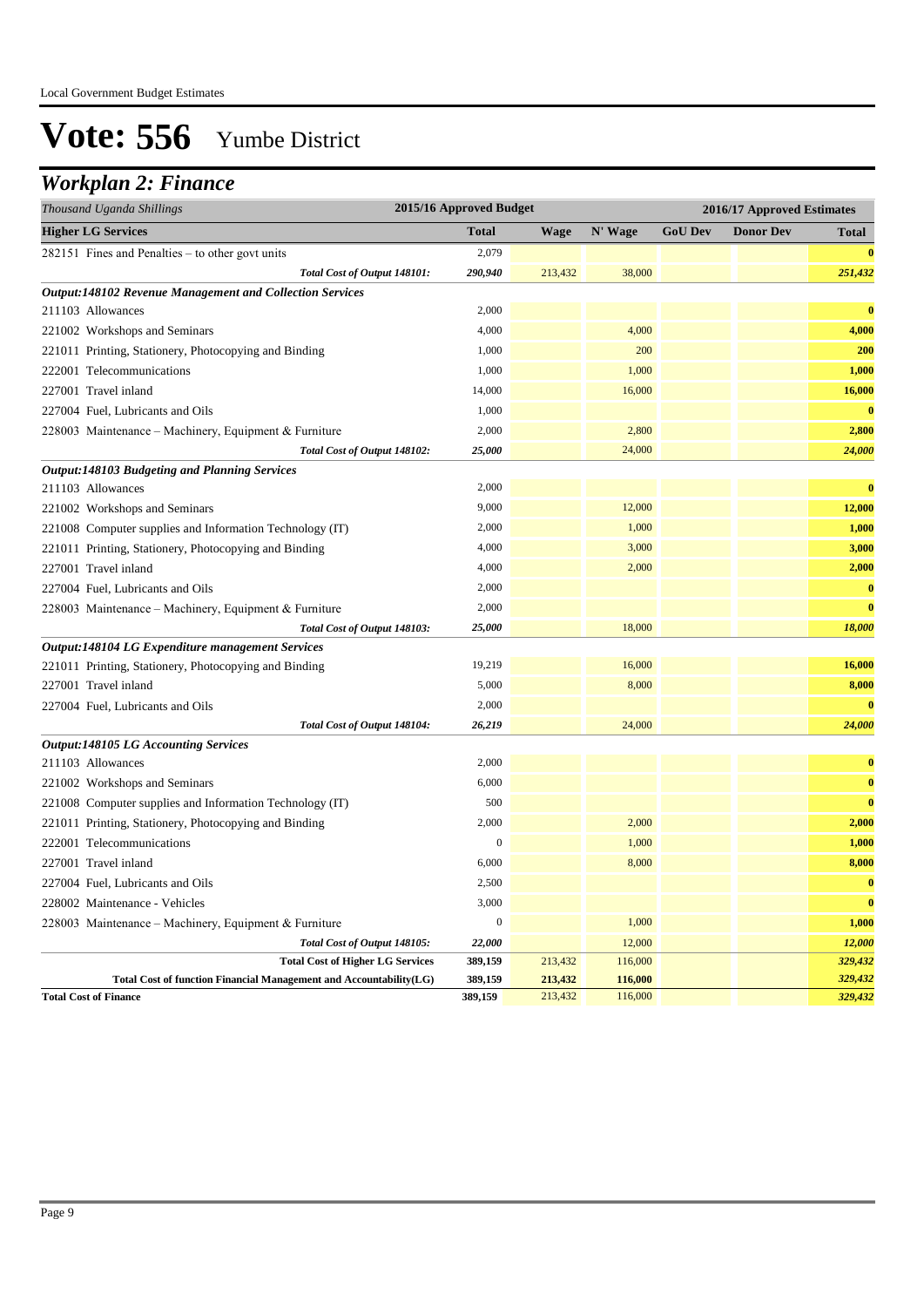# Vote: 556 Yumbe District

## *Workplan 2: Finance*

| *Thousand Uganda Shillings* | 2015/16 Approved Budget | 2016/17 Approved Estimates | | | | |
|---|---|---|---|---|---|---|
| **Higher LG Services** | **Total** | **Wage** | **N' Wage** | **GoU Dev** | **Donor Dev** | **Total** |
| 282151 Fines and Penalties – to other govt units | 2,079 | | | | | **0** |
| *Total Cost of Output 148101:* | *290,940* | 213,432 | 38,000 | | | *251,432* |
| ***Output:148102 Revenue Management and Collection Services*** | | | | | | |
| 211103 Allowances | 2,000 | | | | | **0** |
| 221002 Workshops and Seminars | 4,000 | | 4,000 | | | **4,000** |
| 221011 Printing, Stationery, Photocopying and Binding | 1,000 | | 200 | | | **200** |
| 222001 Telecommunications | 1,000 | | 1,000 | | | **1,000** |
| 227001 Travel inland | 14,000 | | 16,000 | | | **16,000** |
| 227004 Fuel, Lubricants and Oils | 1,000 | | | | | **0** |
| 228003 Maintenance – Machinery, Equipment & Furniture | 2,000 | | 2,800 | | | **2,800** |
| *Total Cost of Output 148102:* | *25,000* | | 24,000 | | | *24,000* |
| ***Output:148103 Budgeting and Planning Services*** | | | | | | |
| 211103 Allowances | 2,000 | | | | | **0** |
| 221002 Workshops and Seminars | 9,000 | | 12,000 | | | **12,000** |
| 221008 Computer supplies and Information Technology (IT) | 2,000 | | 1,000 | | | **1,000** |
| 221011 Printing, Stationery, Photocopying and Binding | 4,000 | | 3,000 | | | **3,000** |
| 227001 Travel inland | 4,000 | | 2,000 | | | **2,000** |
| 227004 Fuel, Lubricants and Oils | 2,000 | | | | | **0** |
| 228003 Maintenance – Machinery, Equipment & Furniture | 2,000 | | | | | **0** |
| *Total Cost of Output 148103:* | *25,000* | | 18,000 | | | *18,000* |
| ***Output:148104 LG Expenditure management Services*** | | | | | | |
| 221011 Printing, Stationery, Photocopying and Binding | 19,219 | | 16,000 | | | **16,000** |
| 227001 Travel inland | 5,000 | | 8,000 | | | **8,000** |
| 227004 Fuel, Lubricants and Oils | 2,000 | | | | | **0** |
| *Total Cost of Output 148104:* | *26,219* | | 24,000 | | | *24,000* |
| ***Output:148105 LG Accounting Services*** | | | | | | |
| 211103 Allowances | 2,000 | | | | | **0** |
| 221002 Workshops and Seminars | 6,000 | | | | | **0** |
| 221008 Computer supplies and Information Technology (IT) | 500 | | | | | **0** |
| 221011 Printing, Stationery, Photocopying and Binding | 2,000 | | 2,000 | | | **2,000** |
| 222001 Telecommunications | 0 | | 1,000 | | | **1,000** |
| 227001 Travel inland | 6,000 | | 8,000 | | | **8,000** |
| 227004 Fuel, Lubricants and Oils | 2,500 | | | | | **0** |
| 228002 Maintenance - Vehicles | 3,000 | | | | | **0** |
| 228003 Maintenance – Machinery, Equipment & Furniture | 0 | | 1,000 | | | **1,000** |
| *Total Cost of Output 148105:* | *22,000* | | 12,000 | | | *12,000* |
| **Total Cost of Higher LG Services** | **389,159** | 213,432 | 116,000 | | | *329,432* |
| **Total Cost of function Financial Management and Accountability(LG)** | **389,159** | **213,432** | **116,000** | | | *329,432* |
| **Total Cost of Finance** | **389,159** | 213,432 | 116,000 | | | *329,432* |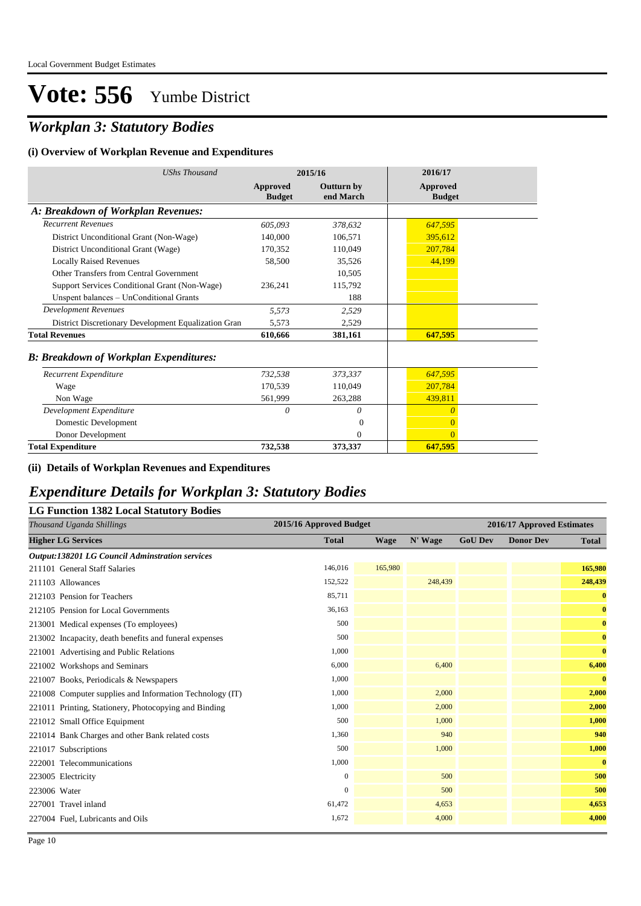# Vote: 556 Yumbe District

## *Workplan 3: Statutory Bodies*

### (i) Overview of Workplan Revenue and Expenditures

| *UShs Thousand* | 2015/16 | | 2016/17 |
|---|---|---|---|
| | **Approved Budget** | **Outturn by end March** | **Approved Budget** |
| ***A: Breakdown of Workplan Revenues:*** | | | |
| *Recurrent Revenues* | *605,093* | *378,632* | *647,595* |
| District Unconditional Grant (Non-Wage) | 140,000 | 106,571 | 395,612 |
| District Unconditional Grant (Wage) | 170,352 | 110,049 | 207,784 |
| Locally Raised Revenues | 58,500 | 35,526 | 44,199 |
| Other Transfers from Central Government | | 10,505 | |
| Support Services Conditional Grant (Non-Wage) | 236,241 | 115,792 | |
| Unspent balances – UnConditional Grants | | 188 | |
| *Development Revenues* | *5,573* | *2,529* | |
| District Discretionary Development Equalization Gran | 5,573 | 2,529 | |
| **Total Revenues** | **610,666** | **381,161** | **647,595** |
| ***B: Breakdown of Workplan Expenditures:*** | | | |
| *Recurrent Expenditure* | *732,538* | *373,337* | *647,595* |
| Wage | 170,539 | 110,049 | 207,784 |
| Non Wage | 561,999 | 263,288 | 439,811 |
| *Development Expenditure* | *0* | *0* | *0* |
| Domestic Development | | 0 | 0 |
| Donor Development | | 0 | 0 |
| **Total Expenditure** | **732,538** | **373,337** | **647,595** |

### (ii) Details of Workplan Revenues and Expenditures

## *Expenditure Details for Workplan 3: Statutory Bodies*

### LG Function 1382 Local Statutory Bodies

| *Thousand Uganda Shillings* | 2015/16 Approved Budget | 2016/17 Approved Estimates | | | | |
|---|---|---|---|---|---|---|
| **Higher LG Services** | **Total** | **Wage** | **N' Wage** | **GoU Dev** | **Donor Dev** | **Total** |
| ***Output:138201 LG Council Adminstration services*** | | | | | | |
| 211101 General Staff Salaries | 146,016 | 165,980 | | | | **165,980** |
| 211103 Allowances | 152,522 | | 248,439 | | | **248,439** |
| 212103 Pension for Teachers | 85,711 | | | | | **0** |
| 212105 Pension for Local Governments | 36,163 | | | | | **0** |
| 213001 Medical expenses (To employees) | 500 | | | | | **0** |
| 213002 Incapacity, death benefits and funeral expenses | 500 | | | | | **0** |
| 221001 Advertising and Public Relations | 1,000 | | | | | **0** |
| 221002 Workshops and Seminars | 6,000 | | 6,400 | | | **6,400** |
| 221007 Books, Periodicals & Newspapers | 1,000 | | | | | **0** |
| 221008 Computer supplies and Information Technology (IT) | 1,000 | | 2,000 | | | **2,000** |
| 221011 Printing, Stationery, Photocopying and Binding | 1,000 | | 2,000 | | | **2,000** |
| 221012 Small Office Equipment | 500 | | 1,000 | | | **1,000** |
| 221014 Bank Charges and other Bank related costs | 1,360 | | 940 | | | **940** |
| 221017 Subscriptions | 500 | | 1,000 | | | **1,000** |
| 222001 Telecommunications | 1,000 | | | | | **0** |
| 223005 Electricity | 0 | | 500 | | | **500** |
| 223006 Water | 0 | | 500 | | | **500** |
| 227001 Travel inland | 61,472 | | 4,653 | | | **4,653** |
| 227004 Fuel, Lubricants and Oils | 1,672 | | 4,000 | | | **4,000** |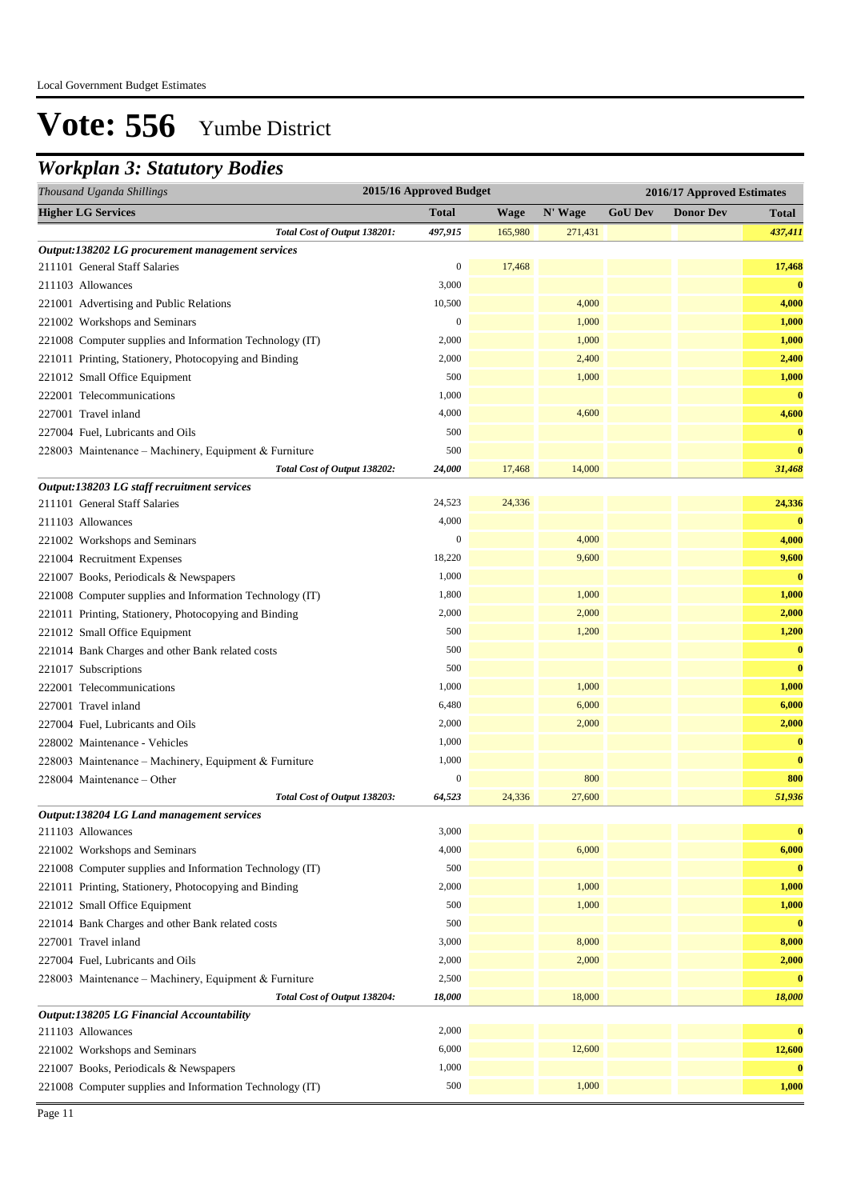Local Government Budget Estimates

# Vote: 556 Yumbe District

## *Workplan 3: Statutory Bodies*

| *Thousand Uganda Shillings* | 2015/16 Approved Budget | 2016/17 Approved Estimates | | | | |
|---|---|---|---|---|---|---|
| **Higher LG Services** | **Total** | **Wage** | **N' Wage** | **GoU Dev** | **Donor Dev** | **Total** |
| *Total Cost of Output 138201:* | *497,915* | 165,980 | 271,431 | | | *437,411* |
| ***Output:138202 LG procurement management services*** | | | | | | |
| 211101 General Staff Salaries | 0 | 17,468 | | | | **17,468** |
| 211103 Allowances | 3,000 | | | | | **0** |
| 221001 Advertising and Public Relations | 10,500 | | 4,000 | | | **4,000** |
| 221002 Workshops and Seminars | 0 | | 1,000 | | | **1,000** |
| 221008 Computer supplies and Information Technology (IT) | 2,000 | | 1,000 | | | **1,000** |
| 221011 Printing, Stationery, Photocopying and Binding | 2,000 | | 2,400 | | | **2,400** |
| 221012 Small Office Equipment | 500 | | 1,000 | | | **1,000** |
| 222001 Telecommunications | 1,000 | | | | | **0** |
| 227001 Travel inland | 4,000 | | 4,600 | | | **4,600** |
| 227004 Fuel, Lubricants and Oils | 500 | | | | | **0** |
| 228003 Maintenance – Machinery, Equipment & Furniture | 500 | | | | | **0** |
| *Total Cost of Output 138202:* | *24,000* | 17,468 | 14,000 | | | *31,468* |
| ***Output:138203 LG staff recruitment services*** | | | | | | |
| 211101 General Staff Salaries | 24,523 | 24,336 | | | | **24,336** |
| 211103 Allowances | 4,000 | | | | | **0** |
| 221002 Workshops and Seminars | 0 | | 4,000 | | | **4,000** |
| 221004 Recruitment Expenses | 18,220 | | 9,600 | | | **9,600** |
| 221007 Books, Periodicals & Newspapers | 1,000 | | | | | **0** |
| 221008 Computer supplies and Information Technology (IT) | 1,800 | | 1,000 | | | **1,000** |
| 221011 Printing, Stationery, Photocopying and Binding | 2,000 | | 2,000 | | | **2,000** |
| 221012 Small Office Equipment | 500 | | 1,200 | | | **1,200** |
| 221014 Bank Charges and other Bank related costs | 500 | | | | | **0** |
| 221017 Subscriptions | 500 | | | | | **0** |
| 222001 Telecommunications | 1,000 | | 1,000 | | | **1,000** |
| 227001 Travel inland | 6,480 | | 6,000 | | | **6,000** |
| 227004 Fuel, Lubricants and Oils | 2,000 | | 2,000 | | | **2,000** |
| 228002 Maintenance - Vehicles | 1,000 | | | | | **0** |
| 228003 Maintenance – Machinery, Equipment & Furniture | 1,000 | | | | | **0** |
| 228004 Maintenance – Other | 0 | | 800 | | | **800** |
| *Total Cost of Output 138203:* | *64,523* | 24,336 | 27,600 | | | *51,936* |
| ***Output:138204 LG Land management services*** | | | | | | |
| 211103 Allowances | 3,000 | | | | | **0** |
| 221002 Workshops and Seminars | 4,000 | | 6,000 | | | **6,000** |
| 221008 Computer supplies and Information Technology (IT) | 500 | | | | | **0** |
| 221011 Printing, Stationery, Photocopying and Binding | 2,000 | | 1,000 | | | **1,000** |
| 221012 Small Office Equipment | 500 | | 1,000 | | | **1,000** |
| 221014 Bank Charges and other Bank related costs | 500 | | | | | **0** |
| 227001 Travel inland | 3,000 | | 8,000 | | | **8,000** |
| 227004 Fuel, Lubricants and Oils | 2,000 | | 2,000 | | | **2,000** |
| 228003 Maintenance – Machinery, Equipment & Furniture | 2,500 | | | | | **0** |
| *Total Cost of Output 138204:* | *18,000* | | 18,000 | | | *18,000* |
| ***Output:138205 LG Financial Accountability*** | | | | | | |
| 211103 Allowances | 2,000 | | | | | **0** |
| 221002 Workshops and Seminars | 6,000 | | 12,600 | | | **12,600** |
| 221007 Books, Periodicals & Newspapers | 1,000 | | | | | **0** |
| 221008 Computer supplies and Information Technology (IT) | 500 | | 1,000 | | | **1,000** |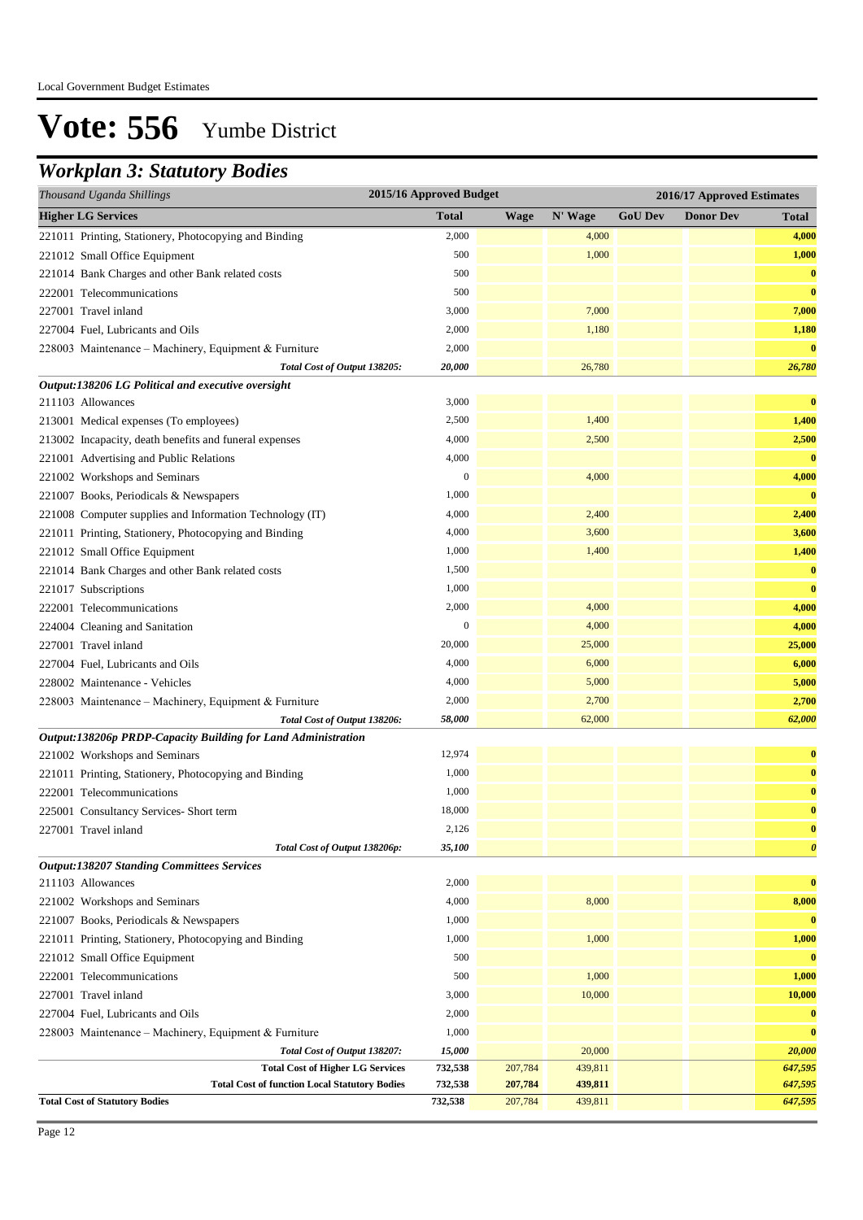# Vote: 556 Yumbe District

## *Workplan 3: Statutory Bodies*

| *Thousand Uganda Shillings* | 2015/16 Approved Budget | 2016/17 Approved Estimates | | | | |
|---|---|---|---|---|---|---|
| **Higher LG Services** | **Total** | **Wage** | **N' Wage** | **GoU Dev** | **Donor Dev** | **Total** |
| 221011 Printing, Stationery, Photocopying and Binding | 2,000 | | 4,000 | | | **4,000** |
| 221012 Small Office Equipment | 500 | | 1,000 | | | **1,000** |
| 221014 Bank Charges and other Bank related costs | 500 | | | | | **0** |
| 222001 Telecommunications | 500 | | | | | **0** |
| 227001 Travel inland | 3,000 | | 7,000 | | | **7,000** |
| 227004 Fuel, Lubricants and Oils | 2,000 | | 1,180 | | | **1,180** |
| 228003 Maintenance – Machinery, Equipment & Furniture | 2,000 | | | | | **0** |
| *Total Cost of Output 138205:* | *20,000* | | 26,780 | | | ***26,780*** |
| ***Output:138206 LG Political and executive oversight*** | | | | | | |
| 211103 Allowances | 3,000 | | | | | **0** |
| 213001 Medical expenses (To employees) | 2,500 | | 1,400 | | | **1,400** |
| 213002 Incapacity, death benefits and funeral expenses | 4,000 | | 2,500 | | | **2,500** |
| 221001 Advertising and Public Relations | 4,000 | | | | | **0** |
| 221002 Workshops and Seminars | 0 | | 4,000 | | | **4,000** |
| 221007 Books, Periodicals & Newspapers | 1,000 | | | | | **0** |
| 221008 Computer supplies and Information Technology (IT) | 4,000 | | 2,400 | | | **2,400** |
| 221011 Printing, Stationery, Photocopying and Binding | 4,000 | | 3,600 | | | **3,600** |
| 221012 Small Office Equipment | 1,000 | | 1,400 | | | **1,400** |
| 221014 Bank Charges and other Bank related costs | 1,500 | | | | | **0** |
| 221017 Subscriptions | 1,000 | | | | | **0** |
| 222001 Telecommunications | 2,000 | | 4,000 | | | **4,000** |
| 224004 Cleaning and Sanitation | 0 | | 4,000 | | | **4,000** |
| 227001 Travel inland | 20,000 | | 25,000 | | | **25,000** |
| 227004 Fuel, Lubricants and Oils | 4,000 | | 6,000 | | | **6,000** |
| 228002 Maintenance - Vehicles | 4,000 | | 5,000 | | | **5,000** |
| 228003 Maintenance – Machinery, Equipment & Furniture | 2,000 | | 2,700 | | | **2,700** |
| *Total Cost of Output 138206:* | *58,000* | | 62,000 | | | ***62,000*** |
| ***Output:138206p PRDP-Capacity Building for Land Administration*** | | | | | | |
| 221002 Workshops and Seminars | 12,974 | | | | | **0** |
| 221011 Printing, Stationery, Photocopying and Binding | 1,000 | | | | | **0** |
| 222001 Telecommunications | 1,000 | | | | | **0** |
| 225001 Consultancy Services- Short term | 18,000 | | | | | **0** |
| 227001 Travel inland | 2,126 | | | | | **0** |
| *Total Cost of Output 138206p:* | *35,100* | | | | | ***0*** |
| ***Output:138207 Standing Committees Services*** | | | | | | |
| 211103 Allowances | 2,000 | | | | | **0** |
| 221002 Workshops and Seminars | 4,000 | | 8,000 | | | **8,000** |
| 221007 Books, Periodicals & Newspapers | 1,000 | | | | | **0** |
| 221011 Printing, Stationery, Photocopying and Binding | 1,000 | | 1,000 | | | **1,000** |
| 221012 Small Office Equipment | 500 | | | | | **0** |
| 222001 Telecommunications | 500 | | 1,000 | | | **1,000** |
| 227001 Travel inland | 3,000 | | 10,000 | | | **10,000** |
| 227004 Fuel, Lubricants and Oils | 2,000 | | | | | **0** |
| 228003 Maintenance – Machinery, Equipment & Furniture | 1,000 | | | | | **0** |
| *Total Cost of Output 138207:* | *15,000* | | 20,000 | | | ***20,000*** |
| **Total Cost of Higher LG Services** | **732,538** | 207,784 | 439,811 | | | ***647,595*** |
| **Total Cost of function Local Statutory Bodies** | **732,538** | 207,784 | 439,811 | | | ***647,595*** |
| **Total Cost of Statutory Bodies** | **732,538** | 207,784 | 439,811 | | | ***647,595*** |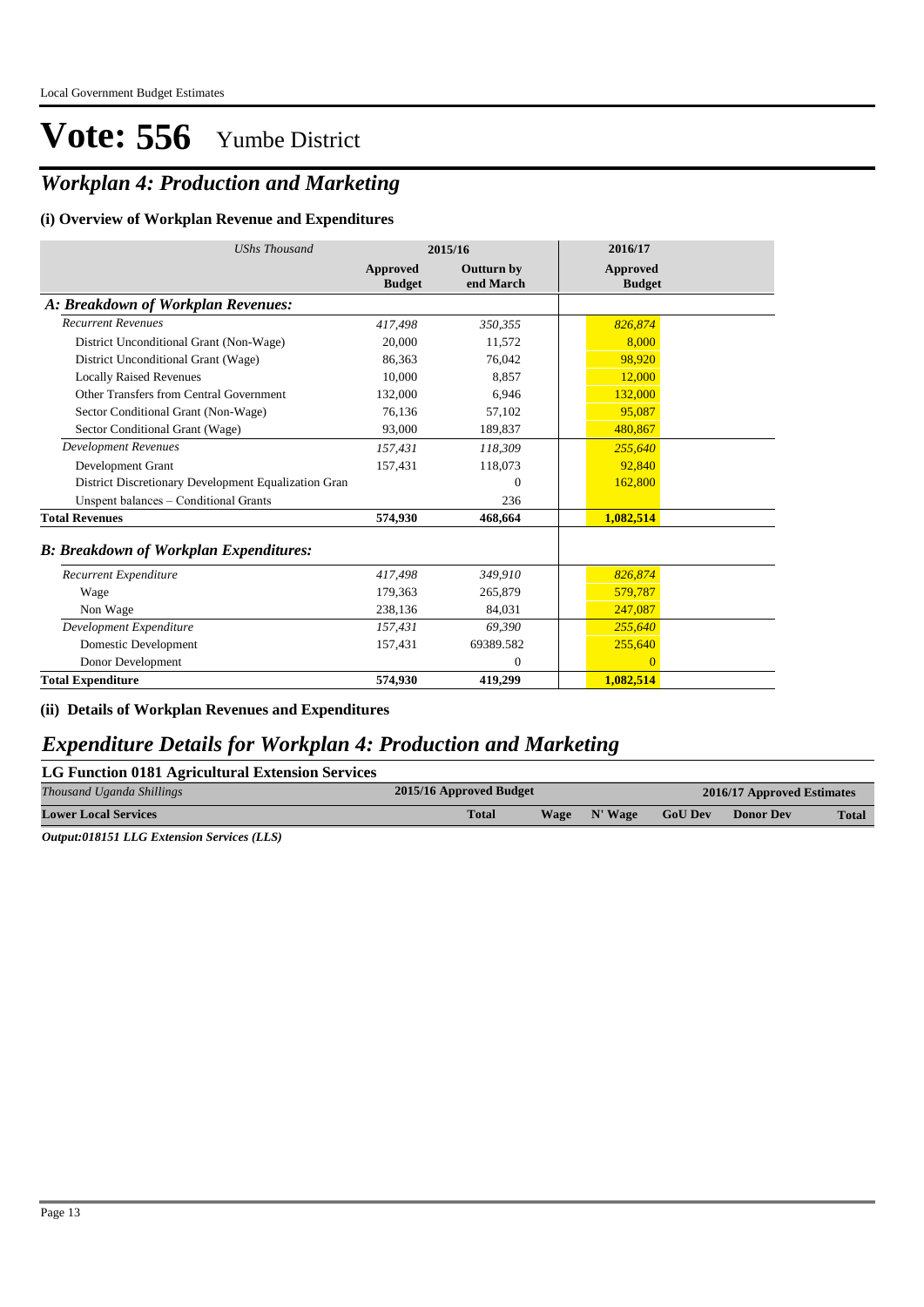# Vote: 556 Yumbe District

## *Workplan 4: Production and Marketing*

### (i) Overview of Workplan Revenue and Expenditures

| *UShs Thousand* | 2015/16 | | 2016/17 |
|---|---|---|---|
| | **Approved Budget** | **Outturn by end March** | **Approved Budget** |
| ***A: Breakdown of Workplan Revenues:*** | | | |
| *Recurrent Revenues* | *417,498* | *350,355* | *826,874* |
| District Unconditional Grant (Non-Wage) | 20,000 | 11,572 | 8,000 |
| District Unconditional Grant (Wage) | 86,363 | 76,042 | 98,920 |
| Locally Raised Revenues | 10,000 | 8,857 | 12,000 |
| Other Transfers from Central Government | 132,000 | 6,946 | 132,000 |
| Sector Conditional Grant (Non-Wage) | 76,136 | 57,102 | 95,087 |
| Sector Conditional Grant (Wage) | 93,000 | 189,837 | 480,867 |
| *Development Revenues* | *157,431* | *118,309* | *255,640* |
| Development Grant | 157,431 | 118,073 | 92,840 |
| District Discretionary Development Equalization Gran | | 0 | 162,800 |
| Unspent balances – Conditional Grants | | 236 | |
| **Total Revenues** | **574,930** | **468,664** | **1,082,514** |
| ***B: Breakdown of Workplan Expenditures:*** | | | |
| *Recurrent Expenditure* | *417,498* | *349,910* | *826,874* |
| Wage | 179,363 | 265,879 | 579,787 |
| Non Wage | 238,136 | 84,031 | 247,087 |
| *Development Expenditure* | *157,431* | *69,390* | *255,640* |
| Domestic Development | 157,431 | 69389.582 | 255,640 |
| Donor Development | | 0 | 0 |
| **Total Expenditure** | **574,930** | **419,299** | **1,082,514** |

### (ii) Details of Workplan Revenues and Expenditures

## *Expenditure Details for Workplan 4: Production and Marketing*

**LG Function 0181 Agricultural Extension Services**

| *Thousand Uganda Shillings* | 2015/16 Approved Budget | 2016/17 Approved Estimates | | | | |
|---|---|---|---|---|---|---|
| **Lower Local Services** | **Total** | **Wage** | **N' Wage** | **GoU Dev** | **Donor Dev** | **Total** |

***Output:018151 LLG Extension Services (LLS)***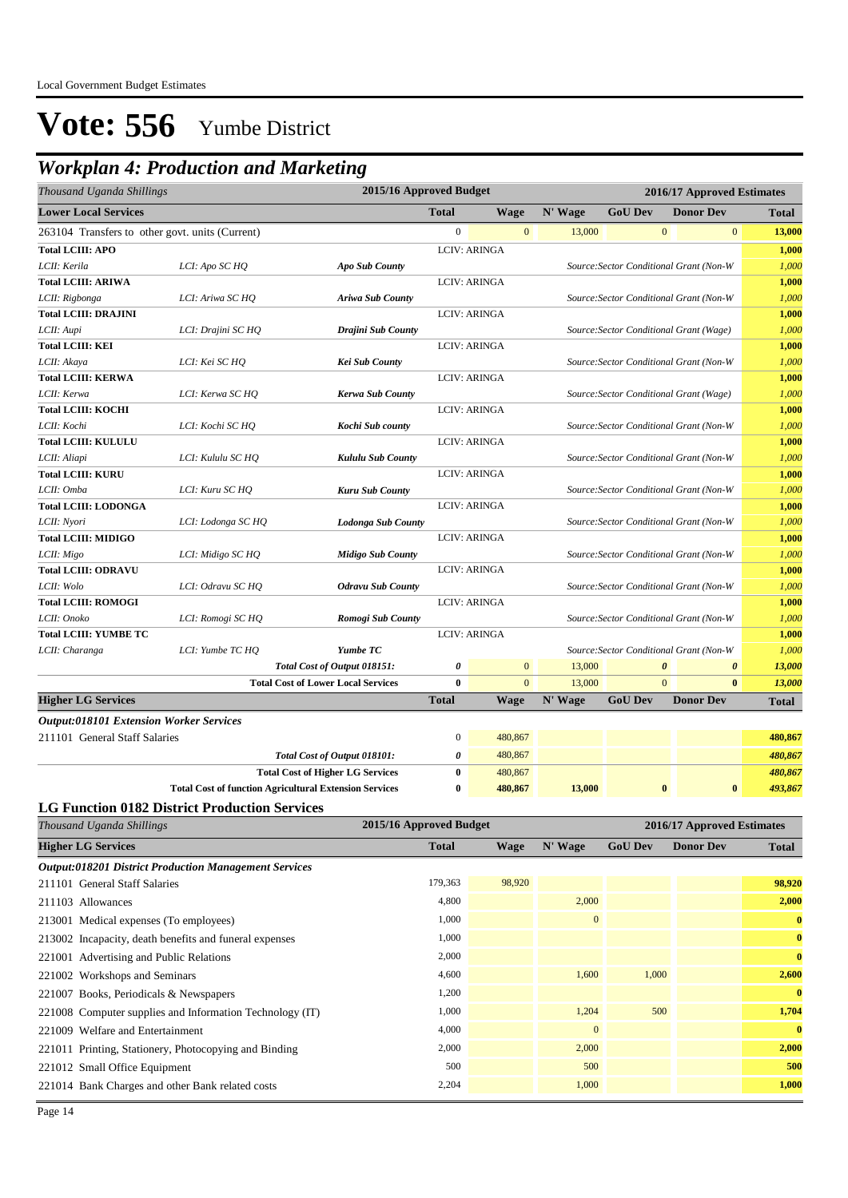Local Government Budget Estimates

# Vote: 556 Yumbe District

## Workplan 4: Production and Marketing

| Thousand Uganda Shillings | | | 2015/16 Approved Budget | | 2016/17 Approved Estimates | | | |
|---|---|---|---|---|---|---|---|---|
| **Lower Local Services** | | | **Total** | **Wage** | **N' Wage** | **GoU Dev** | **Donor Dev** | **Total** |
| 263104 Transfers to other govt. units (Current) | | | 0 | 0 | 13,000 | 0 | 0 | **13,000** |
| **Total LCIII: APO** | | | LCIV: ARINGA | | | | | **1,000** |
| *LCII: Kerila* | *LCI: Apo SC HQ* | ***Apo Sub County*** | | | *Source:Sector Conditional Grant (Non-W* | | | *1,000* |
| **Total LCIII: ARIWA** | | | LCIV: ARINGA | | | | | **1,000** |
| *LCII: Rigbonga* | *LCI: Ariwa SC HQ* | ***Ariwa Sub County*** | | | *Source:Sector Conditional Grant (Non-W* | | | *1,000* |
| **Total LCIII: DRAJINI** | | | LCIV: ARINGA | | | | | **1,000** |
| *LCII: Aupi* | *LCI: Drajini SC HQ* | ***Drajini Sub County*** | | | *Source:Sector Conditional Grant (Wage)* | | | *1,000* |
| **Total LCIII: KEI** | | | LCIV: ARINGA | | | | | **1,000** |
| *LCII: Akaya* | *LCI: Kei SC HQ* | ***Kei Sub County*** | | | *Source:Sector Conditional Grant (Non-W* | | | *1,000* |
| **Total LCIII: KERWA** | | | LCIV: ARINGA | | | | | **1,000** |
| *LCII: Kerwa* | *LCI: Kerwa SC HQ* | ***Kerwa Sub County*** | | | *Source:Sector Conditional Grant (Wage)* | | | *1,000* |
| **Total LCIII: KOCHI** | | | LCIV: ARINGA | | | | | **1,000** |
| *LCII: Kochi* | *LCI: Kochi SC HQ* | ***Kochi Sub county*** | | | *Source:Sector Conditional Grant (Non-W* | | | *1,000* |
| **Total LCIII: KULULU** | | | LCIV: ARINGA | | | | | **1,000** |
| *LCII: Aliapi* | *LCI: Kululu SC HQ* | ***Kululu Sub County*** | | | *Source:Sector Conditional Grant (Non-W* | | | *1,000* |
| **Total LCIII: KURU** | | | LCIV: ARINGA | | | | | **1,000** |
| *LCII: Omba* | *LCI: Kuru SC HQ* | ***Kuru Sub County*** | | | *Source:Sector Conditional Grant (Non-W* | | | *1,000* |
| **Total LCIII: LODONGA** | | | LCIV: ARINGA | | | | | **1,000** |
| *LCII: Nyori* | *LCI: Lodonga SC HQ* | ***Lodonga Sub County*** | | | *Source:Sector Conditional Grant (Non-W* | | | *1,000* |
| **Total LCIII: MIDIGO** | | | LCIV: ARINGA | | | | | **1,000** |
| *LCII: Migo* | *LCI: Midigo SC HQ* | ***Midigo Sub County*** | | | *Source:Sector Conditional Grant (Non-W* | | | *1,000* |
| **Total LCIII: ODRAVU** | | | LCIV: ARINGA | | | | | **1,000** |
| *LCII: Wolo* | *LCI: Odravu SC HQ* | ***Odravu Sub County*** | | | *Source:Sector Conditional Grant (Non-W* | | | *1,000* |
| **Total LCIII: ROMOGI** | | | LCIV: ARINGA | | | | | **1,000** |
| *LCII: Onoko* | *LCI: Romogi SC HQ* | ***Romogi Sub County*** | | | *Source:Sector Conditional Grant (Non-W* | | | *1,000* |
| **Total LCIII: YUMBE TC** | | | LCIV: ARINGA | | | | | **1,000** |
| *LCII: Charanga* | *LCI: Yumbe TC HQ* | ***Yumbe TC*** | | | *Source:Sector Conditional Grant (Non-W* | | | *1,000* |
| | | *Total Cost of Output 018151:* | *0* | 0 | 13,000 | *0* | *0* | *13,000* |
| | | **Total Cost of Lower Local Services** | **0** | 0 | 13,000 | 0 | **0** | *13,000* |
| **Higher LG Services** | | | **Total** | **Wage** | **N' Wage** | **GoU Dev** | **Donor Dev** | **Total** |
| ***Output:018101 Extension Worker Services*** | | | | | | | | |
| 211101 General Staff Salaries | | | 0 | 480,867 | | | | **480,867** |
| | | *Total Cost of Output 018101:* | *0* | 480,867 | | | | *480,867* |
| | | **Total Cost of Higher LG Services** | **0** | 480,867 | | | | *480,867* |
| | | **Total Cost of function Agricultural Extension Services** | **0** | **480,867** | **13,000** | **0** | **0** | *493,867* |

### LG Function 0182 District Production Services

| Thousand Uganda Shillings | 2015/16 Approved Budget | | 2016/17 Approved Estimates | | | |
|---|---|---|---|---|---|---|
| **Higher LG Services** | **Total** | **Wage** | **N' Wage** | **GoU Dev** | **Donor Dev** | **Total** |
| ***Output:018201 District Production Management Services*** | | | | | | |
| 211101 General Staff Salaries | 179,363 | 98,920 | | | | **98,920** |
| 211103 Allowances | 4,800 | | 2,000 | | | **2,000** |
| 213001 Medical expenses (To employees) | 1,000 | | 0 | | | **0** |
| 213002 Incapacity, death benefits and funeral expenses | 1,000 | | | | | **0** |
| 221001 Advertising and Public Relations | 2,000 | | | | | **0** |
| 221002 Workshops and Seminars | 4,600 | | 1,600 | 1,000 | | **2,600** |
| 221007 Books, Periodicals & Newspapers | 1,200 | | | | | **0** |
| 221008 Computer supplies and Information Technology (IT) | 1,000 | | 1,204 | 500 | | **1,704** |
| 221009 Welfare and Entertainment | 4,000 | | 0 | | | **0** |
| 221011 Printing, Stationery, Photocopying and Binding | 2,000 | | 2,000 | | | **2,000** |
| 221012 Small Office Equipment | 500 | | 500 | | | **500** |
| 221014 Bank Charges and other Bank related costs | 2,204 | | 1,000 | | | **1,000** |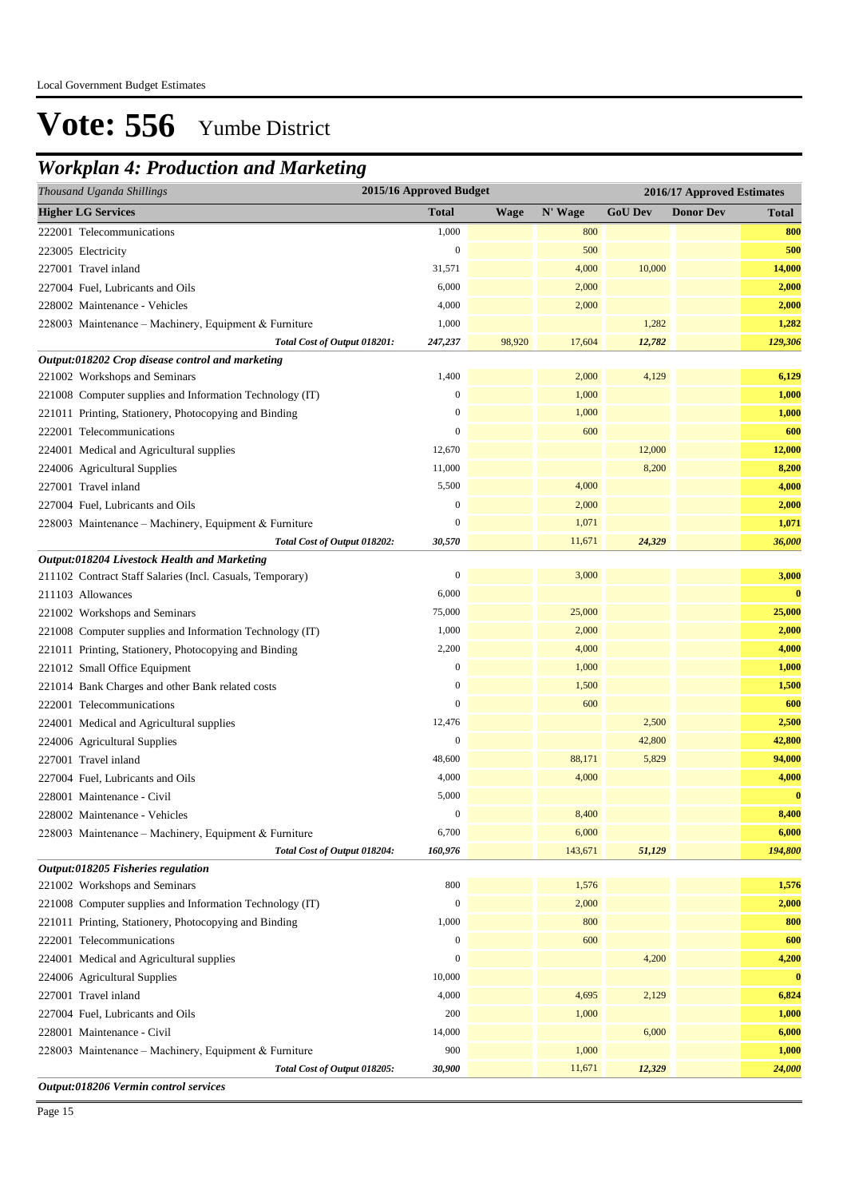# Vote: 556 Yumbe District

## *Workplan 4: Production and Marketing*

| *Thousand Uganda Shillings* | 2015/16 Approved Budget | 2016/17 Approved Estimates | | | | |
|---|---|---|---|---|---|---|
| **Higher LG Services** | **Total** | **Wage** | **N' Wage** | **GoU Dev** | **Donor Dev** | **Total** |
| 222001 Telecommunications | 1,000 | | 800 | | | **800** |
| 223005 Electricity | 0 | | 500 | | | **500** |
| 227001 Travel inland | 31,571 | | 4,000 | 10,000 | | **14,000** |
| 227004 Fuel, Lubricants and Oils | 6,000 | | 2,000 | | | **2,000** |
| 228002 Maintenance - Vehicles | 4,000 | | 2,000 | | | **2,000** |
| 228003 Maintenance – Machinery, Equipment & Furniture | 1,000 | | | 1,282 | | **1,282** |
| *Total Cost of Output 018201:* | *247,237* | *98,920* | *17,604* | *12,782* | | *129,306* |
| ***Output:018202 Crop disease control and marketing*** | | | | | | |
| 221002 Workshops and Seminars | 1,400 | | 2,000 | 4,129 | | **6,129** |
| 221008 Computer supplies and Information Technology (IT) | 0 | | 1,000 | | | **1,000** |
| 221011 Printing, Stationery, Photocopying and Binding | 0 | | 1,000 | | | **1,000** |
| 222001 Telecommunications | 0 | | 600 | | | **600** |
| 224001 Medical and Agricultural supplies | 12,670 | | | 12,000 | | **12,000** |
| 224006 Agricultural Supplies | 11,000 | | | 8,200 | | **8,200** |
| 227001 Travel inland | 5,500 | | 4,000 | | | **4,000** |
| 227004 Fuel, Lubricants and Oils | 0 | | 2,000 | | | **2,000** |
| 228003 Maintenance – Machinery, Equipment & Furniture | 0 | | 1,071 | | | **1,071** |
| *Total Cost of Output 018202:* | *30,570* | | *11,671* | *24,329* | | *36,000* |
| ***Output:018204 Livestock Health and Marketing*** | | | | | | |
| 211102 Contract Staff Salaries (Incl. Casuals, Temporary) | 0 | | 3,000 | | | **3,000** |
| 211103 Allowances | 6,000 | | | | | **0** |
| 221002 Workshops and Seminars | 75,000 | | 25,000 | | | **25,000** |
| 221008 Computer supplies and Information Technology (IT) | 1,000 | | 2,000 | | | **2,000** |
| 221011 Printing, Stationery, Photocopying and Binding | 2,200 | | 4,000 | | | **4,000** |
| 221012 Small Office Equipment | 0 | | 1,000 | | | **1,000** |
| 221014 Bank Charges and other Bank related costs | 0 | | 1,500 | | | **1,500** |
| 222001 Telecommunications | 0 | | 600 | | | **600** |
| 224001 Medical and Agricultural supplies | 12,476 | | | 2,500 | | **2,500** |
| 224006 Agricultural Supplies | 0 | | | 42,800 | | **42,800** |
| 227001 Travel inland | 48,600 | | 88,171 | 5,829 | | **94,000** |
| 227004 Fuel, Lubricants and Oils | 4,000 | | 4,000 | | | **4,000** |
| 228001 Maintenance - Civil | 5,000 | | | | | **0** |
| 228002 Maintenance - Vehicles | 0 | | 8,400 | | | **8,400** |
| 228003 Maintenance – Machinery, Equipment & Furniture | 6,700 | | 6,000 | | | **6,000** |
| *Total Cost of Output 018204:* | *160,976* | | *143,671* | *51,129* | | *194,800* |
| ***Output:018205 Fisheries regulation*** | | | | | | |
| 221002 Workshops and Seminars | 800 | | 1,576 | | | **1,576** |
| 221008 Computer supplies and Information Technology (IT) | 0 | | 2,000 | | | **2,000** |
| 221011 Printing, Stationery, Photocopying and Binding | 1,000 | | 800 | | | **800** |
| 222001 Telecommunications | 0 | | 600 | | | **600** |
| 224001 Medical and Agricultural supplies | 0 | | | 4,200 | | **4,200** |
| 224006 Agricultural Supplies | 10,000 | | | | | **0** |
| 227001 Travel inland | 4,000 | | 4,695 | 2,129 | | **6,824** |
| 227004 Fuel, Lubricants and Oils | 200 | | 1,000 | | | **1,000** |
| 228001 Maintenance - Civil | 14,000 | | | 6,000 | | **6,000** |
| 228003 Maintenance – Machinery, Equipment & Furniture | 900 | | 1,000 | | | **1,000** |
| *Total Cost of Output 018205:* | *30,900* | | *11,671* | *12,329* | | *24,000* |
| ***Output:018206 Vermin control services*** | | | | | | |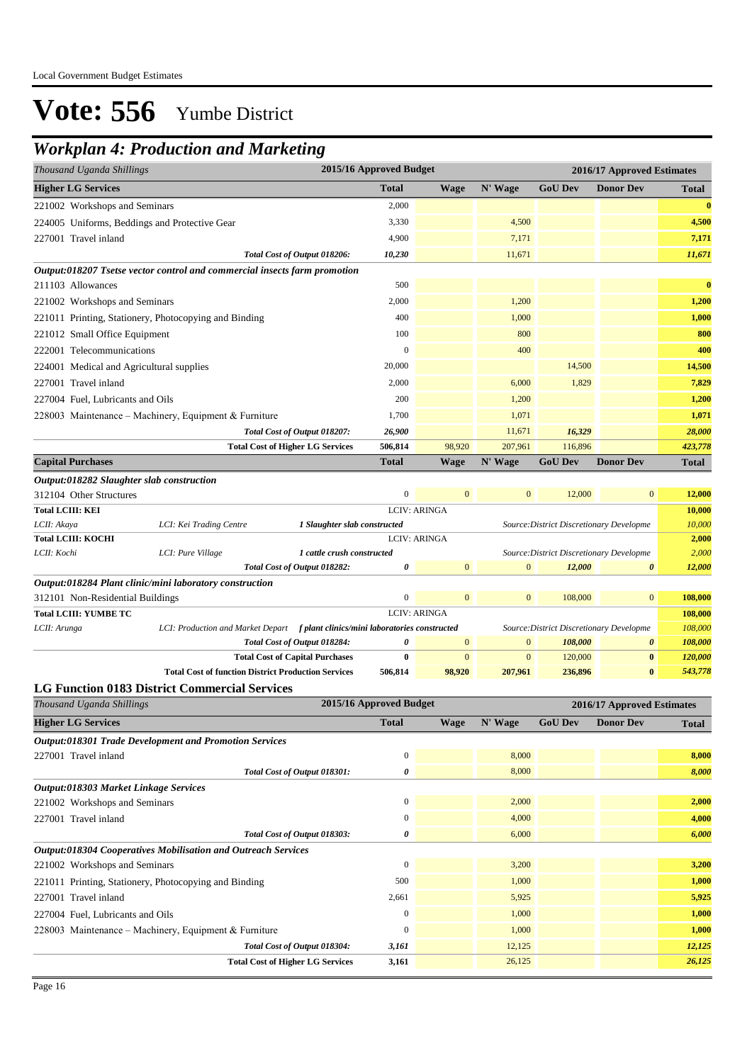# Vote: 556 Yumbe District

## Workplan 4: Production and Marketing

| Thousand Uganda Shillings | 2015/16 Approved Budget | | | 2016/17 Approved Estimates | | |
|---|---|---|---|---|---|---|
| **Higher LG Services** | **Total** | **Wage** | **N' Wage** | **GoU Dev** | **Donor Dev** | **Total** |
| 221002 Workshops and Seminars | 2,000 | | | | | **0** |
| 224005 Uniforms, Beddings and Protective Gear | 3,330 | | 4,500 | | | **4,500** |
| 227001 Travel inland | 4,900 | | 7,171 | | | **7,171** |
| *Total Cost of Output 018206:* | *10,230* | | 11,671 | | | *11,671* |
| ***Output:018207 Tsetse vector control and commercial insects farm promotion*** | | | | | | |
| 211103 Allowances | 500 | | | | | **0** |
| 221002 Workshops and Seminars | 2,000 | | 1,200 | | | **1,200** |
| 221011 Printing, Stationery, Photocopying and Binding | 400 | | 1,000 | | | **1,000** |
| 221012 Small Office Equipment | 100 | | 800 | | | **800** |
| 222001 Telecommunications | 0 | | 400 | | | **400** |
| 224001 Medical and Agricultural supplies | 20,000 | | | 14,500 | | **14,500** |
| 227001 Travel inland | 2,000 | | 6,000 | 1,829 | | **7,829** |
| 227004 Fuel, Lubricants and Oils | 200 | | 1,200 | | | **1,200** |
| 228003 Maintenance – Machinery, Equipment & Furniture | 1,700 | | 1,071 | | | **1,071** |
| *Total Cost of Output 018207:* | *26,900* | | 11,671 | *16,329* | | *28,000* |
| **Total Cost of Higher LG Services** | **506,814** | *98,920* | *207,961* | *116,896* | | *423,778* |
| **Capital Purchases** | **Total** | **Wage** | **N' Wage** | **GoU Dev** | **Donor Dev** | **Total** |
| ***Output:018282 Slaughter slab construction*** | | | | | | |
| 312104 Other Structures | 0 | 0 | 0 | 12,000 | 0 | **12,000** |
| **Total LCIII: KEI** | LCIV: ARINGA | | | | | **10,000** |
| *LCII: Akaya — LCI: Kei Trading Centre — 1 Slaughter slab constructed* | | | *Source:District Discretionary Developme* | | | *10,000* |
| **Total LCIII: KOCHI** | LCIV: ARINGA | | | | | **2,000** |
| *LCII: Kochi — LCI: Pure Village — 1 cattle crush constructed* | | | *Source:District Discretionary Developme* | | | *2,000* |
| *Total Cost of Output 018282:* | *0* | 0 | 0 | *12,000* | *0* | *12,000* |
| ***Output:018284 Plant clinic/mini laboratory construction*** | | | | | | |
| 312101 Non-Residential Buildings | 0 | 0 | 0 | 108,000 | 0 | **108,000** |
| **Total LCIII: YUMBE TC** | LCIV: ARINGA | | | | | **108,000** |
| *LCII: Arunga — LCI: Production and Market Depart — f plant clinics/mini laboratories constructed* | | | *Source:District Discretionary Developme* | | | *108,000* |
| *Total Cost of Output 018284:* | *0* | 0 | 0 | *108,000* | *0* | *108,000* |
| **Total Cost of Capital Purchases** | **0** | 0 | 0 | 120,000 | **0** | *120,000* |
| **Total Cost of function District Production Services** | **506,814** | **98,920** | **207,961** | **236,896** | **0** | *543,778* |

### LG Function 0183 District Commercial Services

| Thousand Uganda Shillings | 2015/16 Approved Budget | | | 2016/17 Approved Estimates | | |
|---|---|---|---|---|---|---|
| **Higher LG Services** | **Total** | **Wage** | **N' Wage** | **GoU Dev** | **Donor Dev** | **Total** |
| ***Output:018301 Trade Development and Promotion Services*** | | | | | | |
| 227001 Travel inland | 0 | | 8,000 | | | **8,000** |
| *Total Cost of Output 018301:* | *0* | | 8,000 | | | *8,000* |
| ***Output:018303 Market Linkage Services*** | | | | | | |
| 221002 Workshops and Seminars | 0 | | 2,000 | | | **2,000** |
| 227001 Travel inland | 0 | | 4,000 | | | **4,000** |
| *Total Cost of Output 018303:* | *0* | | 6,000 | | | *6,000* |
| ***Output:018304 Cooperatives Mobilisation and Outreach Services*** | | | | | | |
| 221002 Workshops and Seminars | 0 | | 3,200 | | | **3,200** |
| 221011 Printing, Stationery, Photocopying and Binding | 500 | | 1,000 | | | **1,000** |
| 227001 Travel inland | 2,661 | | 5,925 | | | **5,925** |
| 227004 Fuel, Lubricants and Oils | 0 | | 1,000 | | | **1,000** |
| 228003 Maintenance – Machinery, Equipment & Furniture | 0 | | 1,000 | | | **1,000** |
| *Total Cost of Output 018304:* | *3,161* | | 12,125 | | | *12,125* |
| **Total Cost of Higher LG Services** | **3,161** | | 26,125 | | | *26,125* |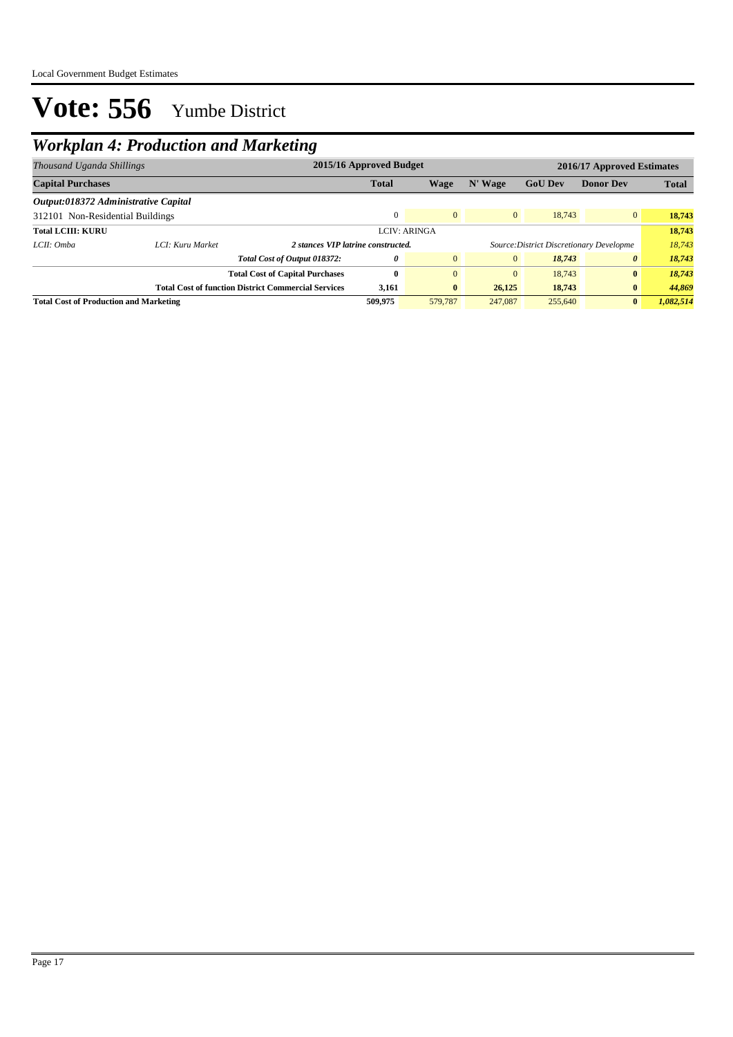# Vote: 556 Yumbe District

## Workplan 4: Production and Marketing

| *Thousand Uganda Shillings* | | | 2015/16 Approved Budget | 2016/17 Approved Estimates | | | | |
|---|---|---|---|---|---|---|---|---|
| **Capital Purchases** | | | **Total** | **Wage** | **N' Wage** | **GoU Dev** | **Donor Dev** | **Total** |
| ***Output:018372 Administrative Capital*** | | | | | | | | |
| 312101 Non-Residential Buildings | | | 0 | 0 | 0 | 18,743 | 0 | **18,743** |
| **Total LCIII: KURU** | | | LCIV: ARINGA | | | | | **18,743** |
| *LCII: Omba* | *LCI: Kuru Market* | ***2 stances VIP latrine constructed.*** | | | *Source:District Discretionary Developme* | | | *18,743* |
| | | ***Total Cost of Output 018372:*** | ***0*** | 0 | 0 | ***18,743*** | ***0*** | ***18,743*** |
| | | **Total Cost of Capital Purchases** | **0** | 0 | 0 | 18,743 | **0** | ***18,743*** |
| | | **Total Cost of function District Commercial Services** | **3,161** | **0** | **26,125** | **18,743** | **0** | ***44,869*** |
| **Total Cost of Production and Marketing** | | | **509,975** | 579,787 | 247,087 | 255,640 | **0** | ***1,082,514*** |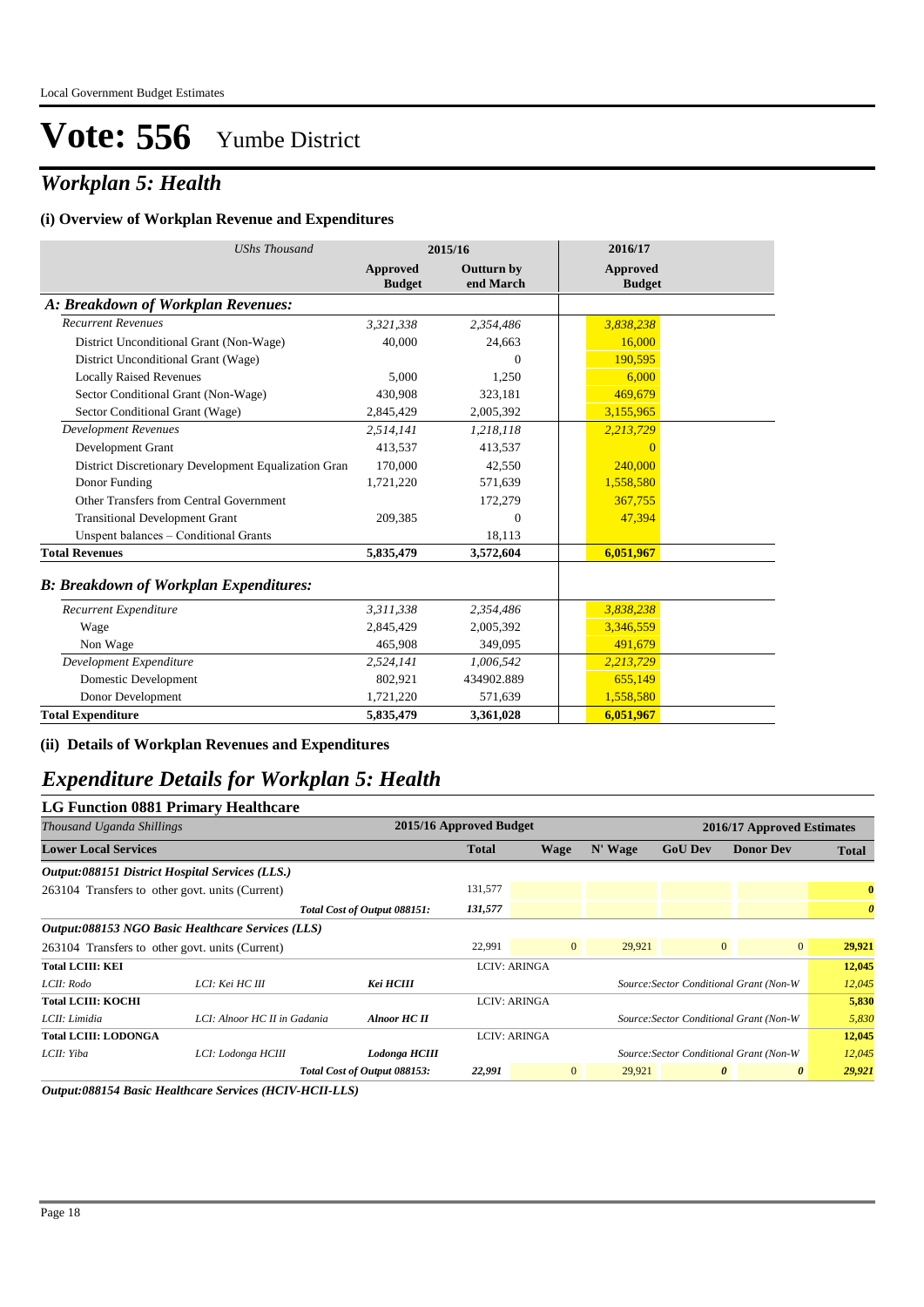# Vote: 556 Yumbe District

## *Workplan 5: Health*

### (i) Overview of Workplan Revenue and Expenditures

| *UShs Thousand* | 2015/16 Approved Budget | 2015/16 Outturn by end March | 2016/17 Approved Budget |
|---|---|---|---|
| ***A: Breakdown of Workplan Revenues:*** | | | |
| *Recurrent Revenues* | *3,321,338* | *2,354,486* | *3,838,238* |
| District Unconditional Grant (Non-Wage) | 40,000 | 24,663 | 16,000 |
| District Unconditional Grant (Wage) | | 0 | 190,595 |
| Locally Raised Revenues | 5,000 | 1,250 | 6,000 |
| Sector Conditional Grant (Non-Wage) | 430,908 | 323,181 | 469,679 |
| Sector Conditional Grant (Wage) | 2,845,429 | 2,005,392 | 3,155,965 |
| *Development Revenues* | *2,514,141* | *1,218,118* | *2,213,729* |
| Development Grant | 413,537 | 413,537 | 0 |
| District Discretionary Development Equalization Gran | 170,000 | 42,550 | 240,000 |
| Donor Funding | 1,721,220 | 571,639 | 1,558,580 |
| Other Transfers from Central Government | | 172,279 | 367,755 |
| Transitional Development Grant | 209,385 | 0 | 47,394 |
| Unspent balances – Conditional Grants | | 18,113 | |
| **Total Revenues** | **5,835,479** | **3,572,604** | **6,051,967** |
| ***B: Breakdown of Workplan Expenditures:*** | | | |
| *Recurrent Expenditure* | *3,311,338* | *2,354,486* | *3,838,238* |
| Wage | 2,845,429 | 2,005,392 | 3,346,559 |
| Non Wage | 465,908 | 349,095 | 491,679 |
| *Development Expenditure* | *2,524,141* | *1,006,542* | *2,213,729* |
| Domestic Development | 802,921 | 434902.889 | 655,149 |
| Donor Development | 1,721,220 | 571,639 | 1,558,580 |
| **Total Expenditure** | **5,835,479** | **3,361,028** | **6,051,967** |

### (ii) Details of Workplan Revenues and Expenditures

## *Expenditure Details for Workplan 5: Health*

### LG Function 0881 Primary Healthcare

| *Thousand Uganda Shillings* | | | 2015/16 Approved Budget | 2016/17 Approved Estimates | | | | |
|---|---|---|---|---|---|---|---|---|
| **Lower Local Services** | | | **Total** | **Wage** | **N' Wage** | **GoU Dev** | **Donor Dev** | **Total** |
| ***Output:088151 District Hospital Services (LLS.)*** | | | | | | | | |
| 263104 Transfers to other govt. units (Current) | | | 131,577 | | | | | **0** |
| | | *Total Cost of Output 088151:* | *131,577* | | | | | ***0*** |
| ***Output:088153 NGO Basic Healthcare Services (LLS)*** | | | | | | | | |
| 263104 Transfers to other govt. units (Current) | | | 22,991 | 0 | 29,921 | 0 | 0 | **29,921** |
| **Total LCIII: KEI** | | | LCIV: ARINGA | | | | | **12,045** |
| *LCII: Rodo* | *LCI: Kei HC III* | ***Kei HCIII*** | | | *Source:Sector Conditional Grant (Non-W* | | | *12,045* |
| **Total LCIII: KOCHI** | | | LCIV: ARINGA | | | | | **5,830** |
| *LCII: Limidia* | *LCI: Alnoor HC II in Gadania* | ***Alnoor HC II*** | | | *Source:Sector Conditional Grant (Non-W* | | | *5,830* |
| **Total LCIII: LODONGA** | | | LCIV: ARINGA | | | | | **12,045** |
| *LCII: Yiba* | *LCI: Lodonga HCIII* | ***Lodonga HCIII*** | | | *Source:Sector Conditional Grant (Non-W* | | | *12,045* |
| | | *Total Cost of Output 088153:* | *22,991* | 0 | 29,921 | ***0*** | ***0*** | ***29,921*** |

***Output:088154 Basic Healthcare Services (HCIV-HCII-LLS)***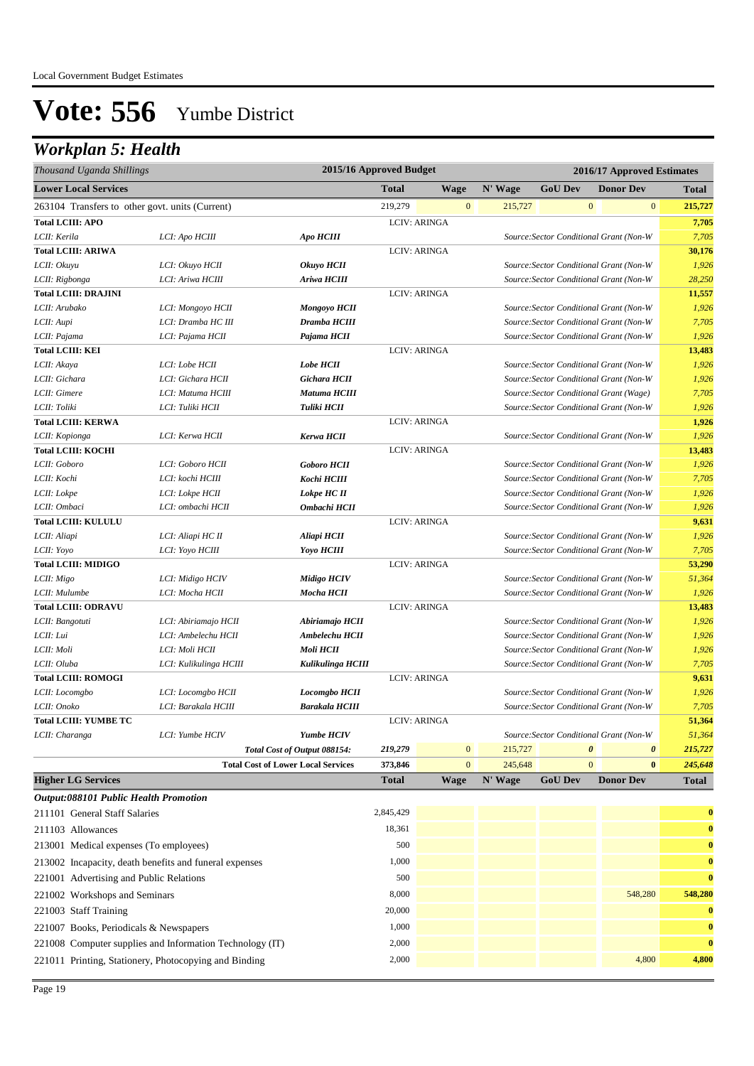Local Government Budget Estimates

# Vote: 556 Yumbe District

## Workplan 5: Health

| Thousand Uganda Shillings | | | 2015/16 Approved Budget | | 2016/17 Approved Estimates | | | |
|---|---|---|---|---|---|---|---|---|
| **Lower Local Services** | | | **Total** | **Wage** | **N' Wage** | **GoU Dev** | **Donor Dev** | **Total** |
| 263104 Transfers to other govt. units (Current) | | | 219,279 | 0 | 215,727 | 0 | 0 | **215,727** |
| **Total LCIII: APO** | | | LCIV: ARINGA | | | | | **7,705** |
| *LCII: Kerila* | *LCI: Apo HCIII* | ***Apo HCIII*** | | | | *Source:Sector Conditional Grant (Non-W* | | *7,705* |
| **Total LCIII: ARIWA** | | | LCIV: ARINGA | | | | | **30,176** |
| *LCII: Okuyu* | *LCI: Okuyo HCII* | ***Okuyo HCII*** | | | | *Source:Sector Conditional Grant (Non-W* | | *1,926* |
| *LCII: Rigbonga* | *LCI: Ariwa HCIII* | ***Ariwa HCIII*** | | | | *Source:Sector Conditional Grant (Non-W* | | *28,250* |
| **Total LCIII: DRAJINI** | | | LCIV: ARINGA | | | | | **11,557** |
| *LCII: Arubako* | *LCI: Mongoyo HCII* | ***Mongoyo HCII*** | | | | *Source:Sector Conditional Grant (Non-W* | | *1,926* |
| *LCII: Aupi* | *LCI: Dramba HC III* | ***Dramba HCIII*** | | | | *Source:Sector Conditional Grant (Non-W* | | *7,705* |
| *LCII: Pajama* | *LCI: Pajama HCII* | ***Pajama HCII*** | | | | *Source:Sector Conditional Grant (Non-W* | | *1,926* |
| **Total LCIII: KEI** | | | LCIV: ARINGA | | | | | **13,483** |
| *LCII: Akaya* | *LCI: Lobe HCII* | ***Lobe HCII*** | | | | *Source:Sector Conditional Grant (Non-W* | | *1,926* |
| *LCII: Gichara* | *LCI: Gichara HCII* | ***Gichara HCII*** | | | | *Source:Sector Conditional Grant (Non-W* | | *1,926* |
| *LCII: Gimere* | *LCI: Matuma HCIII* | ***Matuma HCIII*** | | | | *Source:Sector Conditional Grant (Wage)* | | *7,705* |
| *LCII: Toliki* | *LCI: Tuliki HCII* | ***Tuliki HCII*** | | | | *Source:Sector Conditional Grant (Non-W* | | *1,926* |
| **Total LCIII: KERWA** | | | LCIV: ARINGA | | | | | **1,926** |
| *LCII: Kopionga* | *LCI: Kerwa HCII* | ***Kerwa HCII*** | | | | *Source:Sector Conditional Grant (Non-W* | | *1,926* |
| **Total LCIII: KOCHI** | | | LCIV: ARINGA | | | | | **13,483** |
| *LCII: Goboro* | *LCI: Goboro HCII* | ***Goboro HCII*** | | | | *Source:Sector Conditional Grant (Non-W* | | *1,926* |
| *LCII: Kochi* | *LCI: kochi HCIII* | ***Kochi HCIII*** | | | | *Source:Sector Conditional Grant (Non-W* | | *7,705* |
| *LCII: Lokpe* | *LCI: Lokpe HCII* | ***Lokpe HC II*** | | | | *Source:Sector Conditional Grant (Non-W* | | *1,926* |
| *LCII: Ombaci* | *LCI: ombachi HCII* | ***Ombachi HCII*** | | | | *Source:Sector Conditional Grant (Non-W* | | *1,926* |
| **Total LCIII: KULULU** | | | LCIV: ARINGA | | | | | **9,631** |
| *LCII: Aliapi* | *LCI: Aliapi HC II* | ***Aliapi HCII*** | | | | *Source:Sector Conditional Grant (Non-W* | | *1,926* |
| *LCII: Yoyo* | *LCI: Yoyo HCIII* | ***Yoyo HCIII*** | | | | *Source:Sector Conditional Grant (Non-W* | | *7,705* |
| **Total LCIII: MIDIGO** | | | LCIV: ARINGA | | | | | **53,290** |
| *LCII: Migo* | *LCI: Midigo HCIV* | ***Midigo HCIV*** | | | | *Source:Sector Conditional Grant (Non-W* | | *51,364* |
| *LCII: Mulumbe* | *LCI: Mocha HCII* | ***Mocha HCII*** | | | | *Source:Sector Conditional Grant (Non-W* | | *1,926* |
| **Total LCIII: ODRAVU** | | | LCIV: ARINGA | | | | | **13,483** |
| *LCII: Bangotuti* | *LCI: Abiriamajo HCII* | ***Abiriamajo HCII*** | | | | *Source:Sector Conditional Grant (Non-W* | | *1,926* |
| *LCII: Lui* | *LCI: Ambelechu HCII* | ***Ambelechu HCII*** | | | | *Source:Sector Conditional Grant (Non-W* | | *1,926* |
| *LCII: Moli* | *LCI: Moli HCII* | ***Moli HCII*** | | | | *Source:Sector Conditional Grant (Non-W* | | *1,926* |
| *LCII: Oluba* | *LCI: Kulikulinga HCIII* | ***Kulikulinga HCIII*** | | | | *Source:Sector Conditional Grant (Non-W* | | *7,705* |
| **Total LCIII: ROMOGI** | | | LCIV: ARINGA | | | | | **9,631** |
| *LCII: Locomgbo* | *LCI: Locomgbo HCII* | ***Locomgbo HCII*** | | | | *Source:Sector Conditional Grant (Non-W* | | *1,926* |
| *LCII: Onoko* | *LCI: Barakala HCIII* | ***Barakala HCIII*** | | | | *Source:Sector Conditional Grant (Non-W* | | *7,705* |
| **Total LCIII: YUMBE TC** | | | LCIV: ARINGA | | | | | **51,364** |
| *LCII: Charanga* | *LCI: Yumbe HCIV* | ***Yumbe HCIV*** | | | | *Source:Sector Conditional Grant (Non-W* | | *51,364* |
| | | *Total Cost of Output 088154:* | *219,279* | 0 | 215,727 | *0* | *0* | *215,727* |
| | | **Total Cost of Lower Local Services** | 373,846 | 0 | 245,648 | 0 | **0** | *245,648* |
| **Higher LG Services** | | | **Total** | **Wage** | **N' Wage** | **GoU Dev** | **Donor Dev** | **Total** |
| ***Output:088101 Public Health Promotion*** | | | | | | | | |
| 211101 General Staff Salaries | | | 2,845,429 | | | | | **0** |
| 211103 Allowances | | | 18,361 | | | | | **0** |
| 213001 Medical expenses (To employees) | | | 500 | | | | | **0** |
| 213002 Incapacity, death benefits and funeral expenses | | | 1,000 | | | | | **0** |
| 221001 Advertising and Public Relations | | | 500 | | | | | **0** |
| 221002 Workshops and Seminars | | | 8,000 | | | | 548,280 | **548,280** |
| 221003 Staff Training | | | 20,000 | | | | | **0** |
| 221007 Books, Periodicals & Newspapers | | | 1,000 | | | | | **0** |
| 221008 Computer supplies and Information Technology (IT) | | | 2,000 | | | | | **0** |
| 221011 Printing, Stationery, Photocopying and Binding | | | 2,000 | | | | 4,800 | **4,800** |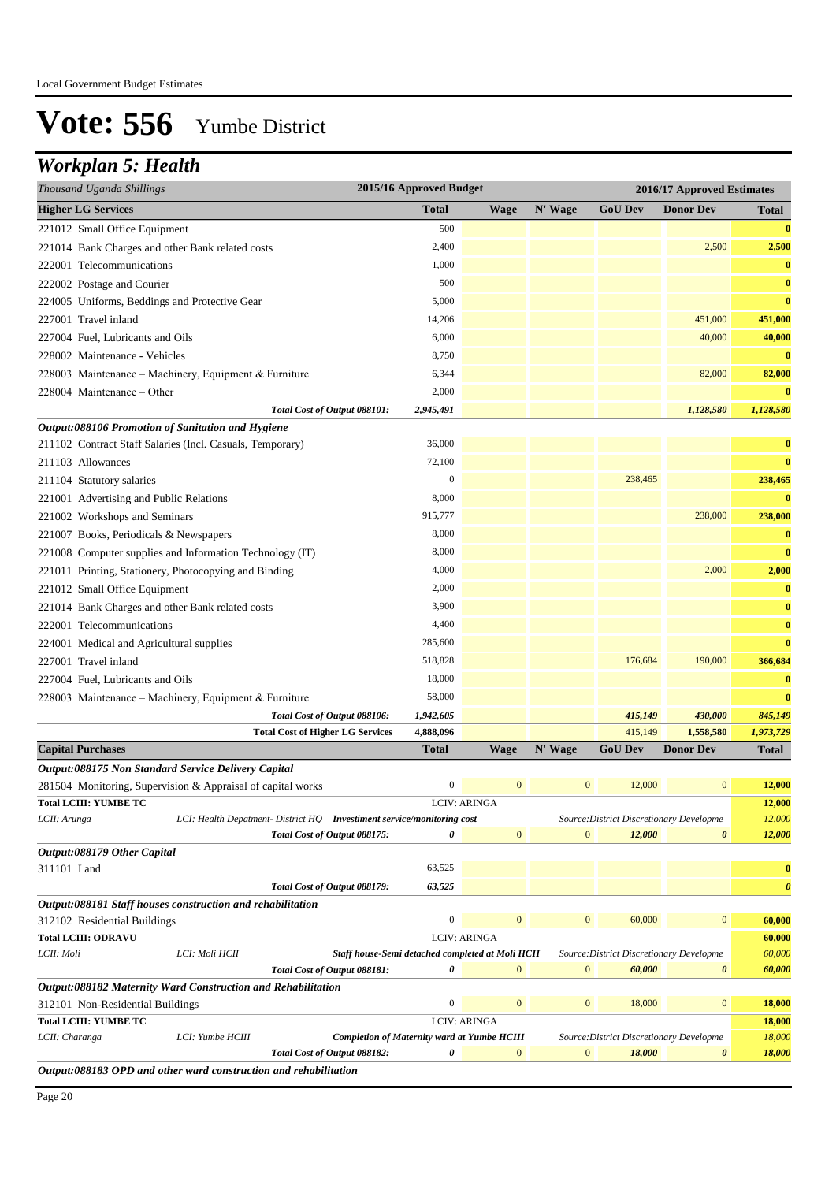# Vote: 556 Yumbe District

## Workplan 5: Health

| Thousand Uganda Shillings | 2015/16 Approved Budget | 2016/17 Approved Estimates | | | | |
|---|---|---|---|---|---|---|
| **Higher LG Services** | **Total** | **Wage** | **N' Wage** | **GoU Dev** | **Donor Dev** | **Total** |
| 221012 Small Office Equipment | 500 | | | | | 0 |
| 221014 Bank Charges and other Bank related costs | 2,400 | | | | 2,500 | 2,500 |
| 222001 Telecommunications | 1,000 | | | | | 0 |
| 222002 Postage and Courier | 500 | | | | | 0 |
| 224005 Uniforms, Beddings and Protective Gear | 5,000 | | | | | 0 |
| 227001 Travel inland | 14,206 | | | | 451,000 | 451,000 |
| 227004 Fuel, Lubricants and Oils | 6,000 | | | | 40,000 | 40,000 |
| 228002 Maintenance - Vehicles | 8,750 | | | | | 0 |
| 228003 Maintenance – Machinery, Equipment & Furniture | 6,344 | | | | 82,000 | 82,000 |
| 228004 Maintenance – Other | 2,000 | | | | | 0 |
| *Total Cost of Output 088101:* | *2,945,491* | | | | *1,128,580* | *1,128,580* |
| ***Output:088106 Promotion of Sanitation and Hygiene*** | | | | | | |
| 211102 Contract Staff Salaries (Incl. Casuals, Temporary) | 36,000 | | | | | 0 |
| 211103 Allowances | 72,100 | | | | | 0 |
| 211104 Statutory salaries | 0 | | | 238,465 | | 238,465 |
| 221001 Advertising and Public Relations | 8,000 | | | | | 0 |
| 221002 Workshops and Seminars | 915,777 | | | | 238,000 | 238,000 |
| 221007 Books, Periodicals & Newspapers | 8,000 | | | | | 0 |
| 221008 Computer supplies and Information Technology (IT) | 8,000 | | | | | 0 |
| 221011 Printing, Stationery, Photocopying and Binding | 4,000 | | | | 2,000 | 2,000 |
| 221012 Small Office Equipment | 2,000 | | | | | 0 |
| 221014 Bank Charges and other Bank related costs | 3,900 | | | | | 0 |
| 222001 Telecommunications | 4,400 | | | | | 0 |
| 224001 Medical and Agricultural supplies | 285,600 | | | | | 0 |
| 227001 Travel inland | 518,828 | | | 176,684 | 190,000 | 366,684 |
| 227004 Fuel, Lubricants and Oils | 18,000 | | | | | 0 |
| 228003 Maintenance – Machinery, Equipment & Furniture | 58,000 | | | | | 0 |
| *Total Cost of Output 088106:* | *1,942,605* | | | *415,149* | *430,000* | *845,149* |
| **Total Cost of Higher LG Services** | **4,888,096** | | | 415,149 | 1,558,580 | 1,973,729 |
| **Capital Purchases** | **Total** | **Wage** | **N' Wage** | **GoU Dev** | **Donor Dev** | **Total** |
| ***Output:088175 Non Standard Service Delivery Capital*** | | | | | | |
| 281504 Monitoring, Supervision & Appraisal of capital works | 0 | 0 | 0 | 12,000 | 0 | 12,000 |
| **Total LCIII: YUMBE TC** | LCIV: ARINGA | | | | | 12,000 |
| *LCII: Arunga — LCI: Health Depatment- District HQ — **Investment service/monitoring cost*** | | | | *Source:District Discretionary Developme* | | *12,000* |
| *Total Cost of Output 088175:* | *0* | 0 | 0 | *12,000* | *0* | *12,000* |
| ***Output:088179 Other Capital*** | | | | | | |
| 311101 Land | 63,525 | | | | | 0 |
| *Total Cost of Output 088179:* | *63,525* | | | | | *0* |
| ***Output:088181 Staff houses construction and rehabilitation*** | | | | | | |
| 312102 Residential Buildings | 0 | 0 | 0 | 60,000 | 0 | 60,000 |
| **Total LCIII: ODRAVU** | LCIV: ARINGA | | | | | 60,000 |
| *LCII: Moli — LCI: Moli HCII — **Staff house-Semi detached completed at Moli HCII*** | | | | *Source:District Discretionary Developme* | | *60,000* |
| *Total Cost of Output 088181:* | *0* | 0 | 0 | *60,000* | *0* | *60,000* |
| ***Output:088182 Maternity Ward Construction and Rehabilitation*** | | | | | | |
| 312101 Non-Residential Buildings | 0 | 0 | 0 | 18,000 | 0 | 18,000 |
| **Total LCIII: YUMBE TC** | LCIV: ARINGA | | | | | 18,000 |
| *LCII: Charanga — LCI: Yumbe HCIII — **Completion of Maternity ward at Yumbe HCIII*** | | | | *Source:District Discretionary Developme* | | *18,000* |
| *Total Cost of Output 088182:* | *0* | 0 | 0 | *18,000* | *0* | *18,000* |
| ***Output:088183 OPD and other ward construction and rehabilitation*** | | | | | | |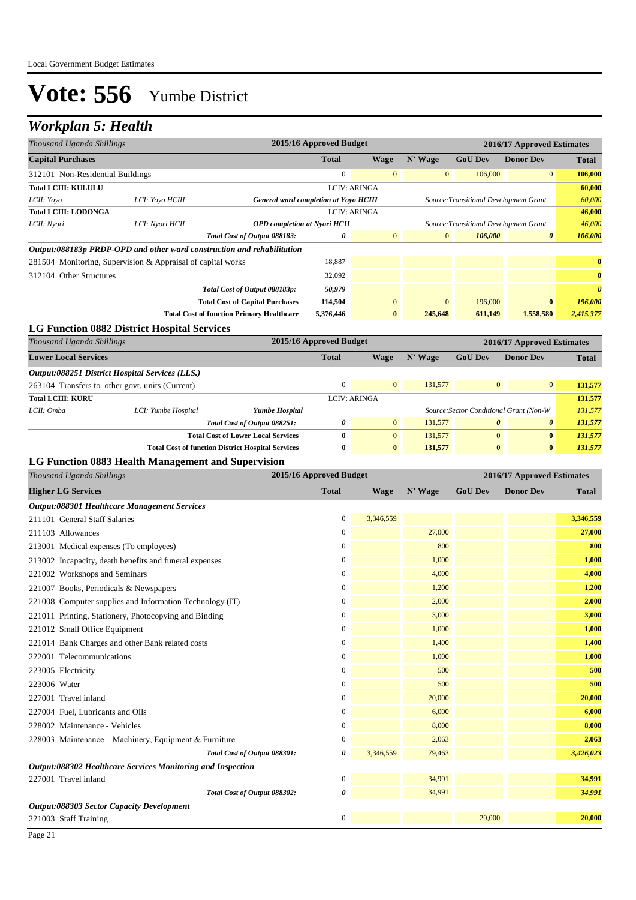# Vote: 556 Yumbe District

## Workplan 5: Health

| Thousand Uganda Shillings | | | 2015/16 Approved Budget | | 2016/17 Approved Estimates | | | |
|---|---|---|---|---|---|---|---|---|
| **Capital Purchases** | | | **Total** | **Wage** | **N' Wage** | **GoU Dev** | **Donor Dev** | **Total** |
| 312101 Non-Residential Buildings | | | 0 | 0 | 0 | 106,000 | 0 | **106,000** |
| **Total LCIII: KULULU** | | | LCIV: ARINGA | | | | | **60,000** |
| *LCII: Yoyo* | *LCI: Yoyo HCIII* | ***General ward completion at Yoyo HCIII*** | | | *Source:Transitional Development Grant* | | | *60,000* |
| **Total LCIII: LODONGA** | | | LCIV: ARINGA | | | | | **46,000** |
| *LCII: Nyori* | *LCI: Nyori HCII* | ***OPD completion at Nyori HCII*** | | | *Source:Transitional Development Grant* | | | *46,000* |
| | | *Total Cost of Output 088183:* | *0* | 0 | 0 | *106,000* | *0* | *106,000* |
| ***Output:088183p PRDP-OPD and other ward construction and rehabilitation*** | | | | | | | | |
| 281504 Monitoring, Supervision & Appraisal of capital works | | | 18,887 | | | | | **0** |
| 312104 Other Structures | | | 32,092 | | | | | **0** |
| | | *Total Cost of Output 088183p:* | *50,979* | | | | | *0* |
| | | **Total Cost of Capital Purchases** | **114,504** | 0 | 0 | 196,000 | **0** | *196,000* |
| | | **Total Cost of function Primary Healthcare** | **5,376,446** | **0** | **245,648** | **611,149** | **1,558,580** | *2,415,377* |

### LG Function 0882 District Hospital Services

| Thousand Uganda Shillings | | | 2015/16 Approved Budget | | 2016/17 Approved Estimates | | | |
|---|---|---|---|---|---|---|---|---|
| **Lower Local Services** | | | **Total** | **Wage** | **N' Wage** | **GoU Dev** | **Donor Dev** | **Total** |
| ***Output:088251 District Hospital Services (LLS.)*** | | | | | | | | |
| 263104 Transfers to other govt. units (Current) | | | 0 | 0 | 131,577 | 0 | 0 | **131,577** |
| **Total LCIII: KURU** | | | LCIV: ARINGA | | | | | **131,577** |
| *LCII: Omba* | *LCI: Yumbe Hospital* | ***Yumbe Hospital*** | | | *Source:Sector Conditional Grant (Non-W* | | | *131,577* |
| | | *Total Cost of Output 088251:* | *0* | 0 | 131,577 | *0* | *0* | *131,577* |
| | | **Total Cost of Lower Local Services** | **0** | 0 | 131,577 | 0 | **0** | *131,577* |
| | | **Total Cost of function District Hospital Services** | **0** | **0** | **131,577** | **0** | **0** | *131,577* |

### LG Function 0883 Health Management and Supervision

| Thousand Uganda Shillings | 2015/16 Approved Budget | 2016/17 Approved Estimates | | | | |
|---|---|---|---|---|---|---|
| **Higher LG Services** | **Total** | **Wage** | **N' Wage** | **GoU Dev** | **Donor Dev** | **Total** |
| ***Output:088301 Healthcare Management Services*** | | | | | | |
| 211101 General Staff Salaries | 0 | 3,346,559 | | | | **3,346,559** |
| 211103 Allowances | 0 | | 27,000 | | | **27,000** |
| 213001 Medical expenses (To employees) | 0 | | 800 | | | **800** |
| 213002 Incapacity, death benefits and funeral expenses | 0 | | 1,000 | | | **1,000** |
| 221002 Workshops and Seminars | 0 | | 4,000 | | | **4,000** |
| 221007 Books, Periodicals & Newspapers | 0 | | 1,200 | | | **1,200** |
| 221008 Computer supplies and Information Technology (IT) | 0 | | 2,000 | | | **2,000** |
| 221011 Printing, Stationery, Photocopying and Binding | 0 | | 3,000 | | | **3,000** |
| 221012 Small Office Equipment | 0 | | 1,000 | | | **1,000** |
| 221014 Bank Charges and other Bank related costs | 0 | | 1,400 | | | **1,400** |
| 222001 Telecommunications | 0 | | 1,000 | | | **1,000** |
| 223005 Electricity | 0 | | 500 | | | **500** |
| 223006 Water | 0 | | 500 | | | **500** |
| 227001 Travel inland | 0 | | 20,000 | | | **20,000** |
| 227004 Fuel, Lubricants and Oils | 0 | | 6,000 | | | **6,000** |
| 228002 Maintenance - Vehicles | 0 | | 8,000 | | | **8,000** |
| 228003 Maintenance – Machinery, Equipment & Furniture | 0 | | 2,063 | | | **2,063** |
| *Total Cost of Output 088301:* | *0* | 3,346,559 | 79,463 | | | *3,426,023* |
| ***Output:088302 Healthcare Services Monitoring and Inspection*** | | | | | | |
| 227001 Travel inland | 0 | | 34,991 | | | **34,991** |
| *Total Cost of Output 088302:* | *0* | | 34,991 | | | *34,991* |
| ***Output:088303 Sector Capacity Development*** | | | | | | |
| 221003 Staff Training | 0 | | | 20,000 | | **20,000** |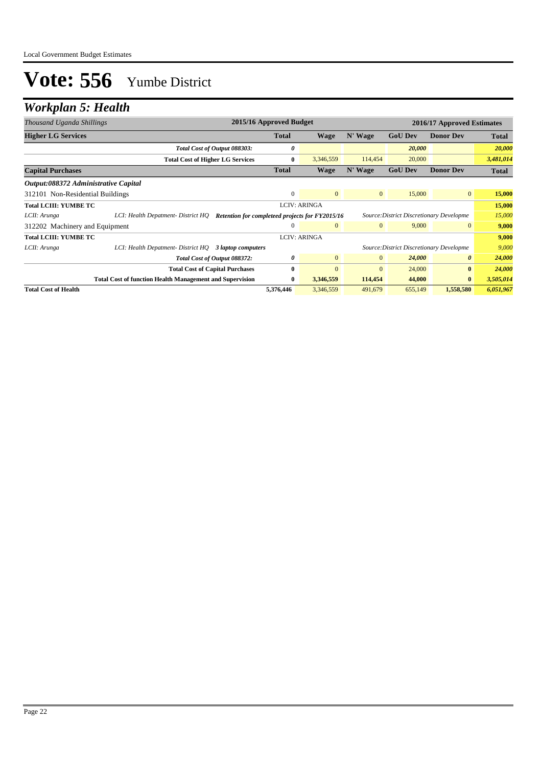# Vote: 556 Yumbe District

## Workplan 5: Health

| *Thousand Uganda Shillings* | | | 2015/16 Approved Budget | 2016/17 Approved Estimates | | | | |
|---|---|---|---|---|---|---|---|---|
| **Higher LG Services** | | | **Total** | **Wage** | **N' Wage** | **GoU Dev** | **Donor Dev** | **Total** |
| | *Total Cost of Output 088303:* | | *0* | | | *20,000* | | *20,000* |
| | **Total Cost of Higher LG Services** | | **0** | 3,346,559 | 114,454 | 20,000 | | *3,481,014* |
| **Capital Purchases** | | | **Total** | **Wage** | **N' Wage** | **GoU Dev** | **Donor Dev** | **Total** |
| ***Output:088372 Administrative Capital*** | | | | | | | | |
| 312101 Non-Residential Buildings | | | 0 | 0 | 0 | 15,000 | 0 | **15,000** |
| **Total LCIII: YUMBE TC** | | | LCIV: ARINGA | | | | | **15,000** |
| *LCII: Arunga* | *LCI: Health Depatment- District HQ* | ***Retention for completeed projects for FY2015/16*** | | | | *Source:District Discretionary Developme* | | *15,000* |
| 312202 Machinery and Equipment | | | 0 | 0 | 0 | 9,000 | 0 | **9,000** |
| **Total LCIII: YUMBE TC** | | | LCIV: ARINGA | | | | | **9,000** |
| *LCII: Arunga* | *LCI: Health Depatment- District HQ* | ***3 laptop computers*** | | | | *Source:District Discretionary Developme* | | *9,000* |
| | *Total Cost of Output 088372:* | | *0* | 0 | 0 | *24,000* | *0* | *24,000* |
| | **Total Cost of Capital Purchases** | | **0** | 0 | 0 | 24,000 | **0** | *24,000* |
| | **Total Cost of function Health Management and Supervision** | | **0** | **3,346,559** | **114,454** | **44,000** | **0** | *3,505,014* |
| **Total Cost of Health** | | | **5,376,446** | 3,346,559 | 491,679 | 655,149 | **1,558,580** | *6,051,967* |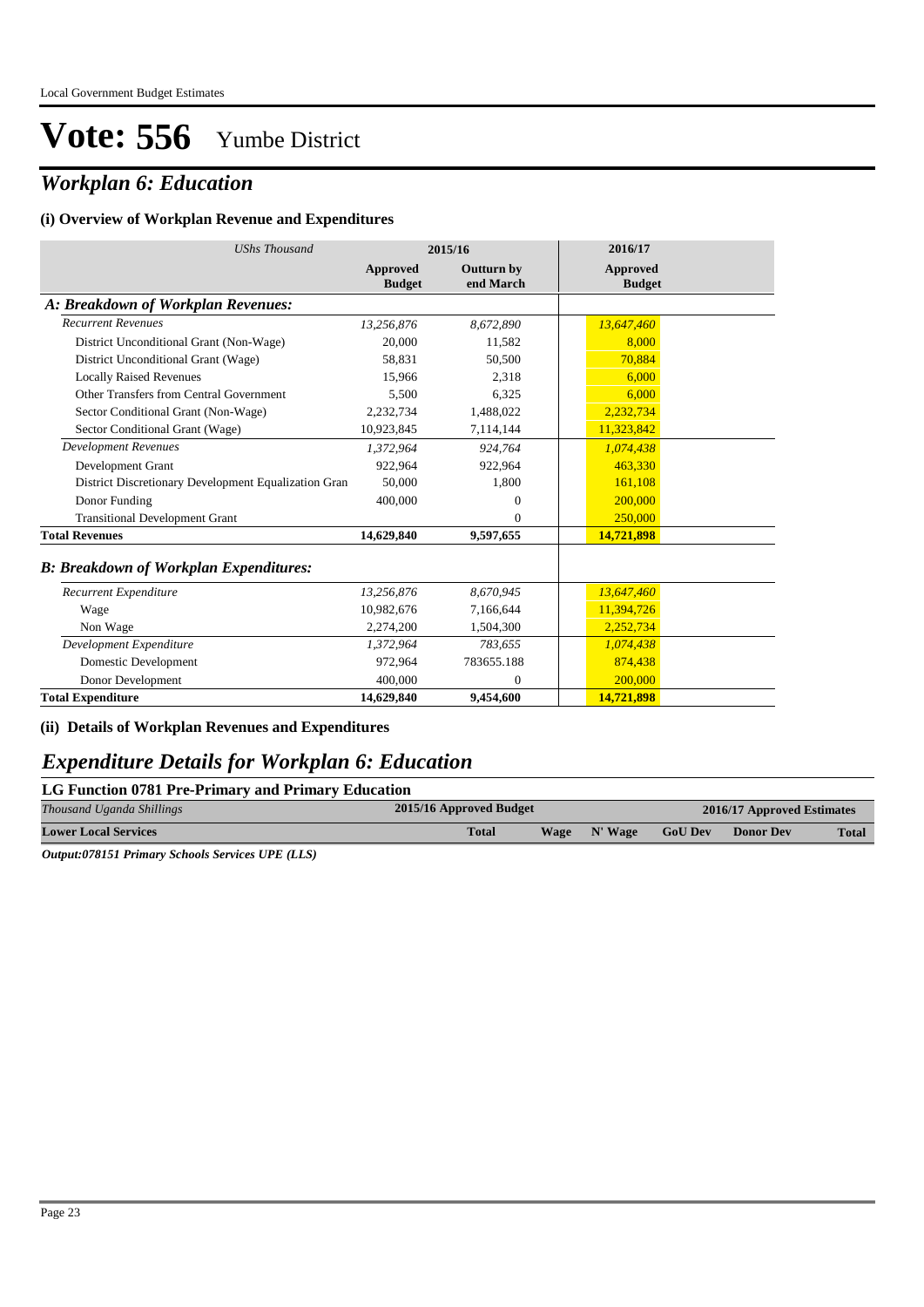# Vote: 556 Yumbe District

## *Workplan 6: Education*

### (i) Overview of Workplan Revenue and Expenditures

| *UShs Thousand* | 2015/16 | | 2016/17 |
|---|---|---|---|
| | **Approved Budget** | **Outturn by end March** | **Approved Budget** |
| ***A: Breakdown of Workplan Revenues:*** | | | |
| *Recurrent Revenues* | *13,256,876* | *8,672,890* | *13,647,460* |
| District Unconditional Grant (Non-Wage) | 20,000 | 11,582 | 8,000 |
| District Unconditional Grant (Wage) | 58,831 | 50,500 | 70,884 |
| Locally Raised Revenues | 15,966 | 2,318 | 6,000 |
| Other Transfers from Central Government | 5,500 | 6,325 | 6,000 |
| Sector Conditional Grant (Non-Wage) | 2,232,734 | 1,488,022 | 2,232,734 |
| Sector Conditional Grant (Wage) | 10,923,845 | 7,114,144 | 11,323,842 |
| *Development Revenues* | *1,372,964* | *924,764* | *1,074,438* |
| Development Grant | 922,964 | 922,964 | 463,330 |
| District Discretionary Development Equalization Gran | 50,000 | 1,800 | 161,108 |
| Donor Funding | 400,000 | 0 | 200,000 |
| Transitional Development Grant | | 0 | 250,000 |
| **Total Revenues** | **14,629,840** | **9,597,655** | **14,721,898** |
| ***B: Breakdown of Workplan Expenditures:*** | | | |
| *Recurrent Expenditure* | *13,256,876* | *8,670,945* | *13,647,460* |
| Wage | 10,982,676 | 7,166,644 | 11,394,726 |
| Non Wage | 2,274,200 | 1,504,300 | 2,252,734 |
| *Development Expenditure* | *1,372,964* | *783,655* | *1,074,438* |
| Domestic Development | 972,964 | 783655.188 | 874,438 |
| Donor Development | 400,000 | 0 | 200,000 |
| **Total Expenditure** | **14,629,840** | **9,454,600** | **14,721,898** |

### (ii) Details of Workplan Revenues and Expenditures

## *Expenditure Details for Workplan 6: Education*

### LG Function 0781 Pre-Primary and Primary Education

| *Thousand Uganda Shillings* | 2015/16 Approved Budget | 2016/17 Approved Estimates | | | | |
|---|---|---|---|---|---|---|
| **Lower Local Services** | **Total** | **Wage** | **N' Wage** | **GoU Dev** | **Donor Dev** | **Total** |

***Output:078151 Primary Schools Services UPE (LLS)***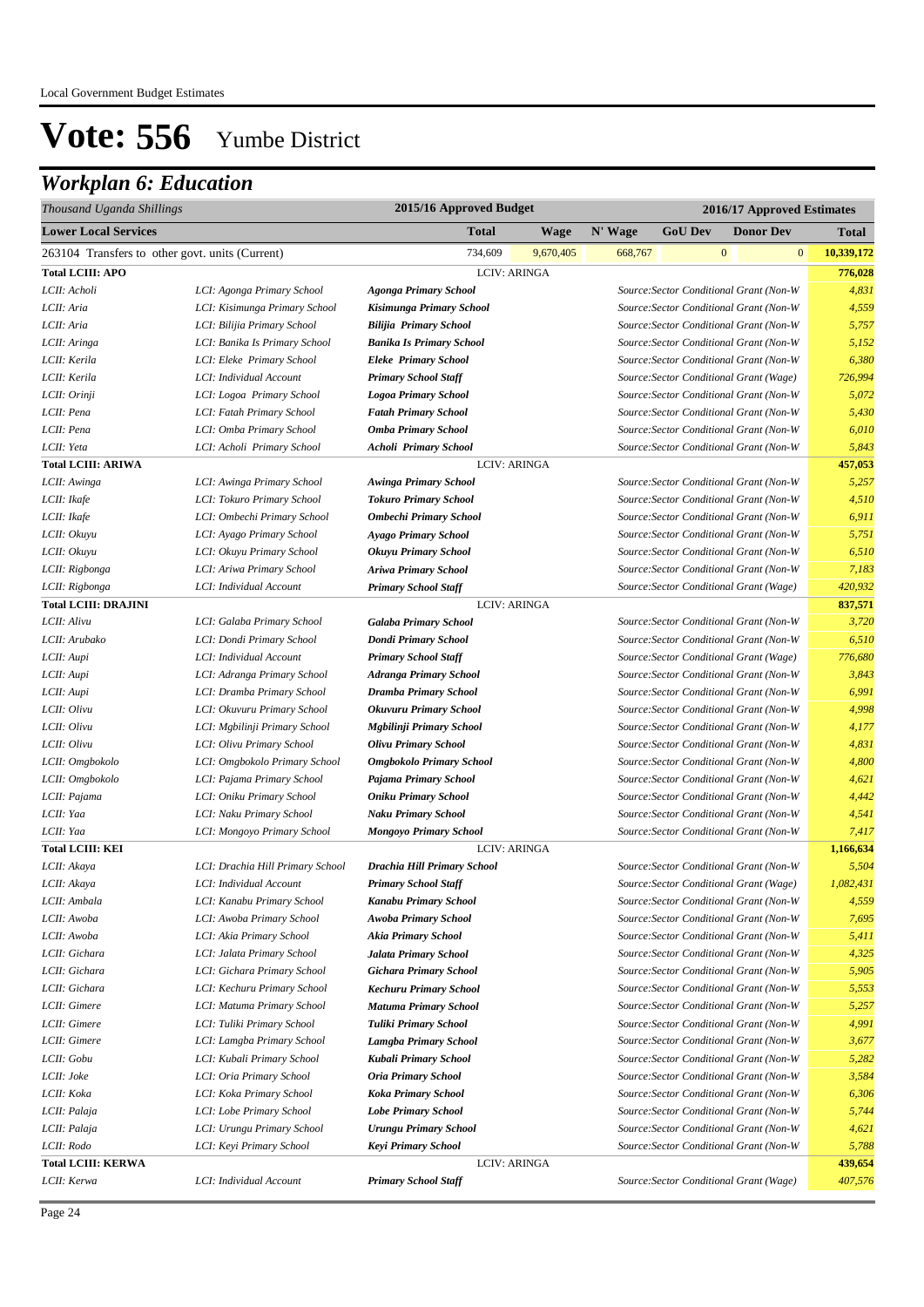Local Government Budget Estimates

# Vote: 556 Yumbe District

## Workplan 6: Education

| Thousand Uganda Shillings | | | 2015/16 Approved Budget | | | 2016/17 Approved Estimates | | |
|---|---|---|---|---|---|---|---|---|
| **Lower Local Services** | | | **Total** | **Wage** | **N' Wage** | **GoU Dev** | **Donor Dev** | **Total** |
| 263104 Transfers to other govt. units (Current) | | | 734,609 | 9,670,405 | 668,767 | 0 | 0 | 10,339,172 |
| **Total LCIII: APO** | | | LCIV: ARINGA | | | | | **776,028** |
| LCII: Acholi | LCI: Agonga Primary School | **Agonga Primary School** | | | Source:Sector Conditional Grant (Non-W | | | 4,831 |
| LCII: Aria | LCI: Kisimunga Primary School | **Kisimunga Primary School** | | | Source:Sector Conditional Grant (Non-W | | | 4,559 |
| LCII: Aria | LCI: Bilijia Primary School | **Bilijia Primary School** | | | Source:Sector Conditional Grant (Non-W | | | 5,757 |
| LCII: Aringa | LCI: Banika Is Primary School | **Banika Is Primary School** | | | Source:Sector Conditional Grant (Non-W | | | 5,152 |
| LCII: Kerila | LCI: Eleke Primary School | **Eleke Primary School** | | | Source:Sector Conditional Grant (Non-W | | | 6,380 |
| LCII: Kerila | LCI: Individual Account | **Primary School Staff** | | | Source:Sector Conditional Grant (Wage) | | | 726,994 |
| LCII: Orinji | LCI: Logoa Primary School | **Logoa Primary School** | | | Source:Sector Conditional Grant (Non-W | | | 5,072 |
| LCII: Pena | LCI: Fatah Primary School | **Fatah Primary School** | | | Source:Sector Conditional Grant (Non-W | | | 5,430 |
| LCII: Pena | LCI: Omba Primary School | **Omba Primary School** | | | Source:Sector Conditional Grant (Non-W | | | 6,010 |
| LCII: Yeta | LCI: Acholi Primary School | **Acholi Primary School** | | | Source:Sector Conditional Grant (Non-W | | | 5,843 |
| **Total LCIII: ARIWA** | | | LCIV: ARINGA | | | | | **457,053** |
| LCII: Awinga | LCI: Awinga Primary School | **Awinga Primary School** | | | Source:Sector Conditional Grant (Non-W | | | 5,257 |
| LCII: Ikafe | LCI: Tokuro Primary School | **Tokuro Primary School** | | | Source:Sector Conditional Grant (Non-W | | | 4,510 |
| LCII: Ikafe | LCI: Ombechi Primary School | **Ombechi Primary School** | | | Source:Sector Conditional Grant (Non-W | | | 6,911 |
| LCII: Okuyu | LCI: Ayago Primary School | **Ayago Primary School** | | | Source:Sector Conditional Grant (Non-W | | | 5,751 |
| LCII: Okuyu | LCI: Okuyu Primary School | **Okuyu Primary School** | | | Source:Sector Conditional Grant (Non-W | | | 6,510 |
| LCII: Rigbonga | LCI: Ariwa Primary School | **Ariwa Primary School** | | | Source:Sector Conditional Grant (Non-W | | | 7,183 |
| LCII: Rigbonga | LCI: Individual Account | **Primary School Staff** | | | Source:Sector Conditional Grant (Wage) | | | 420,932 |
| **Total LCIII: DRAJINI** | | | LCIV: ARINGA | | | | | **837,571** |
| LCII: Alivu | LCI: Galaba Primary School | **Galaba Primary School** | | | Source:Sector Conditional Grant (Non-W | | | 3,720 |
| LCII: Arubako | LCI: Dondi Primary School | **Dondi Primary School** | | | Source:Sector Conditional Grant (Non-W | | | 6,510 |
| LCII: Aupi | LCI: Individual Account | **Primary School Staff** | | | Source:Sector Conditional Grant (Wage) | | | 776,680 |
| LCII: Aupi | LCI: Adranga Primary School | **Adranga Primary School** | | | Source:Sector Conditional Grant (Non-W | | | 3,843 |
| LCII: Aupi | LCI: Dramba Primary School | **Dramba Primary School** | | | Source:Sector Conditional Grant (Non-W | | | 6,991 |
| LCII: Olivu | LCI: Okuvuru Primary School | **Okuvuru Primary School** | | | Source:Sector Conditional Grant (Non-W | | | 4,998 |
| LCII: Olivu | LCI: Mgbilinji Primary School | **Mgbilinji Primary School** | | | Source:Sector Conditional Grant (Non-W | | | 4,177 |
| LCII: Olivu | LCI: Olivu Primary School | **Olivu Primary School** | | | Source:Sector Conditional Grant (Non-W | | | 4,831 |
| LCII: Omgbokolo | LCI: Omgbokolo Primary School | **Omgbokolo Primary School** | | | Source:Sector Conditional Grant (Non-W | | | 4,800 |
| LCII: Omgbokolo | LCI: Pajama Primary School | **Pajama Primary School** | | | Source:Sector Conditional Grant (Non-W | | | 4,621 |
| LCII: Pajama | LCI: Oniku Primary School | **Oniku Primary School** | | | Source:Sector Conditional Grant (Non-W | | | 4,442 |
| LCII: Yaa | LCI: Naku Primary School | **Naku Primary School** | | | Source:Sector Conditional Grant (Non-W | | | 4,541 |
| LCII: Yaa | LCI: Mongoyo Primary School | **Mongoyo Primary School** | | | Source:Sector Conditional Grant (Non-W | | | 7,417 |
| **Total LCIII: KEI** | | | LCIV: ARINGA | | | | | **1,166,634** |
| LCII: Akaya | LCI: Drachia Hill Primary School | **Drachia Hill Primary School** | | | Source:Sector Conditional Grant (Non-W | | | 5,504 |
| LCII: Akaya | LCI: Individual Account | **Primary School Staff** | | | Source:Sector Conditional Grant (Wage) | | | 1,082,431 |
| LCII: Ambala | LCI: Kanabu Primary School | **Kanabu Primary School** | | | Source:Sector Conditional Grant (Non-W | | | 4,559 |
| LCII: Awoba | LCI: Awoba Primary School | **Awoba Primary School** | | | Source:Sector Conditional Grant (Non-W | | | 7,695 |
| LCII: Awoba | LCI: Akia Primary School | **Akia Primary School** | | | Source:Sector Conditional Grant (Non-W | | | 5,411 |
| LCII: Gichara | LCI: Jalata Primary School | **Jalata Primary School** | | | Source:Sector Conditional Grant (Non-W | | | 4,325 |
| LCII: Gichara | LCI: Gichara Primary School | **Gichara Primary School** | | | Source:Sector Conditional Grant (Non-W | | | 5,905 |
| LCII: Gichara | LCI: Kechuru Primary School | **Kechuru Primary School** | | | Source:Sector Conditional Grant (Non-W | | | 5,553 |
| LCII: Gimere | LCI: Matuma Primary School | **Matuma Primary School** | | | Source:Sector Conditional Grant (Non-W | | | 5,257 |
| LCII: Gimere | LCI: Tuliki Primary School | **Tuliki Primary School** | | | Source:Sector Conditional Grant (Non-W | | | 4,991 |
| LCII: Gimere | LCI: Lamgba Primary School | **Lamgba Primary School** | | | Source:Sector Conditional Grant (Non-W | | | 3,677 |
| LCII: Gobu | LCI: Kubali Primary School | **Kubali Primary School** | | | Source:Sector Conditional Grant (Non-W | | | 5,282 |
| LCII: Joke | LCI: Oria Primary School | **Oria Primary School** | | | Source:Sector Conditional Grant (Non-W | | | 3,584 |
| LCII: Koka | LCI: Koka Primary School | **Koka Primary School** | | | Source:Sector Conditional Grant (Non-W | | | 6,306 |
| LCII: Palaja | LCI: Lobe Primary School | **Lobe Primary School** | | | Source:Sector Conditional Grant (Non-W | | | 5,744 |
| LCII: Palaja | LCI: Urungu Primary School | **Urungu Primary School** | | | Source:Sector Conditional Grant (Non-W | | | 4,621 |
| LCII: Rodo | LCI: Keyi Primary School | **Keyi Primary School** | | | Source:Sector Conditional Grant (Non-W | | | 5,788 |
| **Total LCIII: KERWA** | | | LCIV: ARINGA | | | | | **439,654** |
| LCII: Kerwa | LCI: Individual Account | **Primary School Staff** | | | Source:Sector Conditional Grant (Wage) | | | 407,576 |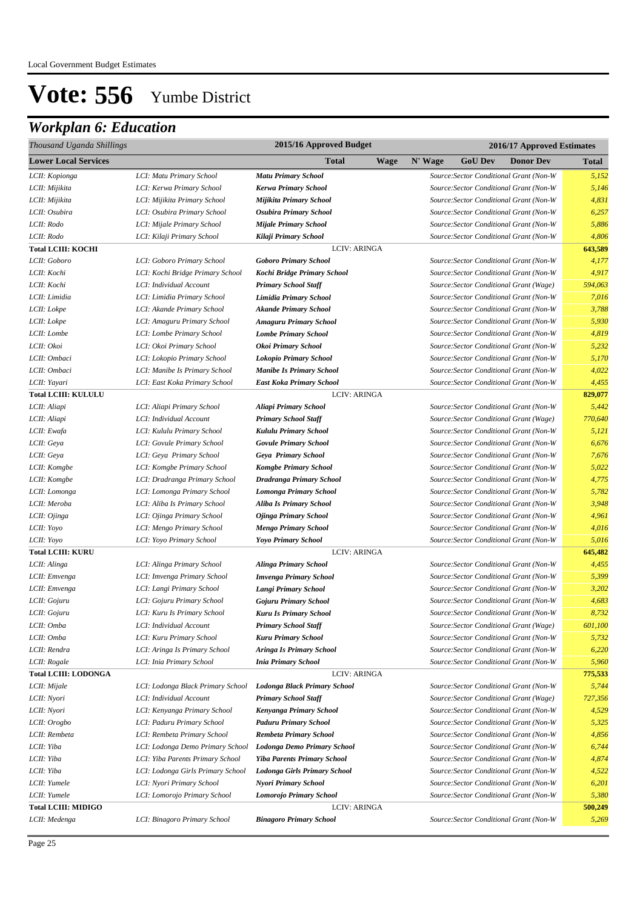# Vote: 556 Yumbe District

## *Workplan 6: Education*

| *Thousand Uganda Shillings* | | 2015/16 Approved Budget | | 2016/17 Approved Estimates | | | | |
|---|---|---|---|---|---|---|---|---|
| **Lower Local Services** | | **Total** | **Wage** | **N' Wage** | **GoU Dev** | **Donor Dev** | | **Total** |
| *LCII: Kopionga* | *LCI: Matu Primary School* | ***Matu Primary School*** | | | *Source:Sector Conditional Grant (Non-W* | | | *5,152* |
| *LCII: Mijikita* | *LCI: Kerwa Primary School* | ***Kerwa Primary School*** | | | *Source:Sector Conditional Grant (Non-W* | | | *5,146* |
| *LCII: Mijikita* | *LCI: Mijikita Primary School* | ***Mijikita Primary School*** | | | *Source:Sector Conditional Grant (Non-W* | | | *4,831* |
| *LCII: Osubira* | *LCI: Osubira Primary School* | ***Osubira Primary School*** | | | *Source:Sector Conditional Grant (Non-W* | | | *6,257* |
| *LCII: Rodo* | *LCI: Mijale Primary School* | ***Mijale Primary School*** | | | *Source:Sector Conditional Grant (Non-W* | | | *5,886* |
| *LCII: Rodo* | *LCI: Kilaji Primary School* | ***Kilaji Primary School*** | | | *Source:Sector Conditional Grant (Non-W* | | | *4,806* |
| **Total LCIII: KOCHI** | | LCIV: ARINGA | | | | | | **643,589** |
| *LCII: Goboro* | *LCI: Goboro Primary School* | ***Goboro Primary School*** | | | *Source:Sector Conditional Grant (Non-W* | | | *4,177* |
| *LCII: Kochi* | *LCI: Kochi Bridge Primary School* | ***Kochi Bridge Primary School*** | | | *Source:Sector Conditional Grant (Non-W* | | | *4,917* |
| *LCII: Kochi* | *LCI: Individual Account* | ***Primary School Staff*** | | | *Source:Sector Conditional Grant (Wage)* | | | *594,063* |
| *LCII: Limidia* | *LCI: Limidia Primary School* | ***Limidia Primary School*** | | | *Source:Sector Conditional Grant (Non-W* | | | *7,016* |
| *LCII: Lokpe* | *LCI: Akande Primary School* | ***Akande Primary School*** | | | *Source:Sector Conditional Grant (Non-W* | | | *3,788* |
| *LCII: Lokpe* | *LCI: Amaguru Primary School* | ***Amaguru Primary School*** | | | *Source:Sector Conditional Grant (Non-W* | | | *5,930* |
| *LCII: Lombe* | *LCI: Lombe Primary School* | ***Lombe Primary School*** | | | *Source:Sector Conditional Grant (Non-W* | | | *4,819* |
| *LCII: Okoi* | *LCI: Okoi Primary School* | ***Okoi Primary School*** | | | *Source:Sector Conditional Grant (Non-W* | | | *5,232* |
| *LCII: Ombaci* | *LCI: Lokopio Primary School* | ***Lokopio Primary School*** | | | *Source:Sector Conditional Grant (Non-W* | | | *5,170* |
| *LCII: Ombaci* | *LCI: Manibe Is Primary School* | ***Manibe Is Primary School*** | | | *Source:Sector Conditional Grant (Non-W* | | | *4,022* |
| *LCII: Yayari* | *LCI: East Koka Primary School* | ***East Koka Primary School*** | | | *Source:Sector Conditional Grant (Non-W* | | | *4,455* |
| **Total LCIII: KULULU** | | LCIV: ARINGA | | | | | | **829,077** |
| *LCII: Aliapi* | *LCI: Aliapi Primary School* | ***Aliapi Primary School*** | | | *Source:Sector Conditional Grant (Non-W* | | | *5,442* |
| *LCII: Aliapi* | *LCI: Individual Account* | ***Primary School Staff*** | | | *Source:Sector Conditional Grant (Wage)* | | | *770,640* |
| *LCII: Ewafa* | *LCI: Kululu Primary School* | ***Kululu Primary School*** | | | *Source:Sector Conditional Grant (Non-W* | | | *5,121* |
| *LCII: Geya* | *LCI: Govule Primary School* | ***Govule Primary School*** | | | *Source:Sector Conditional Grant (Non-W* | | | *6,676* |
| *LCII: Geya* | *LCI: Geya Primary School* | ***Geya Primary School*** | | | *Source:Sector Conditional Grant (Non-W* | | | *7,676* |
| *LCII: Komgbe* | *LCI: Komgbe Primary School* | ***Komgbe Primary School*** | | | *Source:Sector Conditional Grant (Non-W* | | | *5,022* |
| *LCII: Komgbe* | *LCI: Dradranga Primary School* | ***Dradranga Primary School*** | | | *Source:Sector Conditional Grant (Non-W* | | | *4,775* |
| *LCII: Lomonga* | *LCI: Lomonga Primary School* | ***Lomonga Primary School*** | | | *Source:Sector Conditional Grant (Non-W* | | | *5,782* |
| *LCII: Meroba* | *LCI: Aliba Is Primary School* | ***Aliba Is Primary School*** | | | *Source:Sector Conditional Grant (Non-W* | | | *3,948* |
| *LCII: Ojinga* | *LCI: Ojinga Primary School* | ***Ojinga Primary School*** | | | *Source:Sector Conditional Grant (Non-W* | | | *4,961* |
| *LCII: Yoyo* | *LCI: Mengo Primary School* | ***Mengo Primary School*** | | | *Source:Sector Conditional Grant (Non-W* | | | *4,016* |
| *LCII: Yoyo* | *LCI: Yoyo Primary School* | ***Yoyo Primary School*** | | | *Source:Sector Conditional Grant (Non-W* | | | *5,016* |
| **Total LCIII: KURU** | | LCIV: ARINGA | | | | | | **645,482** |
| *LCII: Alinga* | *LCI: Alinga Primary School* | ***Alinga Primary School*** | | | *Source:Sector Conditional Grant (Non-W* | | | *4,455* |
| *LCII: Emvenga* | *LCI: Imvenga Primary School* | ***Imvenga Primary School*** | | | *Source:Sector Conditional Grant (Non-W* | | | *5,399* |
| *LCII: Emvenga* | *LCI: Langi Primary School* | ***Langi Primary School*** | | | *Source:Sector Conditional Grant (Non-W* | | | *3,202* |
| *LCII: Gojuru* | *LCI: Gojuru Primary School* | ***Gojuru Primary School*** | | | *Source:Sector Conditional Grant (Non-W* | | | *4,683* |
| *LCII: Gojuru* | *LCI: Kuru Is Primary School* | ***Kuru Is Primary School*** | | | *Source:Sector Conditional Grant (Non-W* | | | *8,732* |
| *LCII: Omba* | *LCI: Individual Account* | ***Primary School Staff*** | | | *Source:Sector Conditional Grant (Wage)* | | | *601,100* |
| *LCII: Omba* | *LCI: Kuru Primary School* | ***Kuru Primary School*** | | | *Source:Sector Conditional Grant (Non-W* | | | *5,732* |
| *LCII: Rendra* | *LCI: Aringa Is Primary School* | ***Aringa Is Primary School*** | | | *Source:Sector Conditional Grant (Non-W* | | | *6,220* |
| *LCII: Rogale* | *LCI: Inia Primary School* | ***Inia Primary School*** | | | *Source:Sector Conditional Grant (Non-W* | | | *5,960* |
| **Total LCIII: LODONGA** | | LCIV: ARINGA | | | | | | **775,533** |
| *LCII: Mijale* | *LCI: Lodonga Black Primary School* | ***Lodonga Black Primary School*** | | | *Source:Sector Conditional Grant (Non-W* | | | *5,744* |
| *LCII: Nyori* | *LCI: Individual Account* | ***Primary School Staff*** | | | *Source:Sector Conditional Grant (Wage)* | | | *727,356* |
| *LCII: Nyori* | *LCI: Kenyanga Primary School* | ***Kenyanga Primary School*** | | | *Source:Sector Conditional Grant (Non-W* | | | *4,529* |
| *LCII: Orogbo* | *LCI: Paduru Primary School* | ***Paduru Primary School*** | | | *Source:Sector Conditional Grant (Non-W* | | | *5,325* |
| *LCII: Rembeta* | *LCI: Rembeta Primary School* | ***Rembeta Primary School*** | | | *Source:Sector Conditional Grant (Non-W* | | | *4,856* |
| *LCII: Yiba* | *LCI: Lodonga Demo Primary School* | ***Lodonga Demo Primary School*** | | | *Source:Sector Conditional Grant (Non-W* | | | *6,744* |
| *LCII: Yiba* | *LCI: Yiba Parents Primary School* | ***Yiba Parents Primary School*** | | | *Source:Sector Conditional Grant (Non-W* | | | *4,874* |
| *LCII: Yiba* | *LCI: Lodonga Girls Primary School* | ***Lodonga Girls Primary School*** | | | *Source:Sector Conditional Grant (Non-W* | | | *4,522* |
| *LCII: Yumele* | *LCI: Nyori Primary School* | ***Nyori Primary School*** | | | *Source:Sector Conditional Grant (Non-W* | | | *6,201* |
| *LCII: Yumele* | *LCI: Lomorojo Primary School* | ***Lomorojo Primary School*** | | | *Source:Sector Conditional Grant (Non-W* | | | *5,380* |
| **Total LCIII: MIDIGO** | | LCIV: ARINGA | | | | | | **500,249** |
| *LCII: Medenga* | *LCI: Binagoro Primary School* | ***Binagoro Primary School*** | | | *Source:Sector Conditional Grant (Non-W* | | | *5,269* |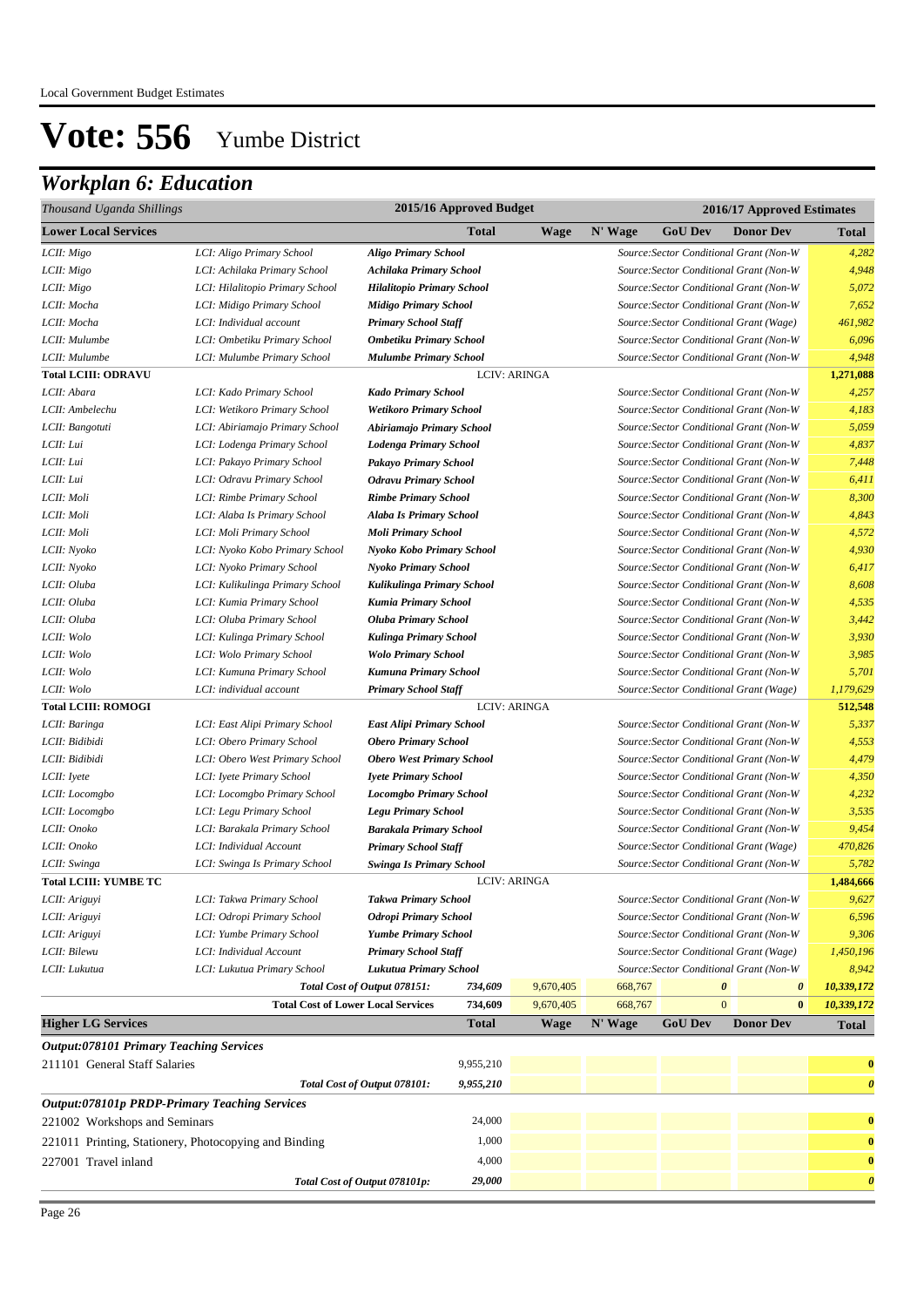Local Government Budget Estimates

# Vote: 556 Yumbe District

## Workplan 6: Education

| Thousand Uganda Shillings | | | 2015/16 Approved Budget | | 2016/17 Approved Estimates | | | |
|---|---|---|---|---|---|---|---|---|
| **Lower Local Services** | | | **Total** | **Wage** | **N' Wage** | **GoU Dev** | **Donor Dev** | **Total** |
| *LCII: Migo* | *LCI: Aligo Primary School* | ***Aligo Primary School*** | | | *Source:Sector Conditional Grant (Non-W* | | | *4,282* |
| *LCII: Migo* | *LCI: Achilaka Primary School* | ***Achilaka Primary School*** | | | *Source:Sector Conditional Grant (Non-W* | | | *4,948* |
| *LCII: Migo* | *LCI: Hilalitopio Primary School* | ***Hilalitopio Primary School*** | | | *Source:Sector Conditional Grant (Non-W* | | | *5,072* |
| *LCII: Mocha* | *LCI: Midigo Primary School* | ***Midigo Primary School*** | | | *Source:Sector Conditional Grant (Non-W* | | | *7,652* |
| *LCII: Mocha* | *LCI: Individual account* | ***Primary School Staff*** | | | *Source:Sector Conditional Grant (Wage)* | | | *461,982* |
| *LCII: Mulumbe* | *LCI: Ombetiku Primary School* | ***Ombetiku Primary School*** | | | *Source:Sector Conditional Grant (Non-W* | | | *6,096* |
| *LCII: Mulumbe* | *LCI: Mulumbe Primary School* | ***Mulumbe Primary School*** | | | *Source:Sector Conditional Grant (Non-W* | | | *4,948* |
| **Total LCIII: ODRAVU** | | | LCIV: ARINGA | | | | | **1,271,088** |
| *LCII: Abara* | *LCI: Kado Primary School* | ***Kado Primary School*** | | | *Source:Sector Conditional Grant (Non-W* | | | *4,257* |
| *LCII: Ambelechu* | *LCI: Wetikoro Primary School* | ***Wetikoro Primary School*** | | | *Source:Sector Conditional Grant (Non-W* | | | *4,183* |
| *LCII: Bangotuti* | *LCI: Abiriamajo Primary School* | ***Abiriamajo Primary School*** | | | *Source:Sector Conditional Grant (Non-W* | | | *5,059* |
| *LCII: Lui* | *LCI: Lodenga Primary School* | ***Lodenga Primary School*** | | | *Source:Sector Conditional Grant (Non-W* | | | *4,837* |
| *LCII: Lui* | *LCI: Pakayo Primary School* | ***Pakayo Primary School*** | | | *Source:Sector Conditional Grant (Non-W* | | | *7,448* |
| *LCII: Lui* | *LCI: Odravu Primary School* | ***Odravu Primary School*** | | | *Source:Sector Conditional Grant (Non-W* | | | *6,411* |
| *LCII: Moli* | *LCI: Rimbe Primary School* | ***Rimbe Primary School*** | | | *Source:Sector Conditional Grant (Non-W* | | | *8,300* |
| *LCII: Moli* | *LCI: Alaba Is Primary School* | ***Alaba Is Primary School*** | | | *Source:Sector Conditional Grant (Non-W* | | | *4,843* |
| *LCII: Moli* | *LCI: Moli Primary School* | ***Moli Primary School*** | | | *Source:Sector Conditional Grant (Non-W* | | | *4,572* |
| *LCII: Nyoko* | *LCI: Nyoko Kobo Primary School* | ***Nyoko Kobo Primary School*** | | | *Source:Sector Conditional Grant (Non-W* | | | *4,930* |
| *LCII: Nyoko* | *LCI: Nyoko Primary School* | ***Nyoko Primary School*** | | | *Source:Sector Conditional Grant (Non-W* | | | *6,417* |
| *LCII: Oluba* | *LCI: Kulikulinga Primary School* | ***Kulikulinga Primary School*** | | | *Source:Sector Conditional Grant (Non-W* | | | *8,608* |
| *LCII: Oluba* | *LCI: Kumia Primary School* | ***Kumia Primary School*** | | | *Source:Sector Conditional Grant (Non-W* | | | *4,535* |
| *LCII: Oluba* | *LCI: Oluba Primary School* | ***Oluba Primary School*** | | | *Source:Sector Conditional Grant (Non-W* | | | *3,442* |
| *LCII: Wolo* | *LCI: Kulinga Primary School* | ***Kulinga Primary School*** | | | *Source:Sector Conditional Grant (Non-W* | | | *3,930* |
| *LCII: Wolo* | *LCI: Wolo Primary School* | ***Wolo Primary School*** | | | *Source:Sector Conditional Grant (Non-W* | | | *3,985* |
| *LCII: Wolo* | *LCI: Kumuna Primary School* | ***Kumuna Primary School*** | | | *Source:Sector Conditional Grant (Non-W* | | | *5,701* |
| *LCII: Wolo* | *LCI: individual account* | ***Primary School Staff*** | | | *Source:Sector Conditional Grant (Wage)* | | | *1,179,629* |
| **Total LCIII: ROMOGI** | | | LCIV: ARINGA | | | | | **512,548** |
| *LCII: Baringa* | *LCI: East Alipi Primary School* | ***East Alipi Primary School*** | | | *Source:Sector Conditional Grant (Non-W* | | | *5,337* |
| *LCII: Bidibidi* | *LCI: Obero Primary School* | ***Obero Primary School*** | | | *Source:Sector Conditional Grant (Non-W* | | | *4,553* |
| *LCII: Bidibidi* | *LCI: Obero West Primary School* | ***Obero West Primary School*** | | | *Source:Sector Conditional Grant (Non-W* | | | *4,479* |
| *LCII: Iyete* | *LCI: Iyete Primary School* | ***Iyete Primary School*** | | | *Source:Sector Conditional Grant (Non-W* | | | *4,350* |
| *LCII: Locomgbo* | *LCI: Locomgbo Primary School* | ***Locomgbo Primary School*** | | | *Source:Sector Conditional Grant (Non-W* | | | *4,232* |
| *LCII: Locomgbo* | *LCI: Legu Primary School* | ***Legu Primary School*** | | | *Source:Sector Conditional Grant (Non-W* | | | *3,535* |
| *LCII: Onoko* | *LCI: Barakala Primary School* | ***Barakala Primary School*** | | | *Source:Sector Conditional Grant (Non-W* | | | *9,454* |
| *LCII: Onoko* | *LCI: Individual Account* | ***Primary School Staff*** | | | *Source:Sector Conditional Grant (Wage)* | | | *470,826* |
| *LCII: Swinga* | *LCI: Swinga Is Primary School* | ***Swinga Is Primary School*** | | | *Source:Sector Conditional Grant (Non-W* | | | *5,782* |
| **Total LCIII: YUMBE TC** | | | LCIV: ARINGA | | | | | **1,484,666** |
| *LCII: Ariguyi* | *LCI: Takwa Primary School* | ***Takwa Primary School*** | | | *Source:Sector Conditional Grant (Non-W* | | | *9,627* |
| *LCII: Ariguyi* | *LCI: Odropi Primary School* | ***Odropi Primary School*** | | | *Source:Sector Conditional Grant (Non-W* | | | *6,596* |
| *LCII: Ariguyi* | *LCI: Yumbe Primary School* | ***Yumbe Primary School*** | | | *Source:Sector Conditional Grant (Non-W* | | | *9,306* |
| *LCII: Bilewu* | *LCI: Individual Account* | ***Primary School Staff*** | | | *Source:Sector Conditional Grant (Wage)* | | | *1,450,196* |
| *LCII: Lukutua* | *LCI: Lukutua Primary School* | ***Lukutua Primary School*** | | | *Source:Sector Conditional Grant (Non-W* | | | *8,942* |
| | | ***Total Cost of Output 078151:*** | ***734,609*** | 9,670,405 | 668,767 | ***0*** | ***0*** | ***10,339,172*** |
| | | **Total Cost of Lower Local Services** | ***734,609*** | 9,670,405 | 668,767 | 0 | **0** | ***10,339,172*** |

| **Higher LG Services** | **Total** | **Wage** | **N' Wage** | **GoU Dev** | **Donor Dev** | **Total** |
|---|---|---|---|---|---|---|
| ***Output:078101 Primary Teaching Services*** | | | | | | |
| 211101 General Staff Salaries | 9,955,210 | | | | | **0** |
| ***Total Cost of Output 078101:*** | ***9,955,210*** | | | | | ***0*** |
| ***Output:078101p PRDP-Primary Teaching Services*** | | | | | | |
| 221002 Workshops and Seminars | 24,000 | | | | | **0** |
| 221011 Printing, Stationery, Photocopying and Binding | 1,000 | | | | | **0** |
| 227001 Travel inland | 4,000 | | | | | **0** |
| ***Total Cost of Output 078101p:*** | ***29,000*** | | | | | ***0*** |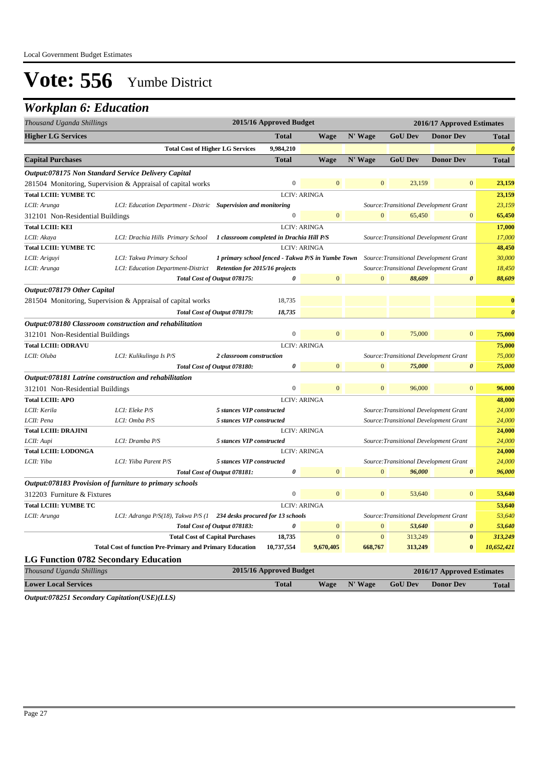# Vote: 556 Yumbe District

## Workplan 6: Education

| Thousand Uganda Shillings | | | 2015/16 Approved Budget | 2016/17 Approved Estimates | | | | |
|---|---|---|---|---|---|---|---|---|
| **Higher LG Services** | | | **Total** | **Wage** | **N' Wage** | **GoU Dev** | **Donor Dev** | **Total** |
| | **Total Cost of Higher LG Services** | | **9,984,210** | | | | | ***0*** |
| **Capital Purchases** | | | **Total** | **Wage** | **N' Wage** | **GoU Dev** | **Donor Dev** | **Total** |
| ***Output:078175 Non Standard Service Delivery Capital*** | | | | | | | | |
| 281504 Monitoring, Supervision & Appraisal of capital works | | | 0 | 0 | 0 | 23,159 | 0 | **23,159** |
| **Total LCIII: YUMBE TC** | | | LCIV: ARINGA | | | | | **23,159** |
| *LCII: Arunga* | *LCI: Education Department - Distric* | ***Supervision and monitoring*** | | | | *Source:Transitional Development Grant* | | *23,159* |
| 312101 Non-Residential Buildings | | | 0 | 0 | 0 | 65,450 | 0 | **65,450** |
| **Total LCIII: KEI** | | | LCIV: ARINGA | | | | | **17,000** |
| *LCII: Akaya* | *LCI: Drachia Hills Primary School* | ***1 classroom completed in Drachia Hill P/S*** | | | | *Source:Transitional Development Grant* | | *17,000* |
| **Total LCIII: YUMBE TC** | | | LCIV: ARINGA | | | | | **48,450** |
| *LCII: Ariguyi* | *LCI: Takwa Primary School* | ***1 primary school fenced - Takwa P/S in Yumbe Town*** | | | | *Source:Transitional Development Grant* | | *30,000* |
| *LCII: Arunga* | *LCI: Education Department-District* | ***Retention for 2015/16 projects*** | | | | *Source:Transitional Development Grant* | | *18,450* |
| | | ***Total Cost of Output 078175:*** | ***0*** | 0 | 0 | ***88,609*** | ***0*** | ***88,609*** |
| ***Output:078179 Other Capital*** | | | | | | | | |
| 281504 Monitoring, Supervision & Appraisal of capital works | | | 18,735 | | | | | **0** |
| | | ***Total Cost of Output 078179:*** | ***18,735*** | | | | | ***0*** |
| ***Output:078180 Classroom construction and rehabilitation*** | | | | | | | | |
| 312101 Non-Residential Buildings | | | 0 | 0 | 0 | 75,000 | 0 | **75,000** |
| **Total LCIII: ODRAVU** | | | LCIV: ARINGA | | | | | **75,000** |
| *LCII: Oluba* | *LCI: Kulikulinga Is P/S* | ***2 classroom construction*** | | | | *Source:Transitional Development Grant* | | *75,000* |
| | | ***Total Cost of Output 078180:*** | ***0*** | 0 | 0 | ***75,000*** | ***0*** | ***75,000*** |
| ***Output:078181 Latrine construction and rehabilitation*** | | | | | | | | |
| 312101 Non-Residential Buildings | | | 0 | 0 | 0 | 96,000 | 0 | **96,000** |
| **Total LCIII: APO** | | | LCIV: ARINGA | | | | | **48,000** |
| *LCII: Kerila* | *LCI: Eleke P/S* | ***5 stances VIP constructed*** | | | | *Source:Transitional Development Grant* | | *24,000* |
| *LCII: Pena* | *LCI: Omba P/S* | ***5 stances VIP constructed*** | | | | *Source:Transitional Development Grant* | | *24,000* |
| **Total LCIII: DRAJINI** | | | LCIV: ARINGA | | | | | **24,000** |
| *LCII: Aupi* | *LCI: Dramba P/S* | ***5 stances VIP constructed*** | | | | *Source:Transitional Development Grant* | | *24,000* |
| **Total LCIII: LODONGA** | | | LCIV: ARINGA | | | | | **24,000** |
| *LCII: Yiba* | *LCI: Yiiba Parent P/S* | ***5 stances VIP constructed*** | | | | *Source:Transitional Development Grant* | | *24,000* |
| | | ***Total Cost of Output 078181:*** | ***0*** | 0 | 0 | ***96,000*** | ***0*** | ***96,000*** |
| ***Output:078183 Provision of furniture to primary schools*** | | | | | | | | |
| 312203 Furniture & Fixtures | | | 0 | 0 | 0 | 53,640 | 0 | **53,640** |
| **Total LCIII: YUMBE TC** | | | LCIV: ARINGA | | | | | **53,640** |
| *LCII: Arunga* | *LCI: Adranga P/S(18), Takwa P/S (1* | ***234 desks procured for 13 schools*** | | | | *Source:Transitional Development Grant* | | *53,640* |
| | | ***Total Cost of Output 078183:*** | ***0*** | 0 | 0 | ***53,640*** | ***0*** | ***53,640*** |
| | | **Total Cost of Capital Purchases** | **18,735** | 0 | 0 | 313,249 | **0** | ***313,249*** |
| | **Total Cost of function Pre-Primary and Primary Education** | | **10,737,554** | **9,670,405** | **668,767** | **313,249** | **0** | ***10,652,421*** |

### LG Function 0782 Secondary Education

| Thousand Uganda Shillings | 2015/16 Approved Budget | 2016/17 Approved Estimates | | | | |
|---|---|---|---|---|---|---|
| **Lower Local Services** | **Total** | **Wage** | **N' Wage** | **GoU Dev** | **Donor Dev** | **Total** |

***Output:078251 Secondary Capitation(USE)(LLS)***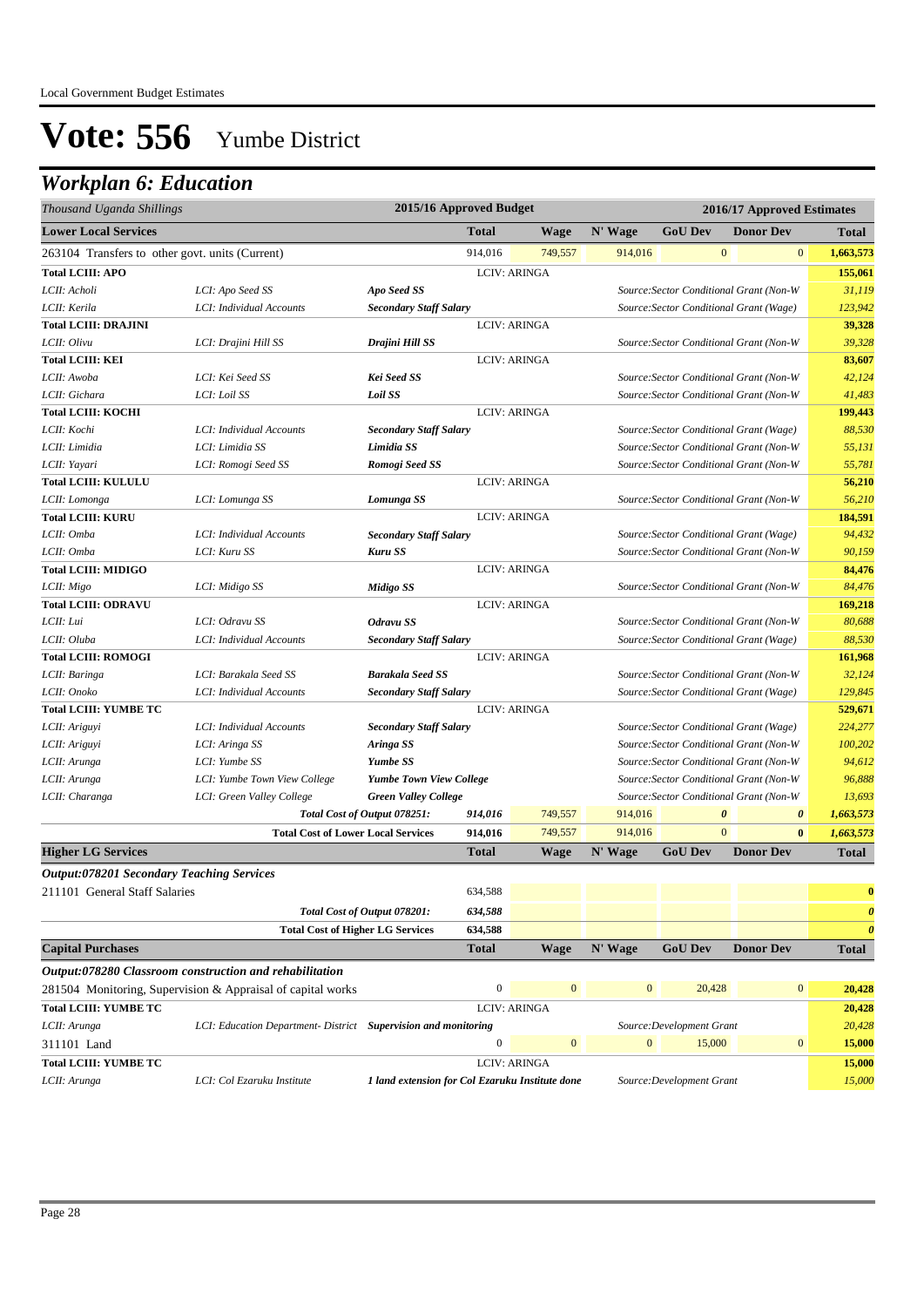Local Government Budget Estimates

# Vote: 556 Yumbe District

## Workplan 6: Education

| Thousand Uganda Shillings | | | 2015/16 Approved Budget | | 2016/17 Approved Estimates | | | |
|---|---|---|---|---|---|---|---|---|
| **Lower Local Services** | | | **Total** | **Wage** | **N' Wage** | **GoU Dev** | **Donor Dev** | **Total** |
| 263104 Transfers to other govt. units (Current) | | | 914,016 | 749,557 | 914,016 | 0 | 0 | **1,663,573** |
| **Total LCIII: APO** | | | LCIV: ARINGA | | | | | **155,061** |
| *LCII: Acholi* | *LCI: Apo Seed SS* | ***Apo Seed SS*** | | | *Source:Sector Conditional Grant (Non-W* | | | *31,119* |
| *LCII: Kerila* | *LCI: Individual Accounts* | ***Secondary Staff Salary*** | | | *Source:Sector Conditional Grant (Wage)* | | | *123,942* |
| **Total LCIII: DRAJINI** | | | LCIV: ARINGA | | | | | **39,328** |
| *LCII: Olivu* | *LCI: Drajini Hill SS* | ***Drajini Hill SS*** | | | *Source:Sector Conditional Grant (Non-W* | | | *39,328* |
| **Total LCIII: KEI** | | | LCIV: ARINGA | | | | | **83,607** |
| *LCII: Awoba* | *LCI: Kei Seed SS* | ***Kei Seed SS*** | | | *Source:Sector Conditional Grant (Non-W* | | | *42,124* |
| *LCII: Gichara* | *LCI: Loil SS* | ***Loil SS*** | | | *Source:Sector Conditional Grant (Non-W* | | | *41,483* |
| **Total LCIII: KOCHI** | | | LCIV: ARINGA | | | | | **199,443** |
| *LCII: Kochi* | *LCI: Individual Accounts* | ***Secondary Staff Salary*** | | | *Source:Sector Conditional Grant (Wage)* | | | *88,530* |
| *LCII: Limidia* | *LCI: Limidia SS* | ***Limidia SS*** | | | *Source:Sector Conditional Grant (Non-W* | | | *55,131* |
| *LCII: Yayari* | *LCI: Romogi Seed SS* | ***Romogi Seed SS*** | | | *Source:Sector Conditional Grant (Non-W* | | | *55,781* |
| **Total LCIII: KULULU** | | | LCIV: ARINGA | | | | | **56,210** |
| *LCII: Lomonga* | *LCI: Lomunga SS* | ***Lomunga SS*** | | | *Source:Sector Conditional Grant (Non-W* | | | *56,210* |
| **Total LCIII: KURU** | | | LCIV: ARINGA | | | | | **184,591** |
| *LCII: Omba* | *LCI: Individual Accounts* | ***Secondary Staff Salary*** | | | *Source:Sector Conditional Grant (Wage)* | | | *94,432* |
| *LCII: Omba* | *LCI: Kuru SS* | ***Kuru SS*** | | | *Source:Sector Conditional Grant (Non-W* | | | *90,159* |
| **Total LCIII: MIDIGO** | | | LCIV: ARINGA | | | | | **84,476** |
| *LCII: Migo* | *LCI: Midigo SS* | ***Midigo SS*** | | | *Source:Sector Conditional Grant (Non-W* | | | *84,476* |
| **Total LCIII: ODRAVU** | | | LCIV: ARINGA | | | | | **169,218** |
| *LCII: Lui* | *LCI: Odravu SS* | ***Odravu SS*** | | | *Source:Sector Conditional Grant (Non-W* | | | *80,688* |
| *LCII: Oluba* | *LCI: Individual Accounts* | ***Secondary Staff Salary*** | | | *Source:Sector Conditional Grant (Wage)* | | | *88,530* |
| **Total LCIII: ROMOGI** | | | LCIV: ARINGA | | | | | **161,968** |
| *LCII: Baringa* | *LCI: Barakala Seed SS* | ***Barakala Seed SS*** | | | *Source:Sector Conditional Grant (Non-W* | | | *32,124* |
| *LCII: Onoko* | *LCI: Individual Accounts* | ***Secondary Staff Salary*** | | | *Source:Sector Conditional Grant (Wage)* | | | *129,845* |
| **Total LCIII: YUMBE TC** | | | LCIV: ARINGA | | | | | **529,671** |
| *LCII: Ariguyi* | *LCI: Individual Accounts* | ***Secondary Staff Salary*** | | | *Source:Sector Conditional Grant (Wage)* | | | *224,277* |
| *LCII: Ariguyi* | *LCI: Aringa SS* | ***Aringa SS*** | | | *Source:Sector Conditional Grant (Non-W* | | | *100,202* |
| *LCII: Arunga* | *LCI: Yumbe SS* | ***Yumbe SS*** | | | *Source:Sector Conditional Grant (Non-W* | | | *94,612* |
| *LCII: Arunga* | *LCI: Yumbe Town View College* | ***Yumbe Town View College*** | | | *Source:Sector Conditional Grant (Non-W* | | | *96,888* |
| *LCII: Charanga* | *LCI: Green Valley College* | ***Green Valley College*** | | | *Source:Sector Conditional Grant (Non-W* | | | *13,693* |
| | | *Total Cost of Output 078251:* | *914,016* | 749,557 | 914,016 | *0* | *0* | *1,663,573* |
| | | **Total Cost of Lower Local Services** | **914,016** | 749,557 | 914,016 | 0 | **0** | **1,663,573** |
| **Higher LG Services** | | | **Total** | **Wage** | **N' Wage** | **GoU Dev** | **Donor Dev** | **Total** |
| ***Output:078201 Secondary Teaching Services*** | | | | | | | | |
| 211101 General Staff Salaries | | | 634,588 | | | | | **0** |
| | | *Total Cost of Output 078201:* | *634,588* | | | | | *0* |
| | | **Total Cost of Higher LG Services** | **634,588** | | | | | *0* |
| **Capital Purchases** | | | **Total** | **Wage** | **N' Wage** | **GoU Dev** | **Donor Dev** | **Total** |
| ***Output:078280 Classroom construction and rehabilitation*** | | | | | | | | |
| 281504 Monitoring, Supervision & Appraisal of capital works | | | 0 | 0 | 0 | 20,428 | 0 | **20,428** |
| **Total LCIII: YUMBE TC** | | | LCIV: ARINGA | | | | | **20,428** |
| *LCII: Arunga* | *LCI: Education Department- District* | ***Supervision and monitoring*** | | | *Source:Development Grant* | | | *20,428* |
| 311101 Land | | | 0 | 0 | 0 | 15,000 | 0 | **15,000** |
| **Total LCIII: YUMBE TC** | | | LCIV: ARINGA | | | | | **15,000** |
| *LCII: Arunga* | *LCI: Col Ezaruku Institute* | ***1 land extension for Col Ezaruku Institute done*** | | | *Source:Development Grant* | | | *15,000* |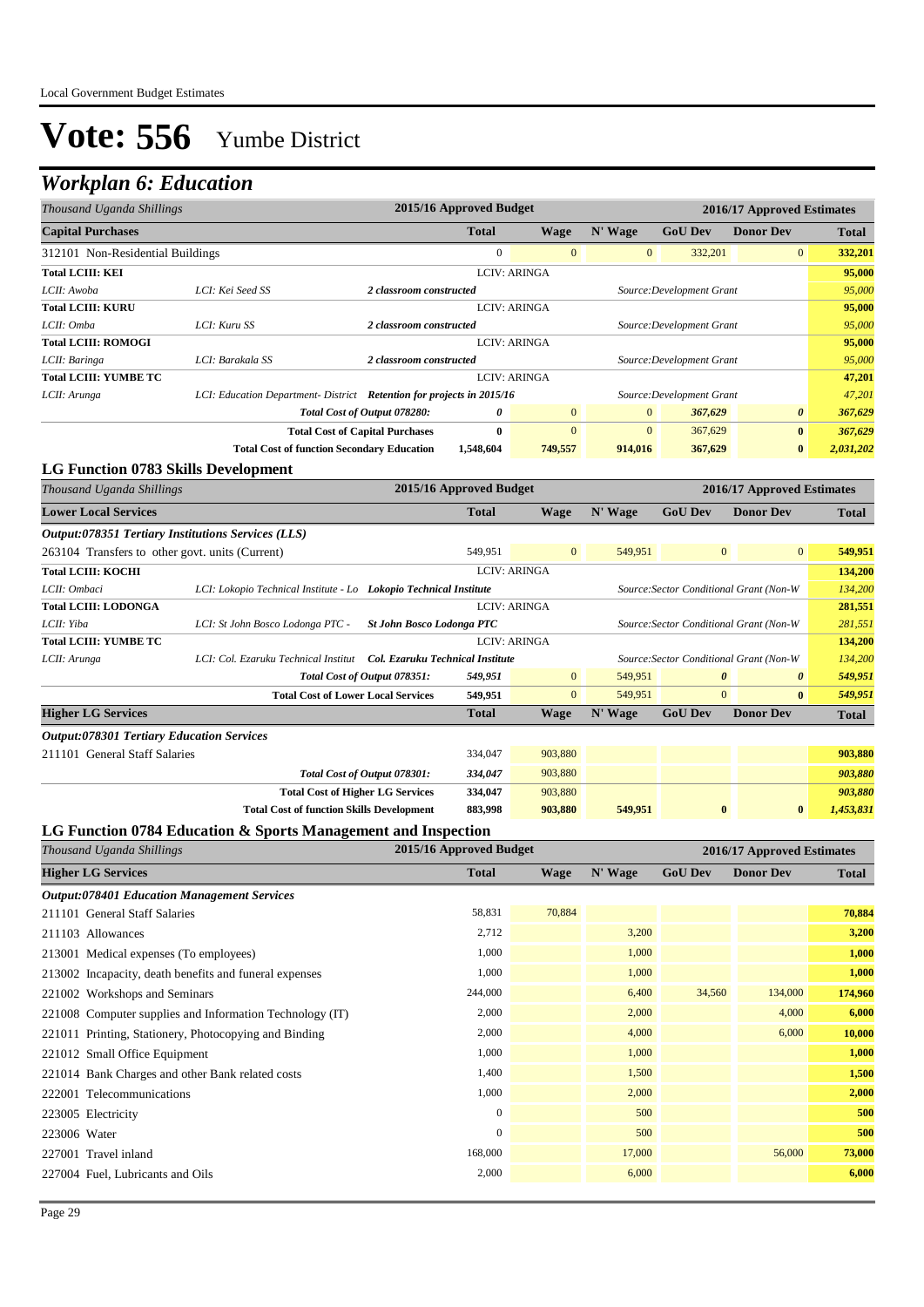# Vote: 556 Yumbe District

## Workplan 6: Education

| Thousand Uganda Shillings | | | 2015/16 Approved Budget | 2016/17 Approved Estimates | | | | |
|---|---|---|---|---|---|---|---|---|
| **Capital Purchases** | | | **Total** | **Wage** | **N' Wage** | **GoU Dev** | **Donor Dev** | **Total** |
| 312101 Non-Residential Buildings | | | 0 | 0 | 0 | 332,201 | 0 | **332,201** |
| **Total LCIII: KEI** | | | LCIV: ARINGA | | | | | **95,000** |
| *LCII: Awoba* | *LCI: Kei Seed SS* | *2 classroom constructed* | | | | *Source:Development Grant* | | *95,000* |
| **Total LCIII: KURU** | | | LCIV: ARINGA | | | | | **95,000** |
| *LCII: Omba* | *LCI: Kuru SS* | *2 classroom constructed* | | | | *Source:Development Grant* | | *95,000* |
| **Total LCIII: ROMOGI** | | | LCIV: ARINGA | | | | | **95,000** |
| *LCII: Baringa* | *LCI: Barakala SS* | *2 classroom constructed* | | | | *Source:Development Grant* | | *95,000* |
| **Total LCIII: YUMBE TC** | | | LCIV: ARINGA | | | | | **47,201** |
| *LCII: Arunga* | *LCI: Education Department- District* | ***Retention for projects in 2015/16*** | | | | *Source:Development Grant* | | *47,201* |
| | | *Total Cost of Output 078280:* | *0* | 0 | 0 | *367,629* | *0* | *367,629* |
| | | **Total Cost of Capital Purchases** | **0** | 0 | 0 | 367,629 | **0** | ***367,629*** |
| | | **Total Cost of function Secondary Education** | **1,548,604** | **749,557** | **914,016** | **367,629** | **0** | ***2,031,202*** |

### LG Function 0783 Skills Development

| Thousand Uganda Shillings | | | 2015/16 Approved Budget | 2016/17 Approved Estimates | | | | |
|---|---|---|---|---|---|---|---|---|
| **Lower Local Services** | | | **Total** | **Wage** | **N' Wage** | **GoU Dev** | **Donor Dev** | **Total** |
| ***Output:078351 Tertiary Institutions Services (LLS)*** | | | | | | | | |
| 263104 Transfers to other govt. units (Current) | | | 549,951 | 0 | 549,951 | 0 | 0 | **549,951** |
| **Total LCIII: KOCHI** | | | LCIV: ARINGA | | | | | **134,200** |
| *LCII: Ombaci* | *LCI: Lokopio Technical Institute - Lo* | ***Lokopio Technical Institute*** | | | | *Source:Sector Conditional Grant (Non-W* | | *134,200* |
| **Total LCIII: LODONGA** | | | LCIV: ARINGA | | | | | **281,551** |
| *LCII: Yiba* | *LCI: St John Bosco Lodonga PTC -* | ***St John Bosco Lodonga PTC*** | | | | *Source:Sector Conditional Grant (Non-W* | | *281,551* |
| **Total LCIII: YUMBE TC** | | | LCIV: ARINGA | | | | | **134,200** |
| *LCII: Arunga* | *LCI: Col. Ezaruku Technical Institut* | ***Col. Ezaruku Technical Institute*** | | | | *Source:Sector Conditional Grant (Non-W* | | *134,200* |
| | | *Total Cost of Output 078351:* | *549,951* | 0 | 549,951 | *0* | *0* | *549,951* |
| | | **Total Cost of Lower Local Services** | **549,951** | 0 | 549,951 | 0 | **0** | ***549,951*** |
| **Higher LG Services** | | | **Total** | **Wage** | **N' Wage** | **GoU Dev** | **Donor Dev** | **Total** |
| ***Output:078301 Tertiary Education Services*** | | | | | | | | |
| 211101 General Staff Salaries | | | 334,047 | 903,880 | | | | **903,880** |
| | | *Total Cost of Output 078301:* | *334,047* | 903,880 | | | | ***903,880*** |
| | | **Total Cost of Higher LG Services** | **334,047** | 903,880 | | | | ***903,880*** |
| | | **Total Cost of function Skills Development** | **883,998** | **903,880** | **549,951** | **0** | **0** | ***1,453,831*** |

### LG Function 0784 Education & Sports Management and Inspection

| Thousand Uganda Shillings | 2015/16 Approved Budget | 2016/17 Approved Estimates | | | | |
|---|---|---|---|---|---|---|
| **Higher LG Services** | **Total** | **Wage** | **N' Wage** | **GoU Dev** | **Donor Dev** | **Total** |
| ***Output:078401 Education Management Services*** | | | | | | |
| 211101 General Staff Salaries | 58,831 | 70,884 | | | | **70,884** |
| 211103 Allowances | 2,712 | | 3,200 | | | **3,200** |
| 213001 Medical expenses (To employees) | 1,000 | | 1,000 | | | **1,000** |
| 213002 Incapacity, death benefits and funeral expenses | 1,000 | | 1,000 | | | **1,000** |
| 221002 Workshops and Seminars | 244,000 | | 6,400 | 34,560 | 134,000 | **174,960** |
| 221008 Computer supplies and Information Technology (IT) | 2,000 | | 2,000 | | 4,000 | **6,000** |
| 221011 Printing, Stationery, Photocopying and Binding | 2,000 | | 4,000 | | 6,000 | **10,000** |
| 221012 Small Office Equipment | 1,000 | | 1,000 | | | **1,000** |
| 221014 Bank Charges and other Bank related costs | 1,400 | | 1,500 | | | **1,500** |
| 222001 Telecommunications | 1,000 | | 2,000 | | | **2,000** |
| 223005 Electricity | 0 | | 500 | | | **500** |
| 223006 Water | 0 | | 500 | | | **500** |
| 227001 Travel inland | 168,000 | | 17,000 | | 56,000 | **73,000** |
| 227004 Fuel, Lubricants and Oils | 2,000 | | 6,000 | | | **6,000** |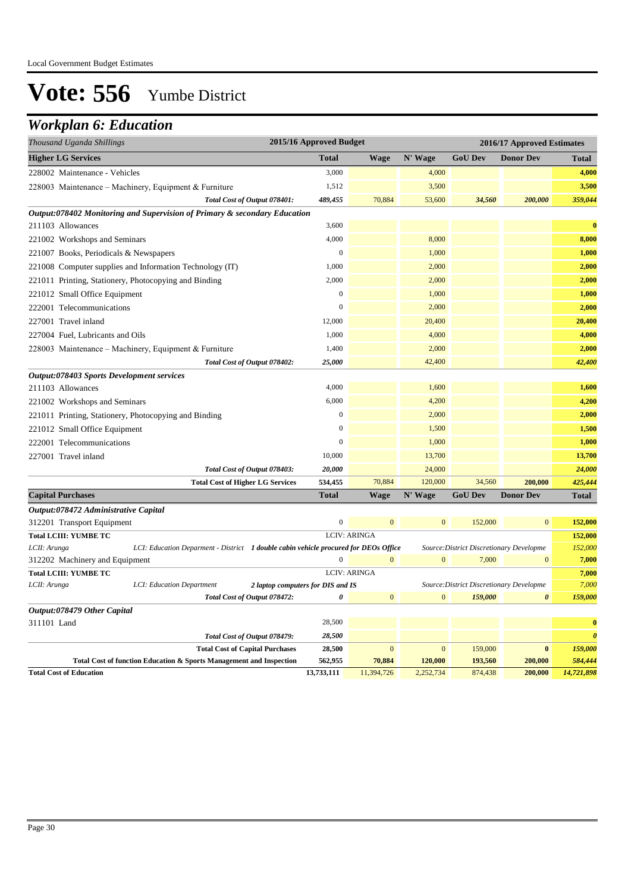# Vote: 556 Yumbe District

## Workplan 6: Education

| Thousand Uganda Shillings | 2015/16 Approved Budget | 2016/17 Approved Estimates | | | | |
|---|---|---|---|---|---|---|
| **Higher LG Services** | **Total** | **Wage** | **N' Wage** | **GoU Dev** | **Donor Dev** | **Total** |
| 228002 Maintenance - Vehicles | 3,000 | | 4,000 | | | **4,000** |
| 228003 Maintenance – Machinery, Equipment & Furniture | 1,512 | | 3,500 | | | **3,500** |
| *Total Cost of Output 078401:* | ***489,455*** | 70,884 | 53,600 | ***34,560*** | ***200,000*** | ***359,044*** |
| ***Output:078402 Monitoring and Supervision of Primary & secondary Education*** | | | | | | |
| 211103 Allowances | 3,600 | | | | | **0** |
| 221002 Workshops and Seminars | 4,000 | | 8,000 | | | **8,000** |
| 221007 Books, Periodicals & Newspapers | 0 | | 1,000 | | | **1,000** |
| 221008 Computer supplies and Information Technology (IT) | 1,000 | | 2,000 | | | **2,000** |
| 221011 Printing, Stationery, Photocopying and Binding | 2,000 | | 2,000 | | | **2,000** |
| 221012 Small Office Equipment | 0 | | 1,000 | | | **1,000** |
| 222001 Telecommunications | 0 | | 2,000 | | | **2,000** |
| 227001 Travel inland | 12,000 | | 20,400 | | | **20,400** |
| 227004 Fuel, Lubricants and Oils | 1,000 | | 4,000 | | | **4,000** |
| 228003 Maintenance – Machinery, Equipment & Furniture | 1,400 | | 2,000 | | | **2,000** |
| *Total Cost of Output 078402:* | ***25,000*** | | 42,400 | | | ***42,400*** |
| ***Output:078403 Sports Development services*** | | | | | | |
| 211103 Allowances | 4,000 | | 1,600 | | | **1,600** |
| 221002 Workshops and Seminars | 6,000 | | 4,200 | | | **4,200** |
| 221011 Printing, Stationery, Photocopying and Binding | 0 | | 2,000 | | | **2,000** |
| 221012 Small Office Equipment | 0 | | 1,500 | | | **1,500** |
| 222001 Telecommunications | 0 | | 1,000 | | | **1,000** |
| 227001 Travel inland | 10,000 | | 13,700 | | | **13,700** |
| *Total Cost of Output 078403:* | ***20,000*** | | 24,000 | | | ***24,000*** |
| **Total Cost of Higher LG Services** | **534,455** | 70,884 | 120,000 | 34,560 | **200,000** | ***425,444*** |
| **Capital Purchases** | **Total** | **Wage** | **N' Wage** | **GoU Dev** | **Donor Dev** | **Total** |
| ***Output:078472 Administrative Capital*** | | | | | | |
| 312201 Transport Equipment | 0 | 0 | 0 | 152,000 | 0 | **152,000** |
| **Total LCIII: YUMBE TC** | LCIV: ARINGA | | | | | **152,000** |
| *LCII: Arunga* — *LCI: Education Deparment - District* — ***1 double cabin vehicle procured for DEOs Office*** | | | *Source:District Discretionary Developme* | | | *152,000* |
| 312202 Machinery and Equipment | 0 | 0 | 0 | 7,000 | 0 | **7,000** |
| **Total LCIII: YUMBE TC** | LCIV: ARINGA | | | | | **7,000** |
| *LCII: Arunga* — *LCI: Education Department* — ***2 laptop computers for DIS and IS*** | | | *Source:District Discretionary Developme* | | | *7,000* |
| *Total Cost of Output 078472:* | ***0*** | 0 | 0 | ***159,000*** | ***0*** | ***159,000*** |
| ***Output:078479 Other Capital*** | | | | | | |
| 311101 Land | 28,500 | | | | | **0** |
| *Total Cost of Output 078479:* | ***28,500*** | | | | | ***0*** |
| **Total Cost of Capital Purchases** | **28,500** | 0 | 0 | 159,000 | **0** | ***159,000*** |
| **Total Cost of function Education & Sports Management and Inspection** | **562,955** | **70,884** | **120,000** | **193,560** | **200,000** | ***584,444*** |
| **Total Cost of Education** | **13,733,111** | 11,394,726 | 2,252,734 | 874,438 | **200,000** | ***14,721,898*** |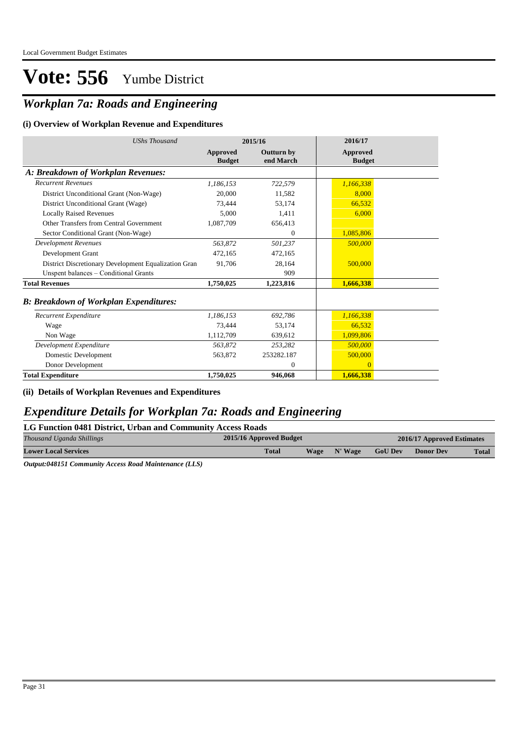Local Government Budget Estimates

# Vote: 556 Yumbe District

## *Workplan 7a: Roads and Engineering*

### (i) Overview of Workplan Revenue and Expenditures

| *UShs Thousand* | 2015/16 | | 2016/17 |
|---|---|---|---|
| | **Approved Budget** | **Outturn by end March** | **Approved Budget** |
| ***A: Breakdown of Workplan Revenues:*** | | | |
| *Recurrent Revenues* | *1,186,153* | *722,579* | *1,166,338* |
| District Unconditional Grant (Non-Wage) | 20,000 | 11,582 | 8,000 |
| District Unconditional Grant (Wage) | 73,444 | 53,174 | 66,532 |
| Locally Raised Revenues | 5,000 | 1,411 | 6,000 |
| Other Transfers from Central Government | 1,087,709 | 656,413 | |
| Sector Conditional Grant (Non-Wage) | | 0 | 1,085,806 |
| *Development Revenues* | *563,872* | *501,237* | *500,000* |
| Development Grant | 472,165 | 472,165 | |
| District Discretionary Development Equalization Gran | 91,706 | 28,164 | 500,000 |
| Unspent balances – Conditional Grants | | 909 | |
| **Total Revenues** | **1,750,025** | **1,223,816** | **1,666,338** |
| ***B: Breakdown of Workplan Expenditures:*** | | | |
| *Recurrent Expenditure* | *1,186,153* | *692,786* | *1,166,338* |
| Wage | 73,444 | 53,174 | 66,532 |
| Non Wage | 1,112,709 | 639,612 | 1,099,806 |
| *Development Expenditure* | *563,872* | *253,282* | *500,000* |
| Domestic Development | 563,872 | 253282.187 | 500,000 |
| Donor Development | | 0 | 0 |
| **Total Expenditure** | **1,750,025** | **946,068** | **1,666,338** |

### (ii) Details of Workplan Revenues and Expenditures

## *Expenditure Details for Workplan 7a: Roads and Engineering*

### LG Function 0481 District, Urban and Community Access Roads

| *Thousand Uganda Shillings* | 2015/16 Approved Budget | 2016/17 Approved Estimates | | | | |
|---|---|---|---|---|---|---|
| **Lower Local Services** | **Total** | **Wage** | **N' Wage** | **GoU Dev** | **Donor Dev** | **Total** |

***Output:048151 Community Access Road Maintenance (LLS)***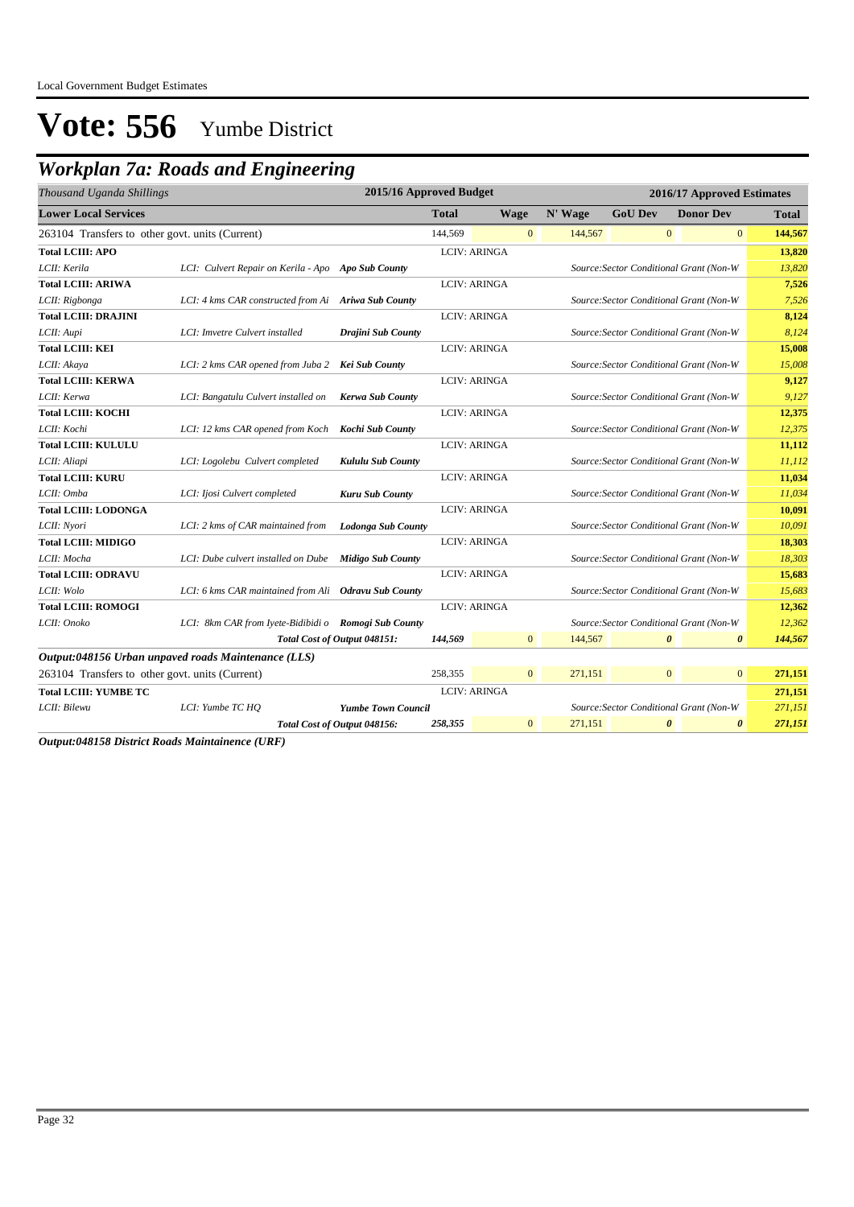Local Government Budget Estimates

# Vote: 556 Yumbe District

## Workplan 7a: Roads and Engineering

| *Thousand Uganda Shillings* | | | 2015/16 Approved Budget | | | | 2016/17 Approved Estimates | |
|---|---|---|---|---|---|---|---|---|
| **Lower Local Services** | | | **Total** | **Wage** | **N' Wage** | **GoU Dev** | **Donor Dev** | **Total** |
| 263104 Transfers to other govt. units (Current) | | | 144,569 | 0 | 144,567 | 0 | 0 | **144,567** |
| **Total LCIII: APO** | | | LCIV: ARINGA | | | | | **13,820** |
| *LCII: Kerila* | *LCI: Culvert Repair on Kerila - Apo* | ***Apo Sub County*** | | | | *Source:Sector Conditional Grant (Non-W* | | *13,820* |
| **Total LCIII: ARIWA** | | | LCIV: ARINGA | | | | | **7,526** |
| *LCII: Rigbonga* | *LCI: 4 kms CAR constructed from Ai* | ***Ariwa Sub County*** | | | | *Source:Sector Conditional Grant (Non-W* | | *7,526* |
| **Total LCIII: DRAJINI** | | | LCIV: ARINGA | | | | | **8,124** |
| *LCII: Aupi* | *LCI: Imvetre Culvert installed* | ***Drajini Sub County*** | | | | *Source:Sector Conditional Grant (Non-W* | | *8,124* |
| **Total LCIII: KEI** | | | LCIV: ARINGA | | | | | **15,008** |
| *LCII: Akaya* | *LCI: 2 kms CAR opened from Juba 2* | ***Kei Sub County*** | | | | *Source:Sector Conditional Grant (Non-W* | | *15,008* |
| **Total LCIII: KERWA** | | | LCIV: ARINGA | | | | | **9,127** |
| *LCII: Kerwa* | *LCI: Bangatulu Culvert installed on* | ***Kerwa Sub County*** | | | | *Source:Sector Conditional Grant (Non-W* | | *9,127* |
| **Total LCIII: KOCHI** | | | LCIV: ARINGA | | | | | **12,375** |
| *LCII: Kochi* | *LCI: 12 kms CAR opened from Koch* | ***Kochi Sub County*** | | | | *Source:Sector Conditional Grant (Non-W* | | *12,375* |
| **Total LCIII: KULULU** | | | LCIV: ARINGA | | | | | **11,112** |
| *LCII: Aliapi* | *LCI: Logolebu Culvert completed* | ***Kululu Sub County*** | | | | *Source:Sector Conditional Grant (Non-W* | | *11,112* |
| **Total LCIII: KURU** | | | LCIV: ARINGA | | | | | **11,034** |
| *LCII: Omba* | *LCI: Ijosi Culvert completed* | ***Kuru Sub County*** | | | | *Source:Sector Conditional Grant (Non-W* | | *11,034* |
| **Total LCIII: LODONGA** | | | LCIV: ARINGA | | | | | **10,091** |
| *LCII: Nyori* | *LCI: 2 kms of CAR maintained from* | ***Lodonga Sub County*** | | | | *Source:Sector Conditional Grant (Non-W* | | *10,091* |
| **Total LCIII: MIDIGO** | | | LCIV: ARINGA | | | | | **18,303** |
| *LCII: Mocha* | *LCI: Dube culvert installed on Dube* | ***Midigo Sub County*** | | | | *Source:Sector Conditional Grant (Non-W* | | *18,303* |
| **Total LCIII: ODRAVU** | | | LCIV: ARINGA | | | | | **15,683** |
| *LCII: Wolo* | *LCI: 6 kms CAR maintained from Ali* | ***Odravu Sub County*** | | | | *Source:Sector Conditional Grant (Non-W* | | *15,683* |
| **Total LCIII: ROMOGI** | | | LCIV: ARINGA | | | | | **12,362** |
| *LCII: Onoko* | *LCI: 8km CAR from Iyete-Bidibidi o* | ***Romogi Sub County*** | | | | *Source:Sector Conditional Grant (Non-W* | | *12,362* |
| | ***Total Cost of Output 048151:*** | | *144,569* | 0 | 144,567 | ***0*** | ***0*** | ***144,567*** |
| ***Output:048156 Urban unpaved roads Maintenance (LLS)*** | | | | | | | | |
| 263104 Transfers to other govt. units (Current) | | | 258,355 | 0 | 271,151 | 0 | 0 | **271,151** |
| **Total LCIII: YUMBE TC** | | | LCIV: ARINGA | | | | | **271,151** |
| *LCII: Bilewu* | *LCI: Yumbe TC HQ* | ***Yumbe Town Council*** | | | | *Source:Sector Conditional Grant (Non-W* | | *271,151* |
| | ***Total Cost of Output 048156:*** | | *258,355* | 0 | 271,151 | ***0*** | ***0*** | ***271,151*** |

***Output:048158 District Roads Maintainence (URF)***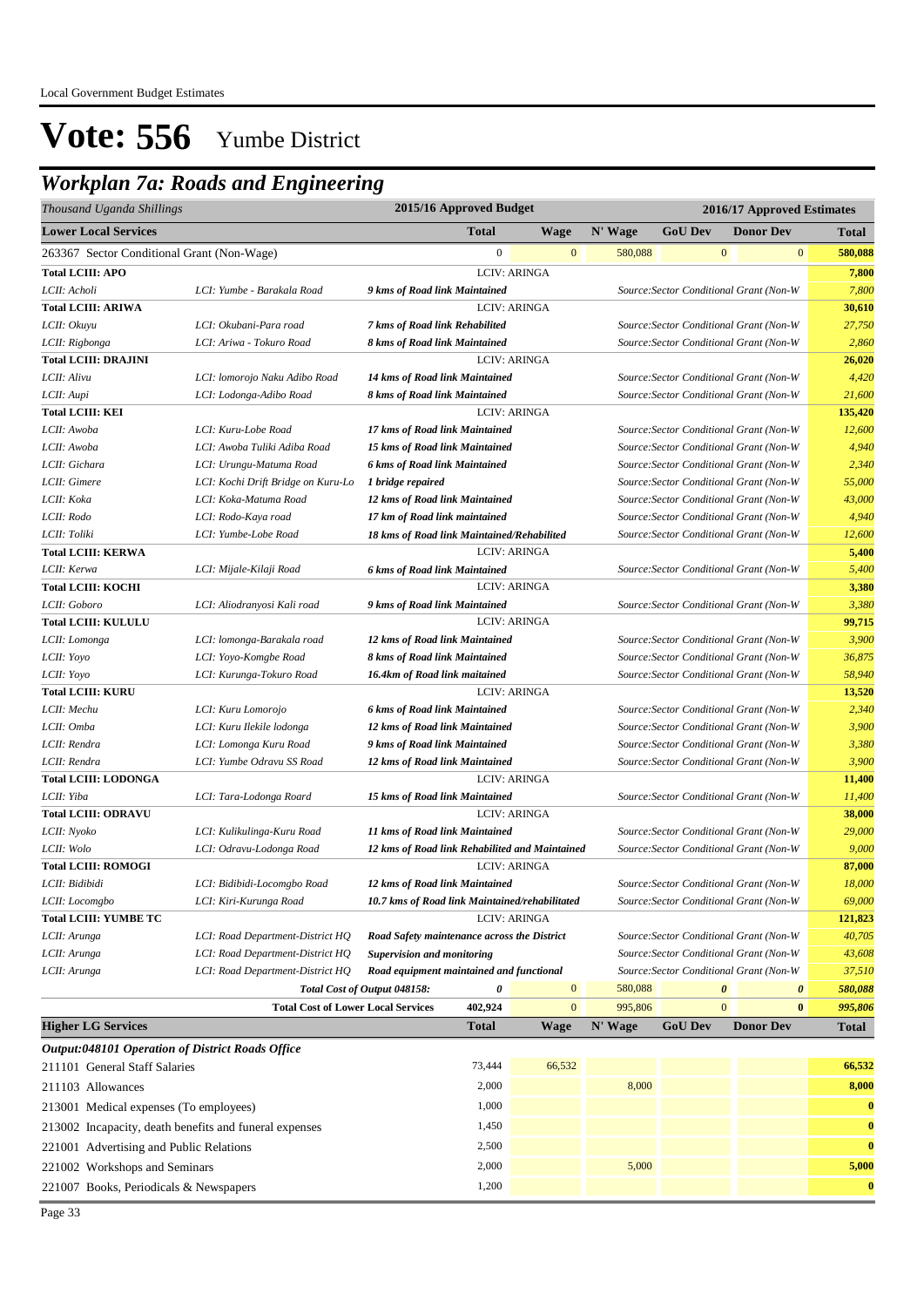Local Government Budget Estimates

# Vote: 556 Yumbe District

## Workplan 7a: Roads and Engineering

| Thousand Uganda Shillings | | | 2015/16 Approved Budget | | 2016/17 Approved Estimates | | | |
|---|---|---|---|---|---|---|---|---|
| **Lower Local Services** | | | **Total** | **Wage** | **N' Wage** | **GoU Dev** | **Donor Dev** | **Total** |
| 263367 Sector Conditional Grant (Non-Wage) | | | 0 | 0 | 580,088 | 0 | 0 | **580,088** |
| **Total LCIII: APO** | | | LCIV: ARINGA | | | | | **7,800** |
| *LCII: Acholi* | *LCI: Yumbe - Barakala Road* | ***9 kms of Road link Maintained*** | | | *Source:Sector Conditional Grant (Non-W* | | | *7,800* |
| **Total LCIII: ARIWA** | | | LCIV: ARINGA | | | | | **30,610** |
| *LCII: Okuyu* | *LCI: Okubani-Para road* | ***7 kms of Road link Rehabilited*** | | | *Source:Sector Conditional Grant (Non-W* | | | *27,750* |
| *LCII: Rigbonga* | *LCI: Ariwa - Tokuro Road* | ***8 kms of Road link Maintained*** | | | *Source:Sector Conditional Grant (Non-W* | | | *2,860* |
| **Total LCIII: DRAJINI** | | | LCIV: ARINGA | | | | | **26,020** |
| *LCII: Alivu* | *LCI: lomorojo Naku Adibo Road* | ***14 kms of Road link Maintained*** | | | *Source:Sector Conditional Grant (Non-W* | | | *4,420* |
| *LCII: Aupi* | *LCI: Lodonga-Adibo Road* | ***8 kms of Road link Maintained*** | | | *Source:Sector Conditional Grant (Non-W* | | | *21,600* |
| **Total LCIII: KEI** | | | LCIV: ARINGA | | | | | **135,420** |
| *LCII: Awoba* | *LCI: Kuru-Lobe Road* | ***17 kms of Road link Maintained*** | | | *Source:Sector Conditional Grant (Non-W* | | | *12,600* |
| *LCII: Awoba* | *LCI: Awoba Tuliki Adiba Road* | ***15 kms of Road link Maintained*** | | | *Source:Sector Conditional Grant (Non-W* | | | *4,940* |
| *LCII: Gichara* | *LCI: Urungu-Matuma Road* | ***6 kms of Road link Maintained*** | | | *Source:Sector Conditional Grant (Non-W* | | | *2,340* |
| *LCII: Gimere* | *LCI: Kochi Drift Bridge on Kuru-Lo* | ***1 bridge repaired*** | | | *Source:Sector Conditional Grant (Non-W* | | | *55,000* |
| *LCII: Koka* | *LCI: Koka-Matuma Road* | ***12 kms of Road link Maintained*** | | | *Source:Sector Conditional Grant (Non-W* | | | *43,000* |
| *LCII: Rodo* | *LCI: Rodo-Kaya road* | ***17 km of Road link maintained*** | | | *Source:Sector Conditional Grant (Non-W* | | | *4,940* |
| *LCII: Toliki* | *LCI: Yumbe-Lobe Road* | ***18 kms of Road link Maintained/Rehabilited*** | | | *Source:Sector Conditional Grant (Non-W* | | | *12,600* |
| **Total LCIII: KERWA** | | | LCIV: ARINGA | | | | | **5,400** |
| *LCII: Kerwa* | *LCI: Mijale-Kilaji Road* | ***6 kms of Road link Maintained*** | | | *Source:Sector Conditional Grant (Non-W* | | | *5,400* |
| **Total LCIII: KOCHI** | | | LCIV: ARINGA | | | | | **3,380** |
| *LCII: Goboro* | *LCI: Aliodranyosi Kali road* | ***9 kms of Road link Maintained*** | | | *Source:Sector Conditional Grant (Non-W* | | | *3,380* |
| **Total LCIII: KULULU** | | | LCIV: ARINGA | | | | | **99,715** |
| *LCII: Lomonga* | *LCI: lomonga-Barakala road* | ***12 kms of Road link Maintained*** | | | *Source:Sector Conditional Grant (Non-W* | | | *3,900* |
| *LCII: Yoyo* | *LCI: Yoyo-Komgbe Road* | ***8 kms of Road link Maintained*** | | | *Source:Sector Conditional Grant (Non-W* | | | *36,875* |
| *LCII: Yoyo* | *LCI: Kurunga-Tokuro Road* | ***16.4km of Road link maitained*** | | | *Source:Sector Conditional Grant (Non-W* | | | *58,940* |
| **Total LCIII: KURU** | | | LCIV: ARINGA | | | | | **13,520** |
| *LCII: Mechu* | *LCI: Kuru Lomorojo* | ***6 kms of Road link Maintained*** | | | *Source:Sector Conditional Grant (Non-W* | | | *2,340* |
| *LCII: Omba* | *LCI: Kuru Ilekile lodonga* | ***12 kms of Road link Maintained*** | | | *Source:Sector Conditional Grant (Non-W* | | | *3,900* |
| *LCII: Rendra* | *LCI: Lomonga Kuru Road* | ***9 kms of Road link Maintained*** | | | *Source:Sector Conditional Grant (Non-W* | | | *3,380* |
| *LCII: Rendra* | *LCI: Yumbe Odravu SS Road* | ***12 kms of Road link Maintained*** | | | *Source:Sector Conditional Grant (Non-W* | | | *3,900* |
| **Total LCIII: LODONGA** | | | LCIV: ARINGA | | | | | **11,400** |
| *LCII: Yiba* | *LCI: Tara-Lodonga Roard* | ***15 kms of Road link Maintained*** | | | *Source:Sector Conditional Grant (Non-W* | | | *11,400* |
| **Total LCIII: ODRAVU** | | | LCIV: ARINGA | | | | | **38,000** |
| *LCII: Nyoko* | *LCI: Kulikulinga-Kuru Road* | ***11 kms of Road link Maintained*** | | | *Source:Sector Conditional Grant (Non-W* | | | *29,000* |
| *LCII: Wolo* | *LCI: Odravu-Lodonga Road* | ***12 kms of Road link Rehabilited and Maintained*** | | | *Source:Sector Conditional Grant (Non-W* | | | *9,000* |
| **Total LCIII: ROMOGI** | | | LCIV: ARINGA | | | | | **87,000** |
| *LCII: Bidibidi* | *LCI: Bidibidi-Locomgbo Road* | ***12 kms of Road link Maintained*** | | | *Source:Sector Conditional Grant (Non-W* | | | *18,000* |
| *LCII: Locomgbo* | *LCI: Kiri-Kurunga Road* | ***10.7 kms of Road link Maintained/rehabilitated*** | | | *Source:Sector Conditional Grant (Non-W* | | | *69,000* |
| **Total LCIII: YUMBE TC** | | | LCIV: ARINGA | | | | | **121,823** |
| *LCII: Arunga* | *LCI: Road Department-District HQ* | ***Road Safety maintenance across the District*** | | | *Source:Sector Conditional Grant (Non-W* | | | *40,705* |
| *LCII: Arunga* | *LCI: Road Department-District HQ* | ***Supervision and monitoring*** | | | *Source:Sector Conditional Grant (Non-W* | | | *43,608* |
| *LCII: Arunga* | *LCI: Road Department-District HQ* | ***Road equipment maintained and functional*** | | | *Source:Sector Conditional Grant (Non-W* | | | *37,510* |
| | | ***Total Cost of Output 048158:*** | ***0*** | 0 | 580,088 | ***0*** | ***0*** | ***580,088*** |
| | | **Total Cost of Lower Local Services** | **402,924** | 0 | 995,806 | 0 | **0** | ***995,806*** |
| **Higher LG Services** | | | **Total** | **Wage** | **N' Wage** | **GoU Dev** | **Donor Dev** | **Total** |
| ***Output:048101 Operation of District Roads Office*** | | | | | | | | |
| 211101 General Staff Salaries | | | 73,444 | 66,532 | | | | **66,532** |
| 211103 Allowances | | | 2,000 | | 8,000 | | | **8,000** |
| 213001 Medical expenses (To employees) | | | 1,000 | | | | | **0** |
| 213002 Incapacity, death benefits and funeral expenses | | | 1,450 | | | | | **0** |
| 221001 Advertising and Public Relations | | | 2,500 | | | | | **0** |
| 221002 Workshops and Seminars | | | 2,000 | | 5,000 | | | **5,000** |
| 221007 Books, Periodicals & Newspapers | | | 1,200 | | | | | **0** |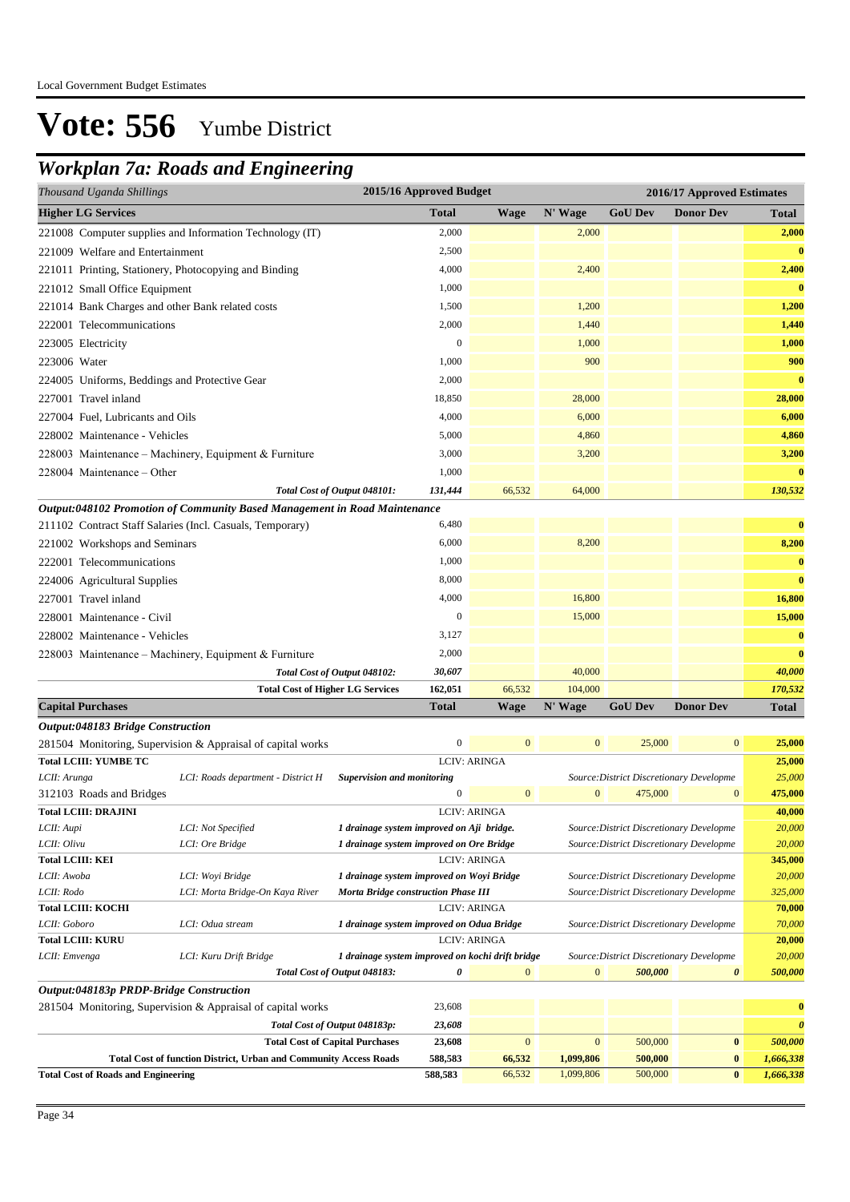Local Government Budget Estimates

# Vote: 556 Yumbe District

## Workplan 7a: Roads and Engineering

| Thousand Uganda Shillings | | | 2015/16 Approved Budget | 2016/17 Approved Estimates | | | | |
|---|---|---|---|---|---|---|---|---|
| **Higher LG Services** | | | **Total** | **Wage** | **N' Wage** | **GoU Dev** | **Donor Dev** | **Total** |
| 221008 Computer supplies and Information Technology (IT) | | | 2,000 | | 2,000 | | | **2,000** |
| 221009 Welfare and Entertainment | | | 2,500 | | | | | **0** |
| 221011 Printing, Stationery, Photocopying and Binding | | | 4,000 | | 2,400 | | | **2,400** |
| 221012 Small Office Equipment | | | 1,000 | | | | | **0** |
| 221014 Bank Charges and other Bank related costs | | | 1,500 | | 1,200 | | | **1,200** |
| 222001 Telecommunications | | | 2,000 | | 1,440 | | | **1,440** |
| 223005 Electricity | | | 0 | | 1,000 | | | **1,000** |
| 223006 Water | | | 1,000 | | 900 | | | **900** |
| 224005 Uniforms, Beddings and Protective Gear | | | 2,000 | | | | | **0** |
| 227001 Travel inland | | | 18,850 | | 28,000 | | | **28,000** |
| 227004 Fuel, Lubricants and Oils | | | 4,000 | | 6,000 | | | **6,000** |
| 228002 Maintenance - Vehicles | | | 5,000 | | 4,860 | | | **4,860** |
| 228003 Maintenance – Machinery, Equipment & Furniture | | | 3,000 | | 3,200 | | | **3,200** |
| 228004 Maintenance – Other | | | 1,000 | | | | | **0** |
| | | *Total Cost of Output 048101:* | *131,444* | 66,532 | 64,000 | | | ***130,532*** |
| ***Output:048102 Promotion of Community Based Management in Road Maintenance*** | | | | | | | | |
| 211102 Contract Staff Salaries (Incl. Casuals, Temporary) | | | 6,480 | | | | | **0** |
| 221002 Workshops and Seminars | | | 6,000 | | 8,200 | | | **8,200** |
| 222001 Telecommunications | | | 1,000 | | | | | **0** |
| 224006 Agricultural Supplies | | | 8,000 | | | | | **0** |
| 227001 Travel inland | | | 4,000 | | 16,800 | | | **16,800** |
| 228001 Maintenance - Civil | | | 0 | | 15,000 | | | **15,000** |
| 228002 Maintenance - Vehicles | | | 3,127 | | | | | **0** |
| 228003 Maintenance – Machinery, Equipment & Furniture | | | 2,000 | | | | | **0** |
| | | *Total Cost of Output 048102:* | *30,607* | | 40,000 | | | ***40,000*** |
| | | **Total Cost of Higher LG Services** | **162,051** | 66,532 | 104,000 | | | ***170,532*** |
| **Capital Purchases** | | | **Total** | **Wage** | **N' Wage** | **GoU Dev** | **Donor Dev** | **Total** |
| ***Output:048183 Bridge Construction*** | | | | | | | | |
| 281504 Monitoring, Supervision & Appraisal of capital works | | | 0 | 0 | 0 | 25,000 | 0 | **25,000** |
| **Total LCIII: YUMBE TC** | | | LCIV: ARINGA | | | | | **25,000** |
| *LCII: Arunga* | *LCI: Roads department - District H* | ***Supervision and monitoring*** | | | | *Source:District Discretionary Developme* | | *25,000* |
| 312103 Roads and Bridges | | | 0 | 0 | 0 | 475,000 | 0 | **475,000** |
| **Total LCIII: DRAJINI** | | | LCIV: ARINGA | | | | | **40,000** |
| *LCII: Aupi* | *LCI: Not Specified* | *1 drainage system improved on Aji bridge.* | | | | *Source:District Discretionary Developme* | | *20,000* |
| *LCII: Olivu* | *LCI: Ore Bridge* | *1 drainage system improved on Ore Bridge* | | | | *Source:District Discretionary Developme* | | *20,000* |
| **Total LCIII: KEI** | | | LCIV: ARINGA | | | | | **345,000** |
| *LCII: Awoba* | *LCI: Woyi Bridge* | *1 drainage system improved on Woyi Bridge* | | | | *Source:District Discretionary Developme* | | *20,000* |
| *LCII: Rodo* | *LCI: Morta Bridge-On Kaya River* | ***Morta Bridge construction Phase III*** | | | | *Source:District Discretionary Developme* | | *325,000* |
| **Total LCIII: KOCHI** | | | LCIV: ARINGA | | | | | **70,000** |
| *LCII: Goboro* | *LCI: Odua stream* | *1 drainage system improved on Odua Bridge* | | | | *Source:District Discretionary Developme* | | *70,000* |
| **Total LCIII: KURU** | | | LCIV: ARINGA | | | | | **20,000** |
| *LCII: Emvenga* | *LCI: Kuru Drift Bridge* | *1 drainage system improved on kochi drift bridge* | | | | *Source:District Discretionary Developme* | | *20,000* |
| | | *Total Cost of Output 048183:* | *0* | 0 | 0 | *500,000* | *0* | ***500,000*** |
| ***Output:048183p PRDP-Bridge Construction*** | | | | | | | | |
| 281504 Monitoring, Supervision & Appraisal of capital works | | | 23,608 | | | | | **0** |
| | | *Total Cost of Output 048183p:* | *23,608* | | | | | ***0*** |
| | | **Total Cost of Capital Purchases** | **23,608** | 0 | 0 | 500,000 | **0** | ***500,000*** |
| | **Total Cost of function District, Urban and Community Access Roads** | | **588,583** | **66,532** | **1,099,806** | **500,000** | **0** | ***1,666,338*** |
| **Total Cost of Roads and Engineering** | | | **588,583** | 66,532 | 1,099,806 | 500,000 | **0** | ***1,666,338*** |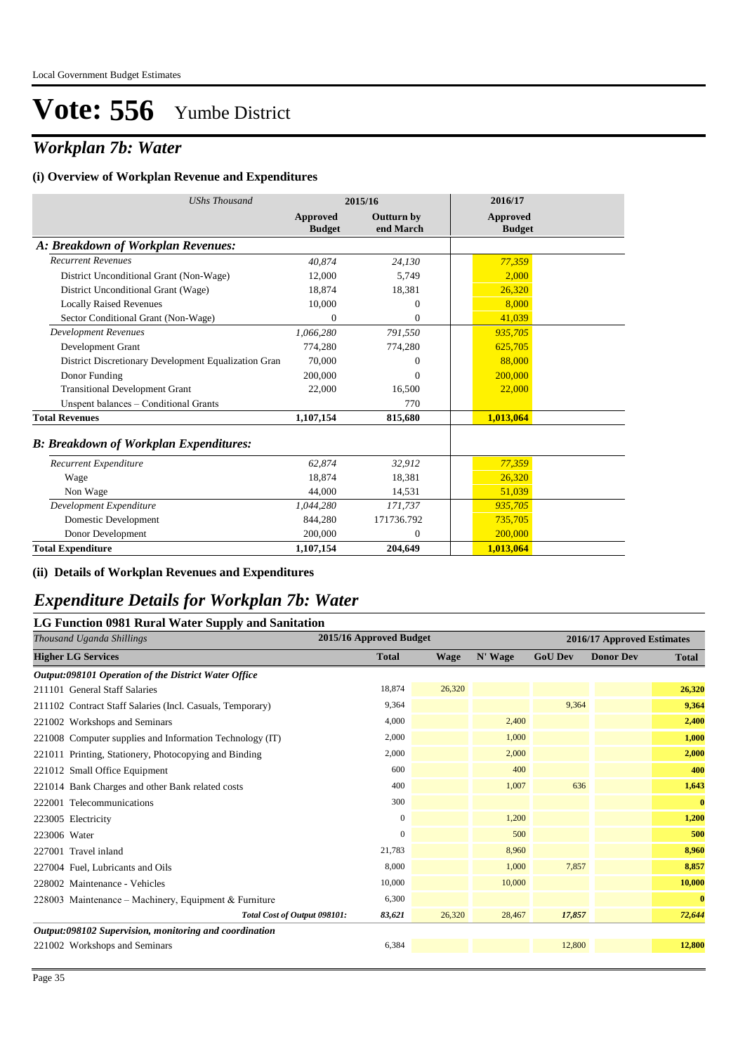Local Government Budget Estimates

# Vote: 556 Yumbe District

## *Workplan 7b: Water*

### (i) Overview of Workplan Revenue and Expenditures

| *UShs Thousand* | 2015/16 Approved Budget | 2015/16 Outturn by end March | 2016/17 Approved Budget |
|---|---|---|---|
| ***A: Breakdown of Workplan Revenues:*** | | | |
| *Recurrent Revenues* | *40,874* | *24,130* | *77,359* |
| District Unconditional Grant (Non-Wage) | 12,000 | 5,749 | 2,000 |
| District Unconditional Grant (Wage) | 18,874 | 18,381 | 26,320 |
| Locally Raised Revenues | 10,000 | 0 | 8,000 |
| Sector Conditional Grant (Non-Wage) | 0 | 0 | 41,039 |
| *Development Revenues* | *1,066,280* | *791,550* | *935,705* |
| Development Grant | 774,280 | 774,280 | 625,705 |
| District Discretionary Development Equalization Gran | 70,000 | 0 | 88,000 |
| Donor Funding | 200,000 | 0 | 200,000 |
| Transitional Development Grant | 22,000 | 16,500 | 22,000 |
| Unspent balances – Conditional Grants | | 770 | |
| **Total Revenues** | **1,107,154** | **815,680** | **1,013,064** |
| ***B: Breakdown of Workplan Expenditures:*** | | | |
| *Recurrent Expenditure* | *62,874* | *32,912* | *77,359* |
| Wage | 18,874 | 18,381 | 26,320 |
| Non Wage | 44,000 | 14,531 | 51,039 |
| *Development Expenditure* | *1,044,280* | *171,737* | *935,705* |
| Domestic Development | 844,280 | 171736.792 | 735,705 |
| Donor Development | 200,000 | 0 | 200,000 |
| **Total Expenditure** | **1,107,154** | **204,649** | **1,013,064** |

### (ii) Details of Workplan Revenues and Expenditures

## *Expenditure Details for Workplan 7b: Water*

### LG Function 0981 Rural Water Supply and Sanitation

| *Thousand Uganda Shillings* | 2015/16 Approved Budget | 2016/17 Approved Estimates | | | | |
|---|---|---|---|---|---|---|
| **Higher LG Services** | **Total** | **Wage** | **N' Wage** | **GoU Dev** | **Donor Dev** | **Total** |
| ***Output:098101 Operation of the District Water Office*** | | | | | | |
| 211101 General Staff Salaries | 18,874 | 26,320 | | | | 26,320 |
| 211102 Contract Staff Salaries (Incl. Casuals, Temporary) | 9,364 | | | 9,364 | | 9,364 |
| 221002 Workshops and Seminars | 4,000 | | 2,400 | | | 2,400 |
| 221008 Computer supplies and Information Technology (IT) | 2,000 | | 1,000 | | | 1,000 |
| 221011 Printing, Stationery, Photocopying and Binding | 2,000 | | 2,000 | | | 2,000 |
| 221012 Small Office Equipment | 600 | | 400 | | | 400 |
| 221014 Bank Charges and other Bank related costs | 400 | | 1,007 | 636 | | 1,643 |
| 222001 Telecommunications | 300 | | | | | 0 |
| 223005 Electricity | 0 | | 1,200 | | | 1,200 |
| 223006 Water | 0 | | 500 | | | 500 |
| 227001 Travel inland | 21,783 | | 8,960 | | | 8,960 |
| 227004 Fuel, Lubricants and Oils | 8,000 | | 1,000 | 7,857 | | 8,857 |
| 228002 Maintenance - Vehicles | 10,000 | | 10,000 | | | 10,000 |
| 228003 Maintenance – Machinery, Equipment & Furniture | 6,300 | | | | | 0 |
| *Total Cost of Output 098101:* | *83,621* | 26,320 | 28,467 | *17,857* | | *72,644* |
| ***Output:098102 Supervision, monitoring and coordination*** | | | | | | |
| 221002 Workshops and Seminars | 6,384 | | | 12,800 | | 12,800 |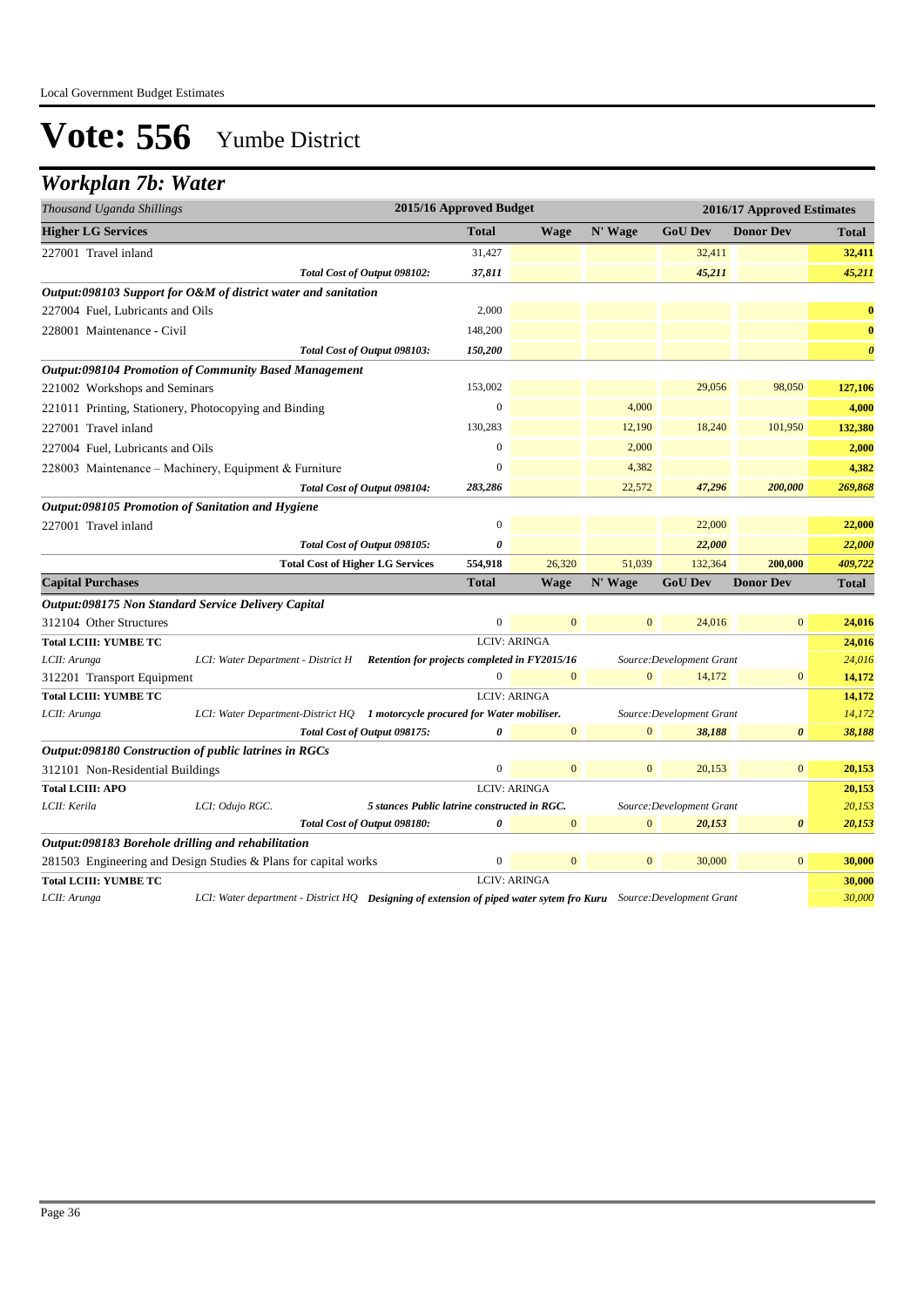Local Government Budget Estimates

# Vote: 556 Yumbe District

## Workplan 7b: Water

| *Thousand Uganda Shillings* | | 2015/16 Approved Budget | 2016/17 Approved Estimates | | | | |
|---|---|---|---|---|---|---|---|
| **Higher LG Services** | | **Total** | **Wage** | **N' Wage** | **GoU Dev** | **Donor Dev** | **Total** |
| 227001 Travel inland | | 31,427 | | | 32,411 | | **32,411** |
| | *Total Cost of Output 098102:* | *37,811* | | | *45,211* | | *45,211* |
| ***Output:098103 Support for O&M of district water and sanitation*** | | | | | | | |
| 227004 Fuel, Lubricants and Oils | | 2,000 | | | | | **0** |
| 228001 Maintenance - Civil | | 148,200 | | | | | **0** |
| | *Total Cost of Output 098103:* | *150,200* | | | | | *0* |
| ***Output:098104 Promotion of Community Based Management*** | | | | | | | |
| 221002 Workshops and Seminars | | 153,002 | | | 29,056 | 98,050 | **127,106** |
| 221011 Printing, Stationery, Photocopying and Binding | | 0 | | 4,000 | | | **4,000** |
| 227001 Travel inland | | 130,283 | | 12,190 | 18,240 | 101,950 | **132,380** |
| 227004 Fuel, Lubricants and Oils | | 0 | | 2,000 | | | **2,000** |
| 228003 Maintenance – Machinery, Equipment & Furniture | | 0 | | 4,382 | | | **4,382** |
| | *Total Cost of Output 098104:* | *283,286* | | *22,572* | *47,296* | *200,000* | *269,868* |
| ***Output:098105 Promotion of Sanitation and Hygiene*** | | | | | | | |
| 227001 Travel inland | | 0 | | | 22,000 | | **22,000** |
| | *Total Cost of Output 098105:* | *0* | | | *22,000* | | *22,000* |
| | **Total Cost of Higher LG Services** | **554,918** | 26,320 | 51,039 | 132,364 | **200,000** | **409,722** |
| **Capital Purchases** | | **Total** | **Wage** | **N' Wage** | **GoU Dev** | **Donor Dev** | **Total** |
| ***Output:098175 Non Standard Service Delivery Capital*** | | | | | | | |
| 312104 Other Structures | | 0 | 0 | 0 | 24,016 | 0 | **24,016** |
| **Total LCIII: YUMBE TC** | | LCIV: ARINGA | | | | | **24,016** |
| *LCII: Arunga* | *LCI: Water Department - District H* | *Retention for projects completed in FY2015/16* | | | *Source:Development Grant* | | *24,016* |
| 312201 Transport Equipment | | 0 | 0 | 0 | 14,172 | 0 | **14,172** |
| **Total LCIII: YUMBE TC** | | LCIV: ARINGA | | | | | **14,172** |
| *LCII: Arunga* | *LCI: Water Department-District HQ* | *1 motorcycle procured for Water mobiliser.* | | | *Source:Development Grant* | | *14,172* |
| | *Total Cost of Output 098175:* | *0* | 0 | 0 | *38,188* | *0* | *38,188* |
| ***Output:098180 Construction of public latrines in RGCs*** | | | | | | | |
| 312101 Non-Residential Buildings | | 0 | 0 | 0 | 20,153 | 0 | **20,153** |
| **Total LCIII: APO** | | LCIV: ARINGA | | | | | **20,153** |
| *LCII: Kerila* | *LCI: Odujo RGC.* | *5 stances Public latrine constructed in RGC.* | | | *Source:Development Grant* | | *20,153* |
| | *Total Cost of Output 098180:* | *0* | 0 | 0 | *20,153* | *0* | *20,153* |
| ***Output:098183 Borehole drilling and rehabilitation*** | | | | | | | |
| 281503 Engineering and Design Studies & Plans for capital works | | 0 | 0 | 0 | 30,000 | 0 | **30,000** |
| **Total LCIII: YUMBE TC** | | LCIV: ARINGA | | | | | **30,000** |
| *LCII: Arunga* | *LCI: Water department - District HQ* | ***Designing of extension of piped water sytem fro Kuru*** | | | *Source:Development Grant* | | *30,000* |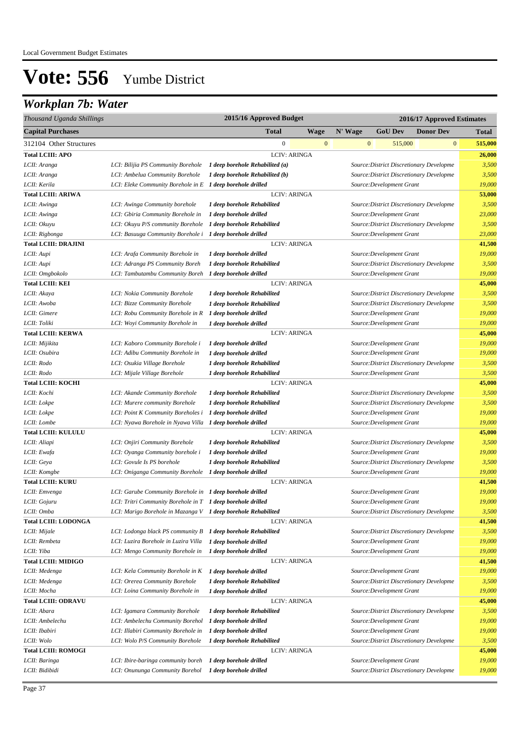Local Government Budget Estimates

# Vote: 556 Yumbe District

## *Workplan 7b: Water*

| *Thousand Uganda Shillings* | | 2015/16 Approved Budget | | | 2016/17 Approved Estimates | | |
|---|---|---|---|---|---|---|---|
| **Capital Purchases** | | **Total** | **Wage** | **N' Wage** | **GoU Dev** | **Donor Dev** | **Total** |
| 312104 Other Structures | | 0 | 0 | 0 | 515,000 | 0 | **515,000** |
| **Total LCIII: APO** | | LCIV: ARINGA | | | | | **26,000** |
| *LCII: Aranga* | *LCI: Bilijia PS Community Borehole* | ***1 deep borehole Rehabilited (a)*** | | | *Source:District Discretionary Developme* | | *3,500* |
| *LCII: Aranga* | *LCI: Ambelua Community Borehole* | ***1 deep borehole Rehabilited (b)*** | | | *Source:District Discretionary Developme* | | *3,500* |
| *LCII: Kerila* | *LCI: Eleke Community Borehole in E* | ***1 deep borehole drilled*** | | | *Source:Development Grant* | | *19,000* |
| **Total LCIII: ARIWA** | | LCIV: ARINGA | | | | | **53,000** |
| *LCII: Awinga* | *LCI: Awinga Community borehole* | ***1 deep borehole Rehabilited*** | | | *Source:District Discretionary Developme* | | *3,500* |
| *LCII: Awinga* | *LCI: Gbiria Community Borehole in* | ***1 deep borehole drilled*** | | | *Source:Development Grant* | | *23,000* |
| *LCII: Okuyu* | *LCI: Okuyu P/S community Borehole* | ***1 deep borehole Rehabilited*** | | | *Source:District Discretionary Developme* | | *3,500* |
| *LCII: Rigbonga* | *LCI: Basuuga Community Borehole i* | ***1 deep borehole drilled*** | | | *Source:Development Grant* | | *23,000* |
| **Total LCIII: DRAJINI** | | LCIV: ARINGA | | | | | **41,500** |
| *LCII: Aupi* | *LCI: Arafa Community Borehole in* | ***1 deep borehole drilled*** | | | *Source:Development Grant* | | *19,000* |
| *LCII: Aupi* | *LCI: Adranga PS Community Boreh* | ***1 deep borehole Rehabilited*** | | | *Source:District Discretionary Developme* | | *3,500* |
| *LCII: Omgbokolo* | *LCI: Tambutambu Community Boreh* | ***1 deep borehole drilled*** | | | *Source:Development Grant* | | *19,000* |
| **Total LCIII: KEI** | | LCIV: ARINGA | | | | | **45,000** |
| *LCII: Akaya* | *LCI: Nokia Community Borehole* | ***1 deep borehole Rehabilited*** | | | *Source:District Discretionary Developme* | | *3,500* |
| *LCII: Awoba* | *LCI: Bizze Community Borehole* | ***1 deep borehole Rehabilited*** | | | *Source:District Discretionary Developme* | | *3,500* |
| *LCII: Gimere* | *LCI: Robu Community Borehole in R* | ***1 deep borehole drilled*** | | | *Source:Development Grant* | | *19,000* |
| *LCII: Toliki* | *LCI: Woyi Community Borehole in* | ***1 deep borehole drilled*** | | | *Source:Development Grant* | | *19,000* |
| **Total LCIII: KERWA** | | LCIV: ARINGA | | | | | **45,000** |
| *LCII: Mijikita* | *LCI: Kaboro Community Borehole i* | ***1 deep borehole drilled*** | | | *Source:Development Grant* | | *19,000* |
| *LCII: Osubira* | *LCI: Adibu Community Borehole in* | ***1 deep borehole drilled*** | | | *Source:Development Grant* | | *19,000* |
| *LCII: Rodo* | *LCI: Osukia Village Borehole* | ***1 deep borehole Rehabilited*** | | | *Source:District Discretionary Developme* | | *3,500* |
| *LCII: Rodo* | *LCI: Mijale Village Borehole* | ***1 deep borehole Rehabilited*** | | | *Source:Development Grant* | | *3,500* |
| **Total LCIII: KOCHI** | | LCIV: ARINGA | | | | | **45,000** |
| *LCII: Kochi* | *LCI: Akande Community Borehole* | ***1 deep borehole Rehabilited*** | | | *Source:District Discretionary Developme* | | *3,500* |
| *LCII: Lokpe* | *LCI: Murere community Borehole* | ***1 deep borehole Rehabilited*** | | | *Source:District Discretionary Developme* | | *3,500* |
| *LCII: Lokpe* | *LCI: Point K Community Boreholes i* | ***1 deep borehole drilled*** | | | *Source:Development Grant* | | *19,000* |
| *LCII: Lombe* | *LCI: Nyawa Borehole in Nyawa Villa* | ***1 deep borehole drilled*** | | | *Source:Development Grant* | | *19,000* |
| **Total LCIII: KULULU** | | LCIV: ARINGA | | | | | **45,000** |
| *LCII: Aliapi* | *LCI: Onjiri Community Borehole* | ***1 deep borehole Rehabilited*** | | | *Source:District Discretionary Developme* | | *3,500* |
| *LCII: Ewafa* | *LCI: Oyanga Community borehole i* | ***1 deep borehole drilled*** | | | *Source:Development Grant* | | *19,000* |
| *LCII: Geya* | *LCI: Govule Is PS borehole* | ***1 deep borehole Rehabilited*** | | | *Source:District Discretionary Developme* | | *3,500* |
| *LCII: Komgbe* | *LCI: Oniganga Community Borehole* | ***1 deep borehole drilled*** | | | *Source:Development Grant* | | *19,000* |
| **Total LCIII: KURU** | | LCIV: ARINGA | | | | | **41,500** |
| *LCII: Emvenga* | *LCI: Garube Community Borehole in* | ***1 deep borehole drilled*** | | | *Source:Development Grant* | | *19,000* |
| *LCII: Gojuru* | *LCI: Tritri Community Borehole in T* | ***1 deep borehole drilled*** | | | *Source:Development Grant* | | *19,000* |
| *LCII: Omba* | *LCI: Marigo Borehole in Mazanga V* | ***1 deep borehole Rehabilited*** | | | *Source:District Discretionary Developme* | | *3,500* |
| **Total LCIII: LODONGA** | | LCIV: ARINGA | | | | | **41,500** |
| *LCII: Mijale* | *LCI: Lodonga black PS community B* | ***1 deep borehole Rehabilited*** | | | *Source:District Discretionary Developme* | | *3,500* |
| *LCII: Rembeta* | *LCI: Luzira Borehole in Luzira Villa* | ***1 deep borehole drilled*** | | | *Source:Development Grant* | | *19,000* |
| *LCII: Yiba* | *LCI: Mengo Community Borehole in* | ***1 deep borehole drilled*** | | | *Source:Development Grant* | | *19,000* |
| **Total LCIII: MIDIGO** | | LCIV: ARINGA | | | | | **41,500** |
| *LCII: Medenga* | *LCI: Kela Community Borehole in K* | ***1 deep borehole drilled*** | | | *Source:Development Grant* | | *19,000* |
| *LCII: Medenga* | *LCI: Orerea Community Borehole* | ***1 deep borehole Rehabilited*** | | | *Source:District Discretionary Developme* | | *3,500* |
| *LCII: Mocha* | *LCI: Loina Community Borehole in* | ***1 deep borehole drilled*** | | | *Source:Development Grant* | | *19,000* |
| **Total LCIII: ODRAVU** | | LCIV: ARINGA | | | | | **45,000** |
| *LCII: Abara* | *LCI: Igamara Community Borehole* | ***1 deep borehole Rehabilited*** | | | *Source:District Discretionary Developme* | | *3,500* |
| *LCII: Ambelechu* | *LCI: Ambelechu Community Borehol* | ***1 deep borehole drilled*** | | | *Source:Development Grant* | | *19,000* |
| *LCII: Ibabiri* | *LCI: Illabiri Community Borehole in* | ***1 deep borehole drilled*** | | | *Source:Development Grant* | | *19,000* |
| *LCII: Wolo* | *LCI: Wolo P/S Community Borehole* | ***1 deep borehole Rehabilited*** | | | *Source:District Discretionary Developme* | | *3,500* |
| **Total LCIII: ROMOGI** | | LCIV: ARINGA | | | | | **45,000** |
| *LCII: Baringa* | *LCI: Ibire-baringa community boreh* | ***1 deep borehole drilled*** | | | *Source:Development Grant* | | *19,000* |
| *LCII: Bidibidi* | *LCI: Onununga Community Borehol* | ***1 deep borehole drilled*** | | | *Source:District Discretionary Developme* | | *19,000* |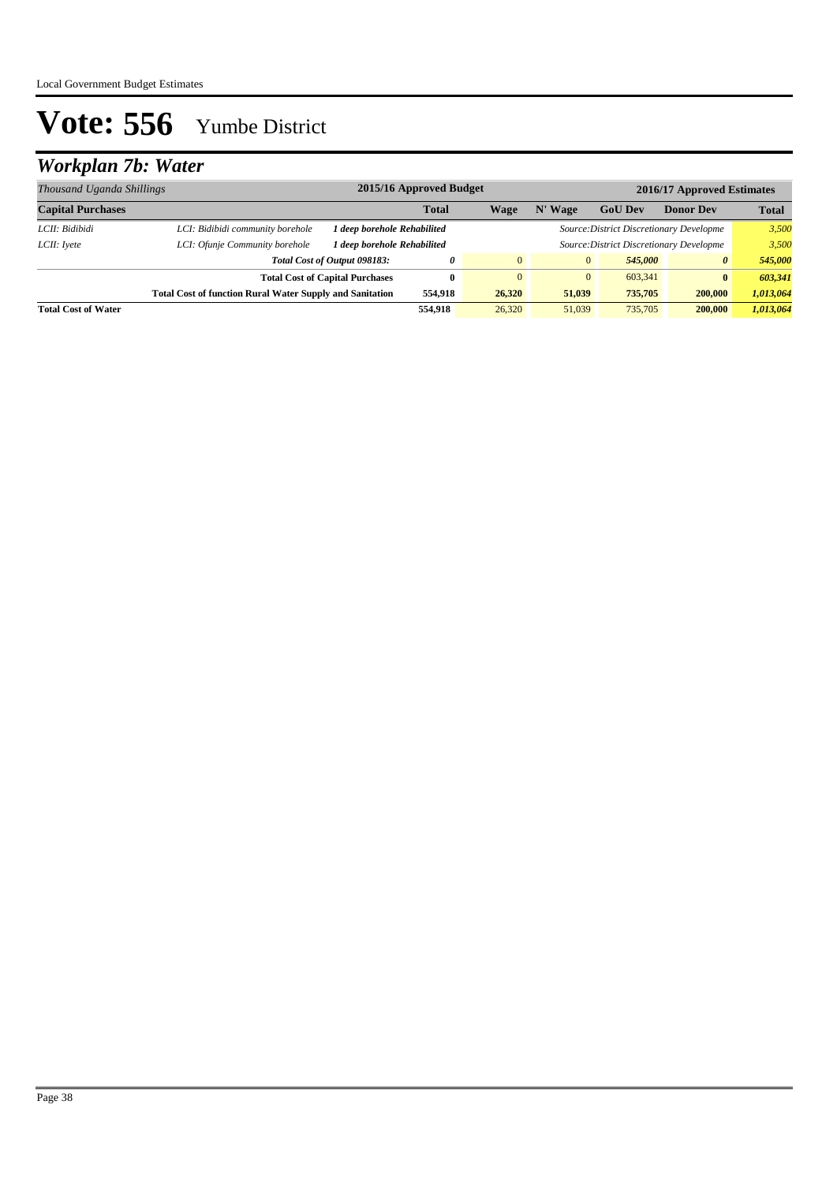# Vote: 556 Yumbe District

## *Workplan 7b: Water*

| *Thousand Uganda Shillings* | | | 2015/16 Approved Budget | | | 2016/17 Approved Estimates | | |
|---|---|---|---|---|---|---|---|---|
| **Capital Purchases** | | | **Total** | **Wage** | **N' Wage** | **GoU Dev** | **Donor Dev** | **Total** |
| *LCII: Bididibi* | *LCI: Bididibi community borehole* | ***1 deep borehole Rehabilited*** | | | | *Source:District Discretionary Developme* | | *3,500* |
| *LCII: Iyete* | *LCI: Ofunje Community borehole* | ***1 deep borehole Rehabilited*** | | | | *Source:District Discretionary Developme* | | *3,500* |
| | | ***Total Cost of Output 098183:*** | ***0*** | 0 | 0 | ***545,000*** | ***0*** | ***545,000*** |
| | **Total Cost of Capital Purchases** | | **0** | 0 | 0 | 603,341 | **0** | ***603,341*** |
| | **Total Cost of function Rural Water Supply and Sanitation** | | **554,918** | **26,320** | **51,039** | **735,705** | **200,000** | ***1,013,064*** |
| **Total Cost of Water** | | | **554,918** | 26,320 | 51,039 | 735,705 | **200,000** | ***1,013,064*** |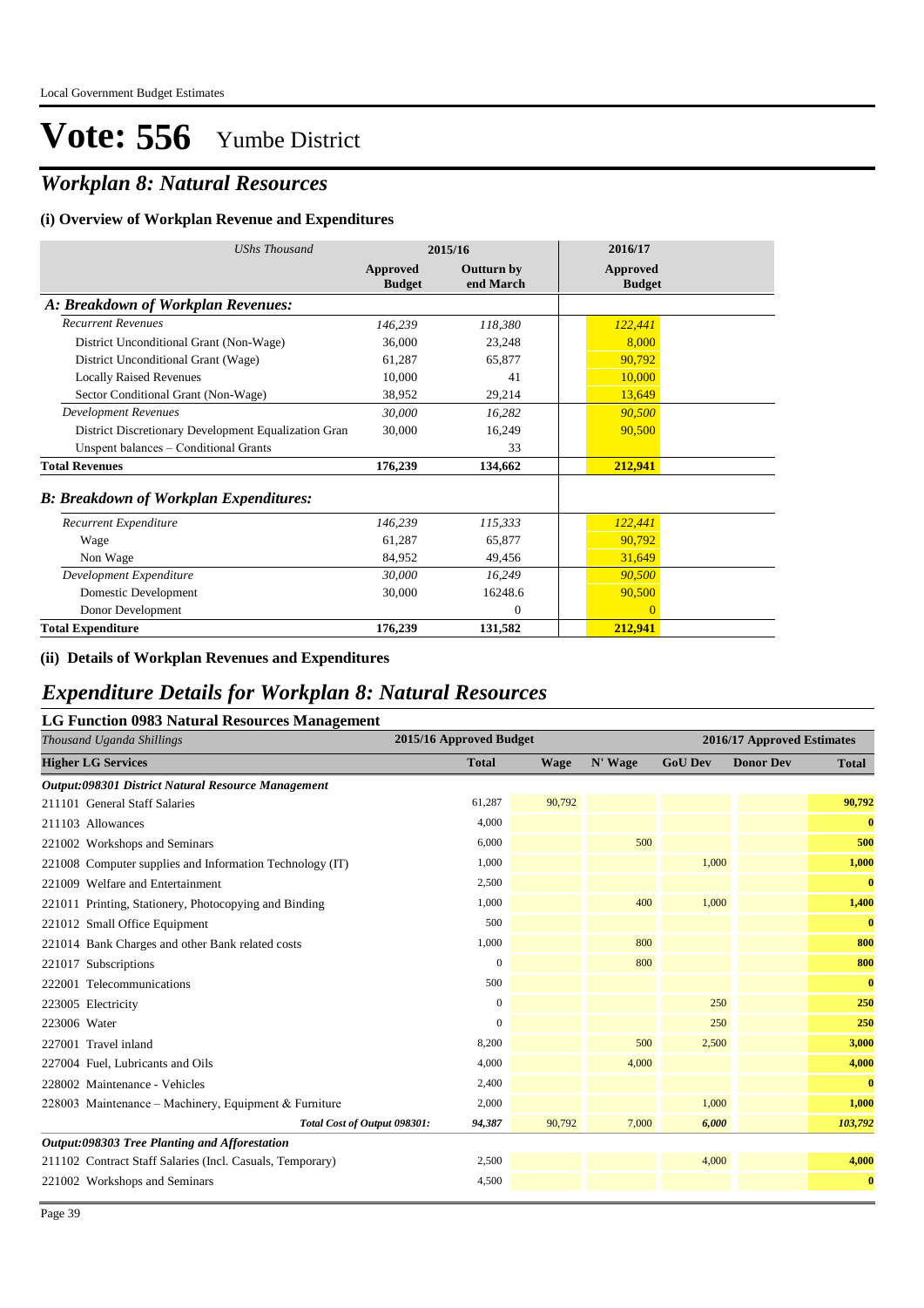Local Government Budget Estimates

# Vote: 556 Yumbe District

## *Workplan 8: Natural Resources*

### (i) Overview of Workplan Revenue and Expenditures

| *UShs Thousand* | 2015/16 | | 2016/17 |
|---|---|---|---|
| | **Approved Budget** | **Outturn by end March** | **Approved Budget** |
| ***A: Breakdown of Workplan Revenues:*** | | | |
| *Recurrent Revenues* | *146,239* | *118,380* | *122,441* |
| District Unconditional Grant (Non-Wage) | 36,000 | 23,248 | 8,000 |
| District Unconditional Grant (Wage) | 61,287 | 65,877 | 90,792 |
| Locally Raised Revenues | 10,000 | 41 | 10,000 |
| Sector Conditional Grant (Non-Wage) | 38,952 | 29,214 | 13,649 |
| *Development Revenues* | *30,000* | *16,282* | *90,500* |
| District Discretionary Development Equalization Gran | 30,000 | 16,249 | 90,500 |
| Unspent balances – Conditional Grants | | 33 | |
| **Total Revenues** | **176,239** | **134,662** | **212,941** |
| ***B: Breakdown of Workplan Expenditures:*** | | | |
| *Recurrent Expenditure* | *146,239* | *115,333* | *122,441* |
| Wage | 61,287 | 65,877 | 90,792 |
| Non Wage | 84,952 | 49,456 | 31,649 |
| *Development Expenditure* | *30,000* | *16,249* | *90,500* |
| Domestic Development | 30,000 | 16248.6 | 90,500 |
| Donor Development | | 0 | 0 |
| **Total Expenditure** | **176,239** | **131,582** | **212,941** |

### (ii) Details of Workplan Revenues and Expenditures

## *Expenditure Details for Workplan 8: Natural Resources*

### LG Function 0983 Natural Resources Management

| *Thousand Uganda Shillings* | 2015/16 Approved Budget | 2016/17 Approved Estimates | | | | |
|---|---|---|---|---|---|---|
| **Higher LG Services** | **Total** | **Wage** | **N' Wage** | **GoU Dev** | **Donor Dev** | **Total** |
| ***Output:098301 District Natural Resource Management*** | | | | | | |
| 211101 General Staff Salaries | 61,287 | 90,792 | | | | **90,792** |
| 211103 Allowances | 4,000 | | | | | **0** |
| 221002 Workshops and Seminars | 6,000 | | 500 | | | **500** |
| 221008 Computer supplies and Information Technology (IT) | 1,000 | | | 1,000 | | **1,000** |
| 221009 Welfare and Entertainment | 2,500 | | | | | **0** |
| 221011 Printing, Stationery, Photocopying and Binding | 1,000 | | 400 | 1,000 | | **1,400** |
| 221012 Small Office Equipment | 500 | | | | | **0** |
| 221014 Bank Charges and other Bank related costs | 1,000 | | 800 | | | **800** |
| 221017 Subscriptions | 0 | | 800 | | | **800** |
| 222001 Telecommunications | 500 | | | | | **0** |
| 223005 Electricity | 0 | | | 250 | | **250** |
| 223006 Water | 0 | | | 250 | | **250** |
| 227001 Travel inland | 8,200 | | 500 | 2,500 | | **3,000** |
| 227004 Fuel, Lubricants and Oils | 4,000 | | 4,000 | | | **4,000** |
| 228002 Maintenance - Vehicles | 2,400 | | | | | **0** |
| 228003 Maintenance – Machinery, Equipment & Furniture | 2,000 | | | 1,000 | | **1,000** |
| ***Total Cost of Output 098301:*** | ***94,387*** | 90,792 | 7,000 | ***6,000*** | | ***103,792*** |
| ***Output:098303 Tree Planting and Afforestation*** | | | | | | |
| 211102 Contract Staff Salaries (Incl. Casuals, Temporary) | 2,500 | | | 4,000 | | **4,000** |
| 221002 Workshops and Seminars | 4,500 | | | | | **0** |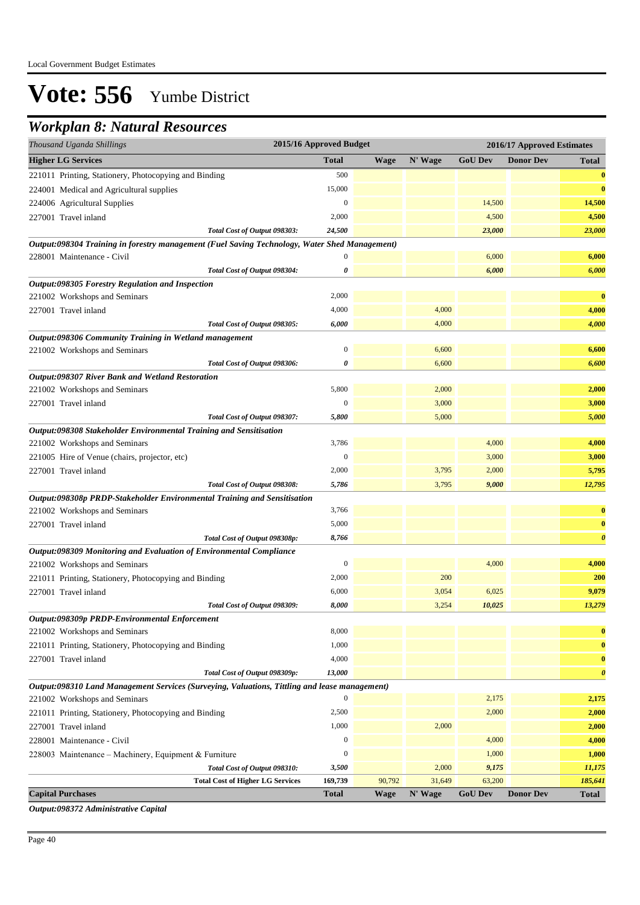# Vote: 556 Yumbe District

## *Workplan 8: Natural Resources*

| *Thousand Uganda Shillings* | 2015/16 Approved Budget | 2016/17 Approved Estimates | | | | |
|---|---|---|---|---|---|---|
| **Higher LG Services** | **Total** | **Wage** | **N' Wage** | **GoU Dev** | **Donor Dev** | **Total** |
| 221011 Printing, Stationery, Photocopying and Binding | 500 | | | | | **0** |
| 224001 Medical and Agricultural supplies | 15,000 | | | | | **0** |
| 224006 Agricultural Supplies | 0 | | | 14,500 | | **14,500** |
| 227001 Travel inland | 2,000 | | | 4,500 | | **4,500** |
| *Total Cost of Output 098303:* | ***24,500*** | | | ***23,000*** | | ***23,000*** |
| ***Output:098304 Training in forestry management (Fuel Saving Technology, Water Shed Management)*** | | | | | | |
| 228001 Maintenance - Civil | 0 | | | 6,000 | | **6,000** |
| *Total Cost of Output 098304:* | ***0*** | | | ***6,000*** | | ***6,000*** |
| ***Output:098305 Forestry Regulation and Inspection*** | | | | | | |
| 221002 Workshops and Seminars | 2,000 | | | | | **0** |
| 227001 Travel inland | 4,000 | | 4,000 | | | **4,000** |
| *Total Cost of Output 098305:* | ***6,000*** | | 4,000 | | | ***4,000*** |
| ***Output:098306 Community Training in Wetland management*** | | | | | | |
| 221002 Workshops and Seminars | 0 | | 6,600 | | | **6,600** |
| *Total Cost of Output 098306:* | ***0*** | | 6,600 | | | ***6,600*** |
| ***Output:098307 River Bank and Wetland Restoration*** | | | | | | |
| 221002 Workshops and Seminars | 5,800 | | 2,000 | | | **2,000** |
| 227001 Travel inland | 0 | | 3,000 | | | **3,000** |
| *Total Cost of Output 098307:* | ***5,800*** | | 5,000 | | | ***5,000*** |
| ***Output:098308 Stakeholder Environmental Training and Sensitisation*** | | | | | | |
| 221002 Workshops and Seminars | 3,786 | | | 4,000 | | **4,000** |
| 221005 Hire of Venue (chairs, projector, etc) | 0 | | | 3,000 | | **3,000** |
| 227001 Travel inland | 2,000 | | 3,795 | 2,000 | | **5,795** |
| *Total Cost of Output 098308:* | ***5,786*** | | 3,795 | ***9,000*** | | ***12,795*** |
| ***Output:098308p PRDP-Stakeholder Environmental Training and Sensitisation*** | | | | | | |
| 221002 Workshops and Seminars | 3,766 | | | | | **0** |
| 227001 Travel inland | 5,000 | | | | | **0** |
| *Total Cost of Output 098308p:* | ***8,766*** | | | | | ***0*** |
| ***Output:098309 Monitoring and Evaluation of Environmental Compliance*** | | | | | | |
| 221002 Workshops and Seminars | 0 | | | 4,000 | | **4,000** |
| 221011 Printing, Stationery, Photocopying and Binding | 2,000 | | 200 | | | **200** |
| 227001 Travel inland | 6,000 | | 3,054 | 6,025 | | **9,079** |
| *Total Cost of Output 098309:* | ***8,000*** | | 3,254 | ***10,025*** | | ***13,279*** |
| ***Output:098309p PRDP-Environmental Enforcement*** | | | | | | |
| 221002 Workshops and Seminars | 8,000 | | | | | **0** |
| 221011 Printing, Stationery, Photocopying and Binding | 1,000 | | | | | **0** |
| 227001 Travel inland | 4,000 | | | | | **0** |
| *Total Cost of Output 098309p:* | ***13,000*** | | | | | ***0*** |
| ***Output:098310 Land Management Services (Surveying, Valuations, Tittling and lease management)*** | | | | | | |
| 221002 Workshops and Seminars | 0 | | | 2,175 | | **2,175** |
| 221011 Printing, Stationery, Photocopying and Binding | 2,500 | | | 2,000 | | **2,000** |
| 227001 Travel inland | 1,000 | | 2,000 | | | **2,000** |
| 228001 Maintenance - Civil | 0 | | | 4,000 | | **4,000** |
| 228003 Maintenance – Machinery, Equipment & Furniture | 0 | | | 1,000 | | **1,000** |
| *Total Cost of Output 098310:* | ***3,500*** | | 2,000 | ***9,175*** | | ***11,175*** |
| **Total Cost of Higher LG Services** | **169,739** | 90,792 | 31,649 | 63,200 | | ***185,641*** |
| **Capital Purchases** | **Total** | **Wage** | **N' Wage** | **GoU Dev** | **Donor Dev** | **Total** |

***Output:098372 Administrative Capital***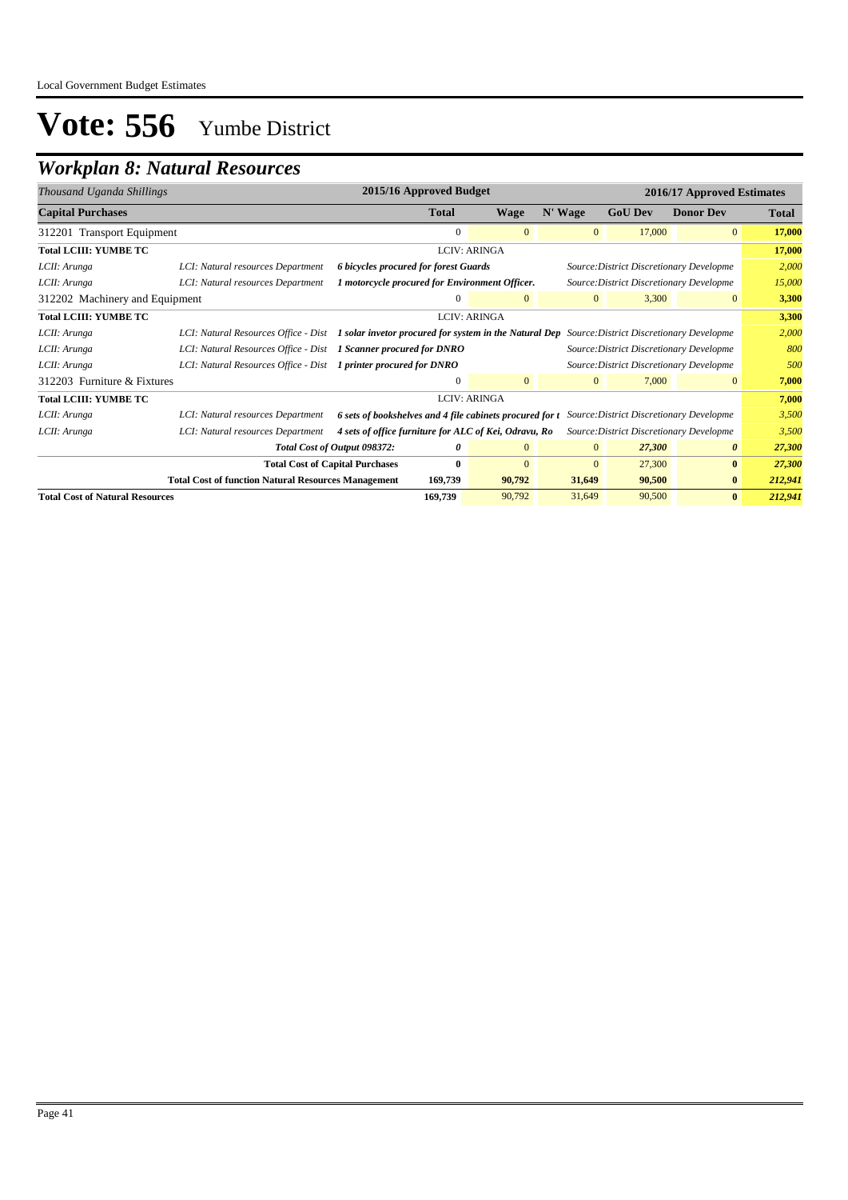Local Government Budget Estimates

# Vote: 556 Yumbe District

## Workplan 8: Natural Resources

| *Thousand Uganda Shillings* | | | 2015/16 Approved Budget | | 2016/17 Approved Estimates | | | |
|---|---|---|---|---|---|---|---|---|
| **Capital Purchases** | | | **Total** | **Wage** | **N' Wage** | **GoU Dev** | **Donor Dev** | **Total** |
| 312201 Transport Equipment | | | 0 | 0 | 0 | 17,000 | 0 | **17,000** |
| **Total LCIII: YUMBE TC** | | | LCIV: ARINGA | | | | | **17,000** |
| *LCII: Arunga* | *LCI: Natural resources Department* | ***6 bicycles procured for forest Guards*** | | | *Source:District Discretionary Developme* | | | *2,000* |
| *LCII: Arunga* | *LCI: Natural resources Department* | ***1 motorcycle procured for Environment Officer.*** | | | *Source:District Discretionary Developme* | | | *15,000* |
| 312202 Machinery and Equipment | | | 0 | 0 | 0 | 3,300 | 0 | **3,300** |
| **Total LCIII: YUMBE TC** | | | LCIV: ARINGA | | | | | **3,300** |
| *LCII: Arunga* | *LCI: Natural Resources Office - Dist* | ***1 solar invetor procured for system in the Natural Dep*** | | | *Source:District Discretionary Developme* | | | *2,000* |
| *LCII: Arunga* | *LCI: Natural Resources Office - Dist* | ***1 Scanner procured for DNRO*** | | | *Source:District Discretionary Developme* | | | *800* |
| *LCII: Arunga* | *LCI: Natural Resources Office - Dist* | ***1 printer procured for DNRO*** | | | *Source:District Discretionary Developme* | | | *500* |
| 312203 Furniture & Fixtures | | | 0 | 0 | 0 | 7,000 | 0 | **7,000** |
| **Total LCIII: YUMBE TC** | | | LCIV: ARINGA | | | | | **7,000** |
| *LCII: Arunga* | *LCI: Natural resources Department* | ***6 sets of bookshelves and 4 file cabinets procured for t*** | | | *Source:District Discretionary Developme* | | | *3,500* |
| *LCII: Arunga* | *LCI: Natural resources Department* | ***4 sets of office furniture for ALC of Kei, Odravu, Ro*** | | | *Source:District Discretionary Developme* | | | *3,500* |
| | | ***Total Cost of Output 098372:*** | ***0*** | 0 | 0 | ***27,300*** | ***0*** | ***27,300*** |
| | | **Total Cost of Capital Purchases** | **0** | 0 | 0 | 27,300 | **0** | ***27,300*** |
| | **Total Cost of function Natural Resources Management** | | **169,739** | **90,792** | **31,649** | **90,500** | **0** | ***212,941*** |
| **Total Cost of Natural Resources** | | | **169,739** | 90,792 | 31,649 | 90,500 | **0** | ***212,941*** |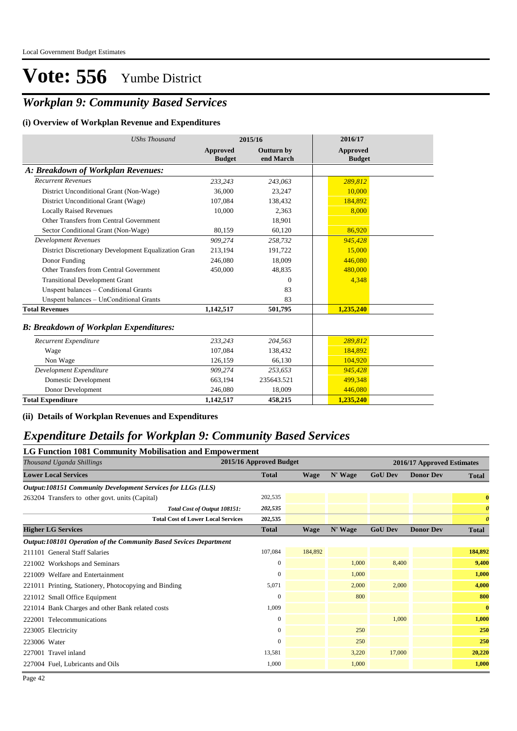# Vote: 556 Yumbe District

## *Workplan 9: Community Based Services*

### (i) Overview of Workplan Revenue and Expenditures

| *UShs Thousand* | 2015/16 | | 2016/17 |
|---|---|---|---|
| | **Approved Budget** | **Outturn by end March** | **Approved Budget** |
| ***A: Breakdown of Workplan Revenues:*** | | | |
| *Recurrent Revenues* | *233,243* | *243,063* | *289,812* |
| District Unconditional Grant (Non-Wage) | 36,000 | 23,247 | 10,000 |
| District Unconditional Grant (Wage) | 107,084 | 138,432 | 184,892 |
| Locally Raised Revenues | 10,000 | 2,363 | 8,000 |
| Other Transfers from Central Government | | 18,901 | |
| Sector Conditional Grant (Non-Wage) | 80,159 | 60,120 | 86,920 |
| *Development Revenues* | *909,274* | *258,732* | *945,428* |
| District Discretionary Development Equalization Gran | 213,194 | 191,722 | 15,000 |
| Donor Funding | 246,080 | 18,009 | 446,080 |
| Other Transfers from Central Government | 450,000 | 48,835 | 480,000 |
| Transitional Development Grant | | 0 | 4,348 |
| Unspent balances – Conditional Grants | | 83 | |
| Unspent balances – UnConditional Grants | | 83 | |
| **Total Revenues** | **1,142,517** | **501,795** | **1,235,240** |
| ***B: Breakdown of Workplan Expenditures:*** | | | |
| *Recurrent Expenditure* | *233,243* | *204,563* | *289,812* |
| Wage | 107,084 | 138,432 | 184,892 |
| Non Wage | 126,159 | 66,130 | 104,920 |
| *Development Expenditure* | *909,274* | *253,653* | *945,428* |
| Domestic Development | 663,194 | 235643.521 | 499,348 |
| Donor Development | 246,080 | 18,009 | 446,080 |
| **Total Expenditure** | **1,142,517** | **458,215** | **1,235,240** |

### (ii) Details of Workplan Revenues and Expenditures

## *Expenditure Details for Workplan 9: Community Based Services*

### LG Function 1081 Community Mobilisation and Empowerment

| *Thousand Uganda Shillings* | 2015/16 Approved Budget | 2016/17 Approved Estimates | | | | |
|---|---|---|---|---|---|---|
| **Lower Local Services** | **Total** | **Wage** | **N' Wage** | **GoU Dev** | **Donor Dev** | **Total** |
| ***Output:108151 Community Development Services for LLGs (LLS)*** | | | | | | |
| 263204 Transfers to other govt. units (Capital) | 202,535 | | | | | **0** |
| *Total Cost of Output 108151:* | *202,535* | | | | | ***0*** |
| **Total Cost of Lower Local Services** | **202,535** | | | | | ***0*** |
| **Higher LG Services** | **Total** | **Wage** | **N' Wage** | **GoU Dev** | **Donor Dev** | **Total** |
| ***Output:108101 Operation of the Community Based Sevices Department*** | | | | | | |
| 211101 General Staff Salaries | 107,084 | 184,892 | | | | **184,892** |
| 221002 Workshops and Seminars | 0 | | 1,000 | 8,400 | | **9,400** |
| 221009 Welfare and Entertainment | 0 | | 1,000 | | | **1,000** |
| 221011 Printing, Stationery, Photocopying and Binding | 5,071 | | 2,000 | 2,000 | | **4,000** |
| 221012 Small Office Equipment | 0 | | 800 | | | **800** |
| 221014 Bank Charges and other Bank related costs | 1,009 | | | | | **0** |
| 222001 Telecommunications | 0 | | | 1,000 | | **1,000** |
| 223005 Electricity | 0 | | 250 | | | **250** |
| 223006 Water | 0 | | 250 | | | **250** |
| 227001 Travel inland | 13,581 | | 3,220 | 17,000 | | **20,220** |
| 227004 Fuel, Lubricants and Oils | 1,000 | | 1,000 | | | **1,000** |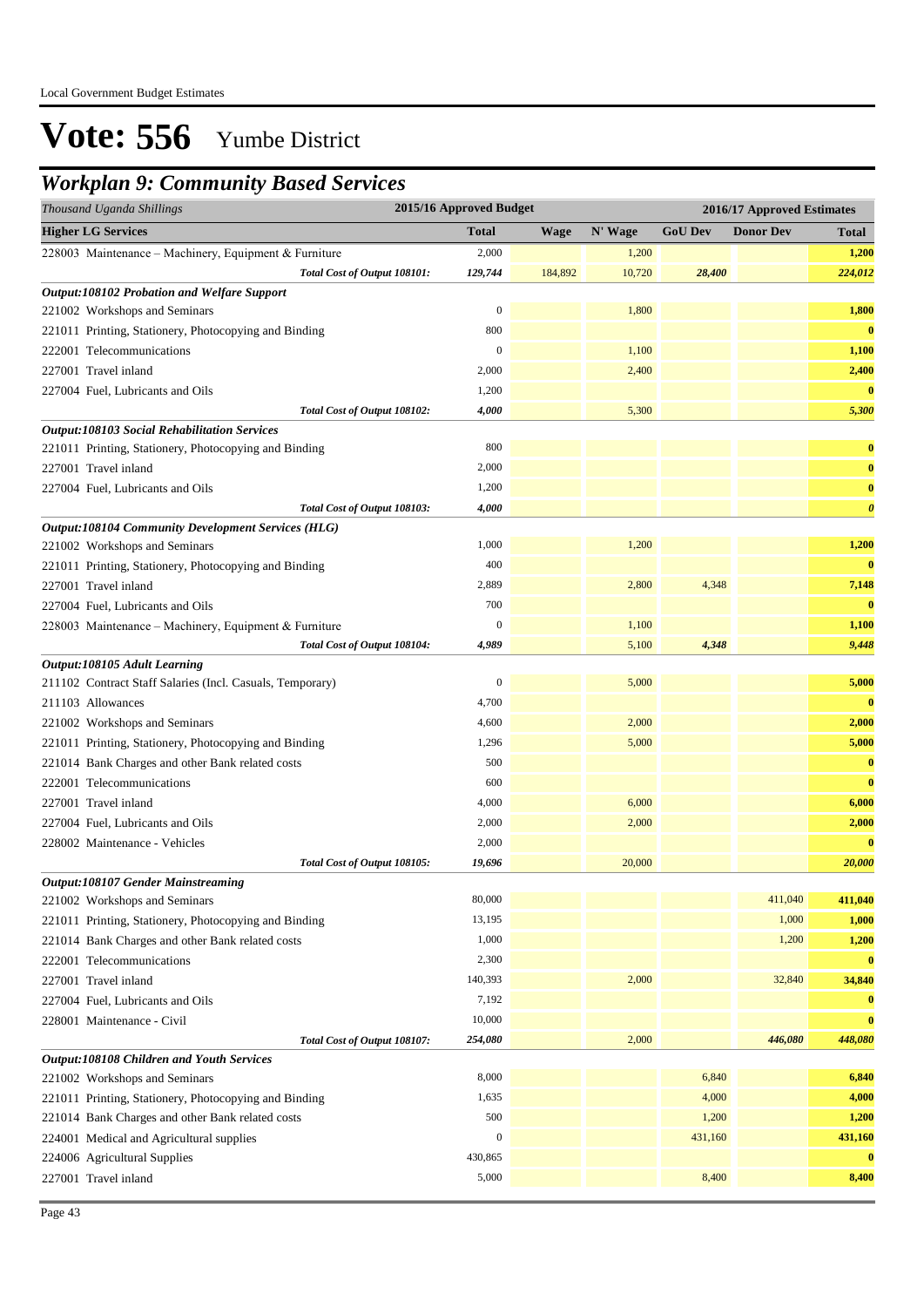Local Government Budget Estimates

# Vote: 556 Yumbe District

## *Workplan 9: Community Based Services*

| *Thousand Uganda Shillings* | 2015/16 Approved Budget | 2016/17 Approved Estimates | | | | |
|---|---|---|---|---|---|---|
| **Higher LG Services** | **Total** | **Wage** | **N' Wage** | **GoU Dev** | **Donor Dev** | **Total** |
| 228003 Maintenance – Machinery, Equipment & Furniture | 2,000 | | 1,200 | | | **1,200** |
| *Total Cost of Output 108101:* | ***129,744*** | 184,892 | 10,720 | ***28,400*** | | ***224,012*** |
| ***Output:108102 Probation and Welfare Support*** | | | | | | |
| 221002 Workshops and Seminars | 0 | | 1,800 | | | **1,800** |
| 221011 Printing, Stationery, Photocopying and Binding | 800 | | | | | **0** |
| 222001 Telecommunications | 0 | | 1,100 | | | **1,100** |
| 227001 Travel inland | 2,000 | | 2,400 | | | **2,400** |
| 227004 Fuel, Lubricants and Oils | 1,200 | | | | | **0** |
| *Total Cost of Output 108102:* | ***4,000*** | | 5,300 | | | ***5,300*** |
| ***Output:108103 Social Rehabilitation Services*** | | | | | | |
| 221011 Printing, Stationery, Photocopying and Binding | 800 | | | | | **0** |
| 227001 Travel inland | 2,000 | | | | | **0** |
| 227004 Fuel, Lubricants and Oils | 1,200 | | | | | **0** |
| *Total Cost of Output 108103:* | ***4,000*** | | | | | ***0*** |
| ***Output:108104 Community Development Services (HLG)*** | | | | | | |
| 221002 Workshops and Seminars | 1,000 | | 1,200 | | | **1,200** |
| 221011 Printing, Stationery, Photocopying and Binding | 400 | | | | | **0** |
| 227001 Travel inland | 2,889 | | 2,800 | 4,348 | | **7,148** |
| 227004 Fuel, Lubricants and Oils | 700 | | | | | **0** |
| 228003 Maintenance – Machinery, Equipment & Furniture | 0 | | 1,100 | | | **1,100** |
| *Total Cost of Output 108104:* | ***4,989*** | | 5,100 | ***4,348*** | | ***9,448*** |
| ***Output:108105 Adult Learning*** | | | | | | |
| 211102 Contract Staff Salaries (Incl. Casuals, Temporary) | 0 | | 5,000 | | | **5,000** |
| 211103 Allowances | 4,700 | | | | | **0** |
| 221002 Workshops and Seminars | 4,600 | | 2,000 | | | **2,000** |
| 221011 Printing, Stationery, Photocopying and Binding | 1,296 | | 5,000 | | | **5,000** |
| 221014 Bank Charges and other Bank related costs | 500 | | | | | **0** |
| 222001 Telecommunications | 600 | | | | | **0** |
| 227001 Travel inland | 4,000 | | 6,000 | | | **6,000** |
| 227004 Fuel, Lubricants and Oils | 2,000 | | 2,000 | | | **2,000** |
| 228002 Maintenance - Vehicles | 2,000 | | | | | **0** |
| *Total Cost of Output 108105:* | ***19,696*** | | 20,000 | | | ***20,000*** |
| ***Output:108107 Gender Mainstreaming*** | | | | | | |
| 221002 Workshops and Seminars | 80,000 | | | | 411,040 | **411,040** |
| 221011 Printing, Stationery, Photocopying and Binding | 13,195 | | | | 1,000 | **1,000** |
| 221014 Bank Charges and other Bank related costs | 1,000 | | | | 1,200 | **1,200** |
| 222001 Telecommunications | 2,300 | | | | | **0** |
| 227001 Travel inland | 140,393 | | 2,000 | | 32,840 | **34,840** |
| 227004 Fuel, Lubricants and Oils | 7,192 | | | | | **0** |
| 228001 Maintenance - Civil | 10,000 | | | | | **0** |
| *Total Cost of Output 108107:* | ***254,080*** | | 2,000 | | ***446,080*** | ***448,080*** |
| ***Output:108108 Children and Youth Services*** | | | | | | |
| 221002 Workshops and Seminars | 8,000 | | | 6,840 | | **6,840** |
| 221011 Printing, Stationery, Photocopying and Binding | 1,635 | | | 4,000 | | **4,000** |
| 221014 Bank Charges and other Bank related costs | 500 | | | 1,200 | | **1,200** |
| 224001 Medical and Agricultural supplies | 0 | | | 431,160 | | **431,160** |
| 224006 Agricultural Supplies | 430,865 | | | | | **0** |
| 227001 Travel inland | 5,000 | | | 8,400 | | **8,400** |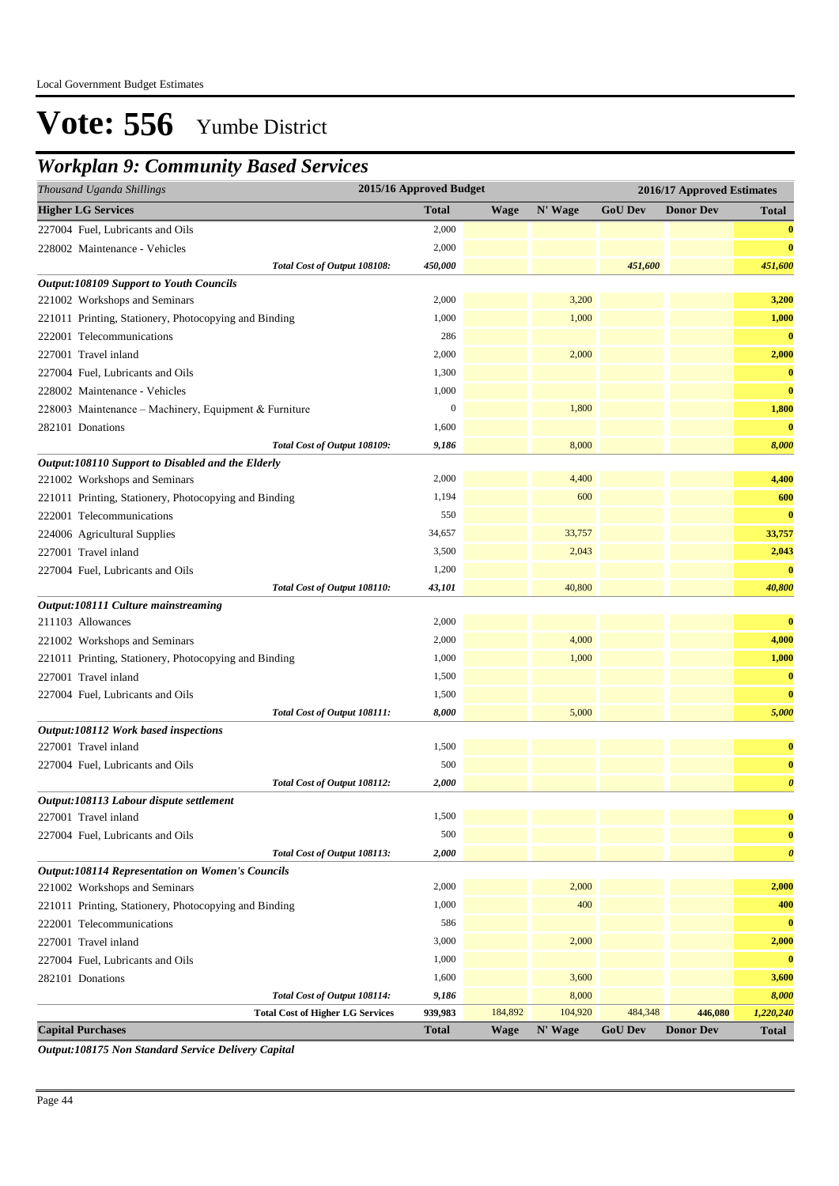Local Government Budget Estimates

# Vote: 556 Yumbe District

## Workplan 9: Community Based Services

| Thousand Uganda Shillings | 2015/16 Approved Budget | 2016/17 Approved Estimates | | | | |
|---|---|---|---|---|---|---|
| **Higher LG Services** | **Total** | **Wage** | **N' Wage** | **GoU Dev** | **Donor Dev** | **Total** |
| 227004 Fuel, Lubricants and Oils | 2,000 | | | | | **0** |
| 228002 Maintenance - Vehicles | 2,000 | | | | | **0** |
| *Total Cost of Output 108108:* | *450,000* | | | *451,600* | | *451,600* |
| ***Output:108109 Support to Youth Councils*** | | | | | | |
| 221002 Workshops and Seminars | 2,000 | | 3,200 | | | **3,200** |
| 221011 Printing, Stationery, Photocopying and Binding | 1,000 | | 1,000 | | | **1,000** |
| 222001 Telecommunications | 286 | | | | | **0** |
| 227001 Travel inland | 2,000 | | 2,000 | | | **2,000** |
| 227004 Fuel, Lubricants and Oils | 1,300 | | | | | **0** |
| 228002 Maintenance - Vehicles | 1,000 | | | | | **0** |
| 228003 Maintenance – Machinery, Equipment & Furniture | 0 | | 1,800 | | | **1,800** |
| 282101 Donations | 1,600 | | | | | **0** |
| *Total Cost of Output 108109:* | *9,186* | | 8,000 | | | *8,000* |
| ***Output:108110 Support to Disabled and the Elderly*** | | | | | | |
| 221002 Workshops and Seminars | 2,000 | | 4,400 | | | **4,400** |
| 221011 Printing, Stationery, Photocopying and Binding | 1,194 | | 600 | | | **600** |
| 222001 Telecommunications | 550 | | | | | **0** |
| 224006 Agricultural Supplies | 34,657 | | 33,757 | | | **33,757** |
| 227001 Travel inland | 3,500 | | 2,043 | | | **2,043** |
| 227004 Fuel, Lubricants and Oils | 1,200 | | | | | **0** |
| *Total Cost of Output 108110:* | *43,101* | | 40,800 | | | *40,800* |
| ***Output:108111 Culture mainstreaming*** | | | | | | |
| 211103 Allowances | 2,000 | | | | | **0** |
| 221002 Workshops and Seminars | 2,000 | | 4,000 | | | **4,000** |
| 221011 Printing, Stationery, Photocopying and Binding | 1,000 | | 1,000 | | | **1,000** |
| 227001 Travel inland | 1,500 | | | | | **0** |
| 227004 Fuel, Lubricants and Oils | 1,500 | | | | | **0** |
| *Total Cost of Output 108111:* | *8,000* | | 5,000 | | | *5,000* |
| ***Output:108112 Work based inspections*** | | | | | | |
| 227001 Travel inland | 1,500 | | | | | **0** |
| 227004 Fuel, Lubricants and Oils | 500 | | | | | **0** |
| *Total Cost of Output 108112:* | *2,000* | | | | | ***0*** |
| ***Output:108113 Labour dispute settlement*** | | | | | | |
| 227001 Travel inland | 1,500 | | | | | **0** |
| 227004 Fuel, Lubricants and Oils | 500 | | | | | **0** |
| *Total Cost of Output 108113:* | *2,000* | | | | | ***0*** |
| ***Output:108114 Representation on Women's Councils*** | | | | | | |
| 221002 Workshops and Seminars | 2,000 | | 2,000 | | | **2,000** |
| 221011 Printing, Stationery, Photocopying and Binding | 1,000 | | 400 | | | **400** |
| 222001 Telecommunications | 586 | | | | | **0** |
| 227001 Travel inland | 3,000 | | 2,000 | | | **2,000** |
| 227004 Fuel, Lubricants and Oils | 1,000 | | | | | **0** |
| 282101 Donations | 1,600 | | 3,600 | | | **3,600** |
| *Total Cost of Output 108114:* | *9,186* | | 8,000 | | | *8,000* |
| **Total Cost of Higher LG Services** | **939,983** | 184,892 | 104,920 | 484,348 | **446,080** | ***1,220,240*** |
| **Capital Purchases** | **Total** | **Wage** | **N' Wage** | **GoU Dev** | **Donor Dev** | **Total** |

***Output:108175 Non Standard Service Delivery Capital***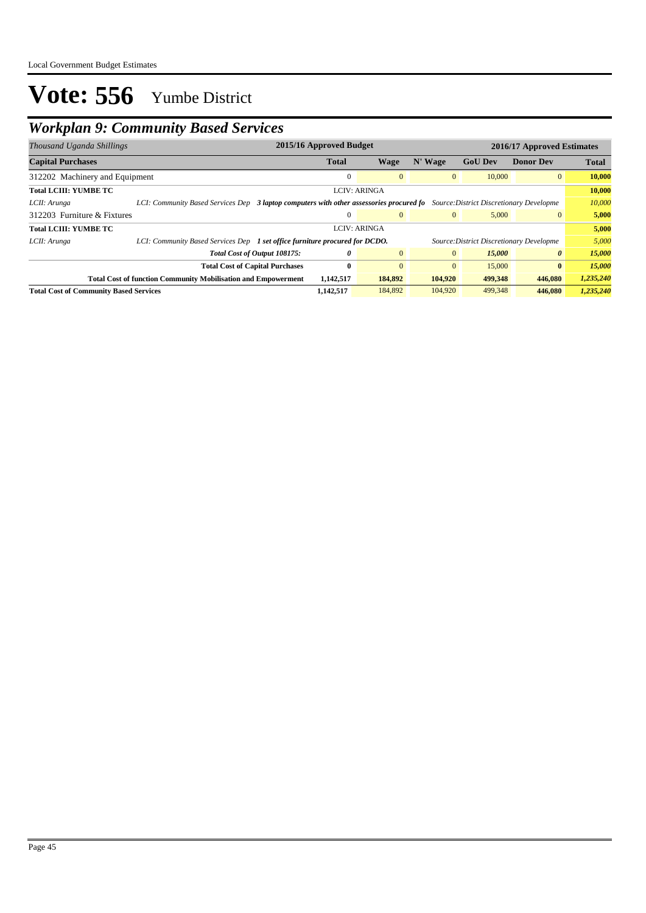# Vote: 556 Yumbe District

## *Workplan 9: Community Based Services*

| *Thousand Uganda Shillings* | | 2015/16 Approved Budget | | | 2016/17 Approved Estimates | | |
|---|---|---|---|---|---|---|---|
| **Capital Purchases** | | **Total** | **Wage** | **N' Wage** | **GoU Dev** | **Donor Dev** | **Total** |
| 312202 Machinery and Equipment | | 0 | 0 | 0 | 10,000 | 0 | **10,000** |
| **Total LCIII: YUMBE TC** | | LCIV: ARINGA | | | | | **10,000** |
| *LCII: Arunga* | *LCI: Community Based Services Dep* ***3 laptop computers with other assessories procured fo*** | | | | *Source:District Discretionary Developme* | | *10,000* |
| 312203 Furniture & Fixtures | | 0 | 0 | 0 | 5,000 | 0 | **5,000** |
| **Total LCIII: YUMBE TC** | | LCIV: ARINGA | | | | | **5,000** |
| *LCII: Arunga* | *LCI: Community Based Services Dep* ***1 set office furniture procured for DCDO.*** | | | | *Source:District Discretionary Developme* | | *5,000* |
| | ***Total Cost of Output 108175:*** | ***0*** | 0 | 0 | ***15,000*** | ***0*** | ***15,000*** |
| | **Total Cost of Capital Purchases** | **0** | 0 | 0 | 15,000 | **0** | ***15,000*** |
| | **Total Cost of function Community Mobilisation and Empowerment** | **1,142,517** | **184,892** | **104,920** | **499,348** | **446,080** | ***1,235,240*** |
| **Total Cost of Community Based Services** | | **1,142,517** | 184,892 | 104,920 | 499,348 | **446,080** | ***1,235,240*** |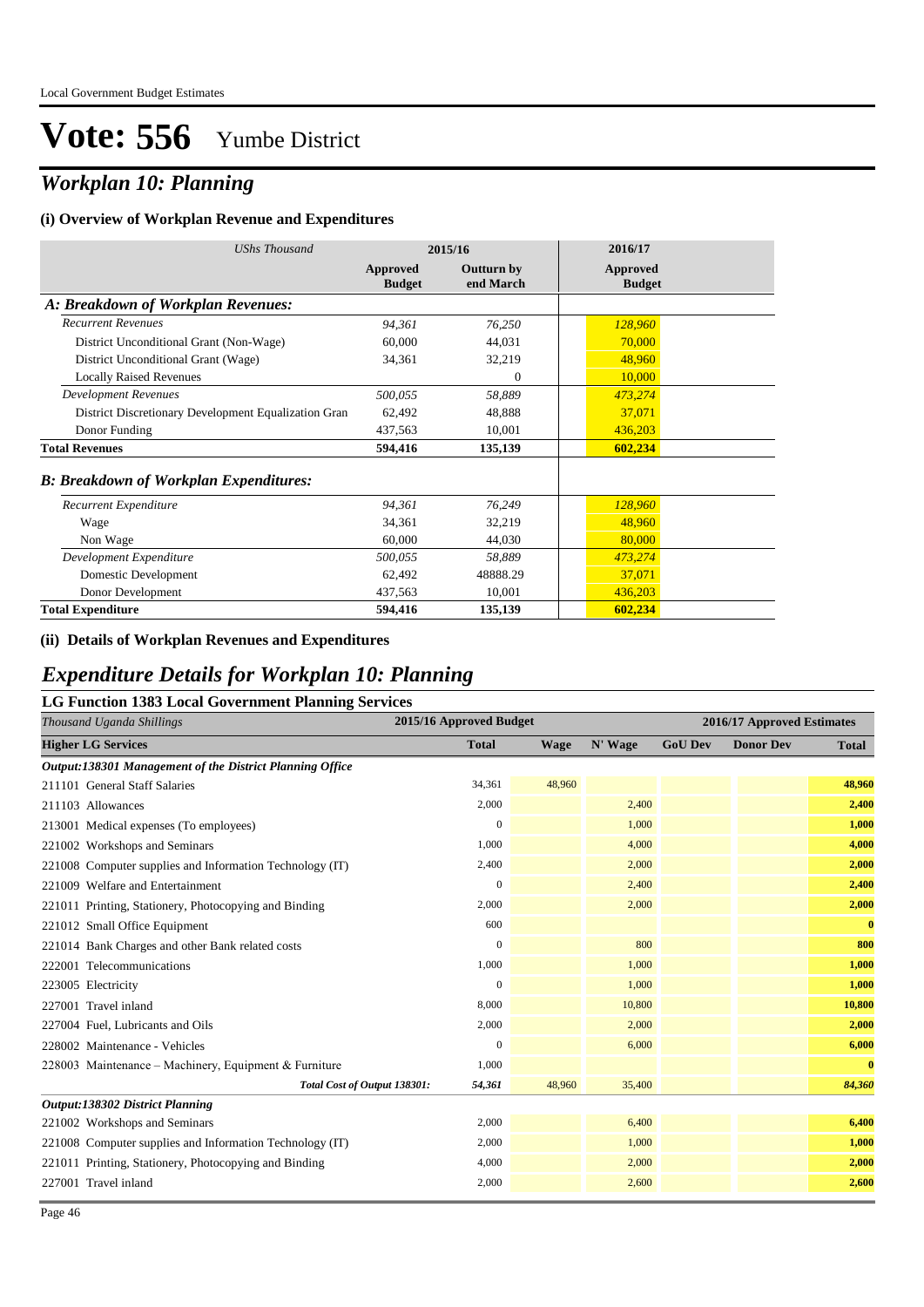# Vote: 556 Yumbe District

## *Workplan 10: Planning*

### (i) Overview of Workplan Revenue and Expenditures

| *UShs Thousand* | 2015/16 | | 2016/17 |
|---|---|---|---|
| | **Approved Budget** | **Outturn by end March** | **Approved Budget** |
| ***A: Breakdown of Workplan Revenues:*** | | | |
| *Recurrent Revenues* | *94,361* | *76,250* | *128,960* |
| District Unconditional Grant (Non-Wage) | 60,000 | 44,031 | 70,000 |
| District Unconditional Grant (Wage) | 34,361 | 32,219 | 48,960 |
| Locally Raised Revenues | | 0 | 10,000 |
| *Development Revenues* | *500,055* | *58,889* | *473,274* |
| District Discretionary Development Equalization Gran | 62,492 | 48,888 | 37,071 |
| Donor Funding | 437,563 | 10,001 | 436,203 |
| **Total Revenues** | **594,416** | **135,139** | **602,234** |
| ***B: Breakdown of Workplan Expenditures:*** | | | |
| *Recurrent Expenditure* | *94,361* | *76,249* | *128,960* |
| Wage | 34,361 | 32,219 | 48,960 |
| Non Wage | 60,000 | 44,030 | 80,000 |
| *Development Expenditure* | *500,055* | *58,889* | *473,274* |
| Domestic Development | 62,492 | 48888.29 | 37,071 |
| Donor Development | 437,563 | 10,001 | 436,203 |
| **Total Expenditure** | **594,416** | **135,139** | **602,234** |

### (ii) Details of Workplan Revenues and Expenditures

## *Expenditure Details for Workplan 10: Planning*

### LG Function 1383 Local Government Planning Services

| *Thousand Uganda Shillings* | 2015/16 Approved Budget | 2016/17 Approved Estimates | | | | |
|---|---|---|---|---|---|---|
| **Higher LG Services** | **Total** | **Wage** | **N' Wage** | **GoU Dev** | **Donor Dev** | **Total** |
| ***Output:138301 Management of the District Planning Office*** | | | | | | |
| 211101 General Staff Salaries | 34,361 | 48,960 | | | | **48,960** |
| 211103 Allowances | 2,000 | | 2,400 | | | **2,400** |
| 213001 Medical expenses (To employees) | 0 | | 1,000 | | | **1,000** |
| 221002 Workshops and Seminars | 1,000 | | 4,000 | | | **4,000** |
| 221008 Computer supplies and Information Technology (IT) | 2,400 | | 2,000 | | | **2,000** |
| 221009 Welfare and Entertainment | 0 | | 2,400 | | | **2,400** |
| 221011 Printing, Stationery, Photocopying and Binding | 2,000 | | 2,000 | | | **2,000** |
| 221012 Small Office Equipment | 600 | | | | | **0** |
| 221014 Bank Charges and other Bank related costs | 0 | | 800 | | | **800** |
| 222001 Telecommunications | 1,000 | | 1,000 | | | **1,000** |
| 223005 Electricity | 0 | | 1,000 | | | **1,000** |
| 227001 Travel inland | 8,000 | | 10,800 | | | **10,800** |
| 227004 Fuel, Lubricants and Oils | 2,000 | | 2,000 | | | **2,000** |
| 228002 Maintenance - Vehicles | 0 | | 6,000 | | | **6,000** |
| 228003 Maintenance – Machinery, Equipment & Furniture | 1,000 | | | | | **0** |
| ***Total Cost of Output 138301:*** | ***54,361*** | 48,960 | 35,400 | | | ***84,360*** |
| ***Output:138302 District Planning*** | | | | | | |
| 221002 Workshops and Seminars | 2,000 | | 6,400 | | | **6,400** |
| 221008 Computer supplies and Information Technology (IT) | 2,000 | | 1,000 | | | **1,000** |
| 221011 Printing, Stationery, Photocopying and Binding | 4,000 | | 2,000 | | | **2,000** |
| 227001 Travel inland | 2,000 | | 2,600 | | | **2,600** |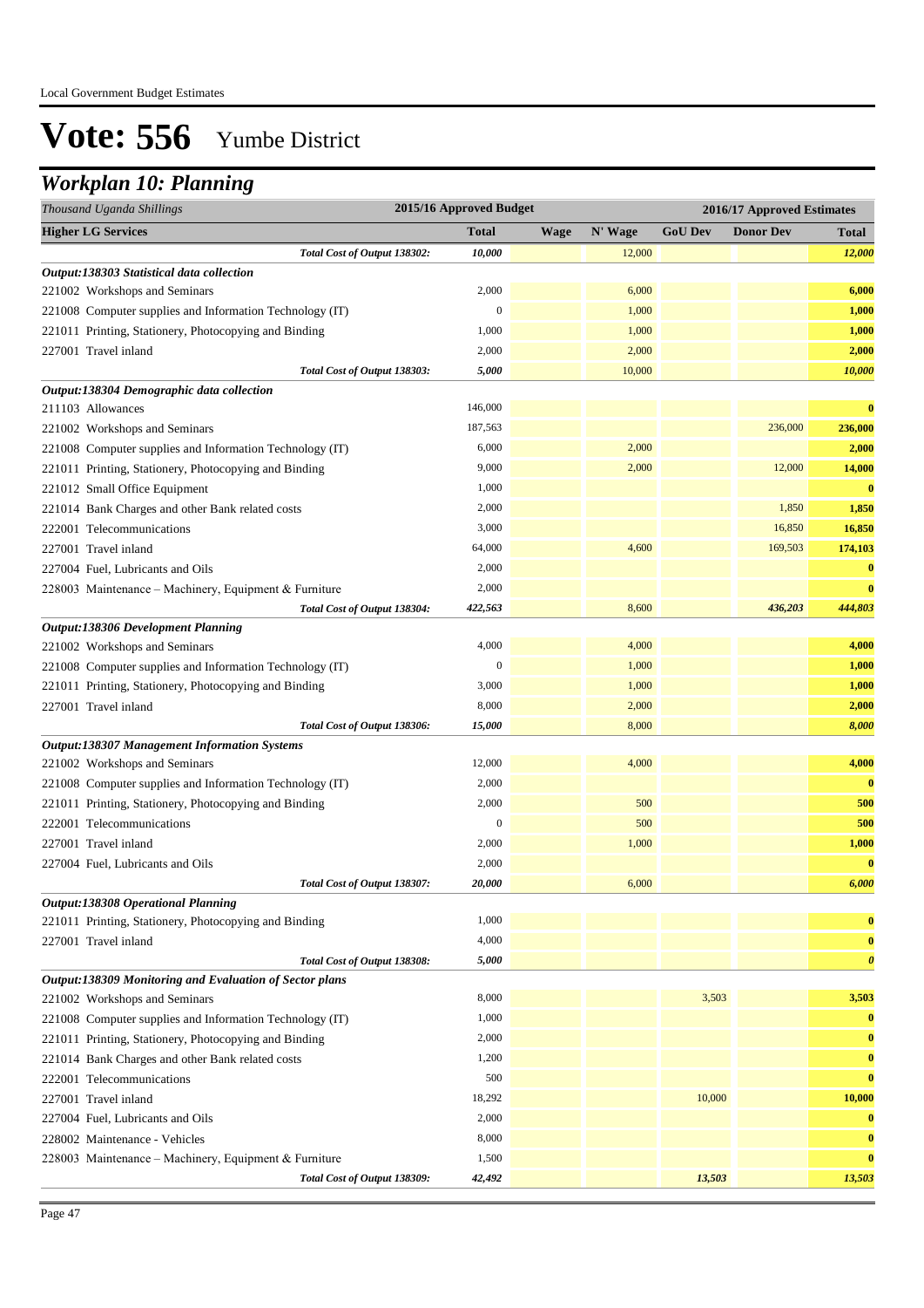Local Government Budget Estimates

# Vote: 556 Yumbe District

## *Workplan 10: Planning*

| *Thousand Uganda Shillings* | 2015/16 Approved Budget | 2016/17 Approved Estimates | | | | |
|---|---|---|---|---|---|---|
| **Higher LG Services** | **Total** | **Wage** | **N' Wage** | **GoU Dev** | **Donor Dev** | **Total** |
| *Total Cost of Output 138302:* | *10,000* | | 12,000 | | | *12,000* |
| ***Output:138303 Statistical data collection*** | | | | | | |
| 221002 Workshops and Seminars | 2,000 | | 6,000 | | | **6,000** |
| 221008 Computer supplies and Information Technology (IT) | 0 | | 1,000 | | | **1,000** |
| 221011 Printing, Stationery, Photocopying and Binding | 1,000 | | 1,000 | | | **1,000** |
| 227001 Travel inland | 2,000 | | 2,000 | | | **2,000** |
| *Total Cost of Output 138303:* | *5,000* | | 10,000 | | | *10,000* |
| ***Output:138304 Demographic data collection*** | | | | | | |
| 211103 Allowances | 146,000 | | | | | **0** |
| 221002 Workshops and Seminars | 187,563 | | | | 236,000 | **236,000** |
| 221008 Computer supplies and Information Technology (IT) | 6,000 | | 2,000 | | | **2,000** |
| 221011 Printing, Stationery, Photocopying and Binding | 9,000 | | 2,000 | | 12,000 | **14,000** |
| 221012 Small Office Equipment | 1,000 | | | | | **0** |
| 221014 Bank Charges and other Bank related costs | 2,000 | | | | 1,850 | **1,850** |
| 222001 Telecommunications | 3,000 | | | | 16,850 | **16,850** |
| 227001 Travel inland | 64,000 | | 4,600 | | 169,503 | **174,103** |
| 227004 Fuel, Lubricants and Oils | 2,000 | | | | | **0** |
| 228003 Maintenance – Machinery, Equipment & Furniture | 2,000 | | | | | **0** |
| *Total Cost of Output 138304:* | *422,563* | | 8,600 | | *436,203* | *444,803* |
| ***Output:138306 Development Planning*** | | | | | | |
| 221002 Workshops and Seminars | 4,000 | | 4,000 | | | **4,000** |
| 221008 Computer supplies and Information Technology (IT) | 0 | | 1,000 | | | **1,000** |
| 221011 Printing, Stationery, Photocopying and Binding | 3,000 | | 1,000 | | | **1,000** |
| 227001 Travel inland | 8,000 | | 2,000 | | | **2,000** |
| *Total Cost of Output 138306:* | *15,000* | | 8,000 | | | *8,000* |
| ***Output:138307 Management Information Systems*** | | | | | | |
| 221002 Workshops and Seminars | 12,000 | | 4,000 | | | **4,000** |
| 221008 Computer supplies and Information Technology (IT) | 2,000 | | | | | **0** |
| 221011 Printing, Stationery, Photocopying and Binding | 2,000 | | 500 | | | **500** |
| 222001 Telecommunications | 0 | | 500 | | | **500** |
| 227001 Travel inland | 2,000 | | 1,000 | | | **1,000** |
| 227004 Fuel, Lubricants and Oils | 2,000 | | | | | **0** |
| *Total Cost of Output 138307:* | *20,000* | | 6,000 | | | *6,000* |
| ***Output:138308 Operational Planning*** | | | | | | |
| 221011 Printing, Stationery, Photocopying and Binding | 1,000 | | | | | **0** |
| 227001 Travel inland | 4,000 | | | | | **0** |
| *Total Cost of Output 138308:* | *5,000* | | | | | *0* |
| ***Output:138309 Monitoring and Evaluation of Sector plans*** | | | | | | |
| 221002 Workshops and Seminars | 8,000 | | | 3,503 | | **3,503** |
| 221008 Computer supplies and Information Technology (IT) | 1,000 | | | | | **0** |
| 221011 Printing, Stationery, Photocopying and Binding | 2,000 | | | | | **0** |
| 221014 Bank Charges and other Bank related costs | 1,200 | | | | | **0** |
| 222001 Telecommunications | 500 | | | | | **0** |
| 227001 Travel inland | 18,292 | | | 10,000 | | **10,000** |
| 227004 Fuel, Lubricants and Oils | 2,000 | | | | | **0** |
| 228002 Maintenance - Vehicles | 8,000 | | | | | **0** |
| 228003 Maintenance – Machinery, Equipment & Furniture | 1,500 | | | | | **0** |
| *Total Cost of Output 138309:* | *42,492* | | | *13,503* | | *13,503* |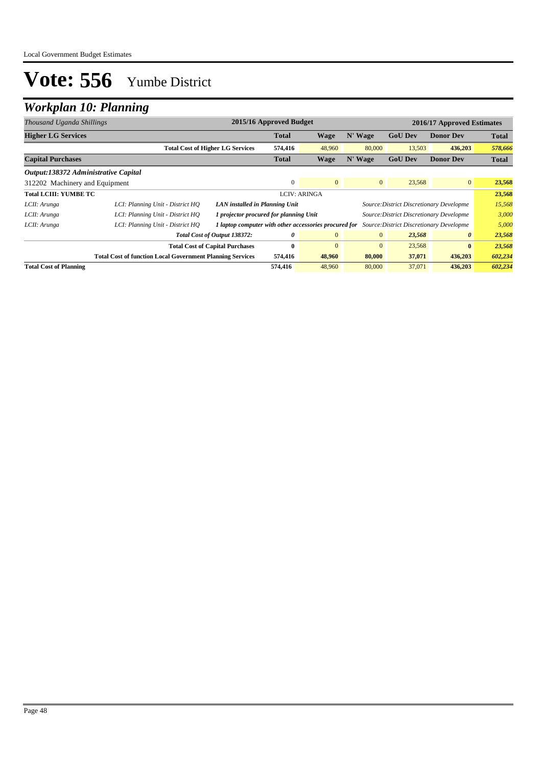# Vote: 556 Yumbe District

## *Workplan 10: Planning*

| *Thousand Uganda Shillings* | | | 2015/16 Approved Budget | | | 2016/17 Approved Estimates | | |
|---|---|---|---|---|---|---|---|---|
| **Higher LG Services** | | | **Total** | **Wage** | **N' Wage** | **GoU Dev** | **Donor Dev** | **Total** |
| | **Total Cost of Higher LG Services** | | **574,416** | 48,960 | 80,000 | 13,503 | **436,203** | ***578,666*** |
| **Capital Purchases** | | | **Total** | **Wage** | **N' Wage** | **GoU Dev** | **Donor Dev** | **Total** |
| ***Output:138372 Administrative Capital*** | | | | | | | | |
| 312202 Machinery and Equipment | | | 0 | 0 | 0 | 23,568 | 0 | **23,568** |
| **Total LCIII: YUMBE TC** | | | LCIV: ARINGA | | | | | **23,568** |
| *LCII: Arunga* | *LCI: Planning Unit - District HQ* | ***LAN installed in Planning Unit*** | | | *Source:District Discretionary Developme* | | | *15,568* |
| *LCII: Arunga* | *LCI: Planning Unit - District HQ* | ***1 projector procured for planning Unit*** | | | *Source:District Discretionary Developme* | | | *3,000* |
| *LCII: Arunga* | *LCI: Planning Unit - District HQ* | ***1 laptop computer with other accessories procured for*** | | | *Source:District Discretionary Developme* | | | *5,000* |
| | | ***Total Cost of Output 138372:*** | ***0*** | 0 | 0 | ***23,568*** | ***0*** | ***23,568*** |
| | | **Total Cost of Capital Purchases** | **0** | 0 | 0 | 23,568 | **0** | ***23,568*** |
| | **Total Cost of function Local Government Planning Services** | | **574,416** | **48,960** | **80,000** | **37,071** | **436,203** | ***602,234*** |
| **Total Cost of Planning** | | | **574,416** | 48,960 | 80,000 | 37,071 | **436,203** | ***602,234*** |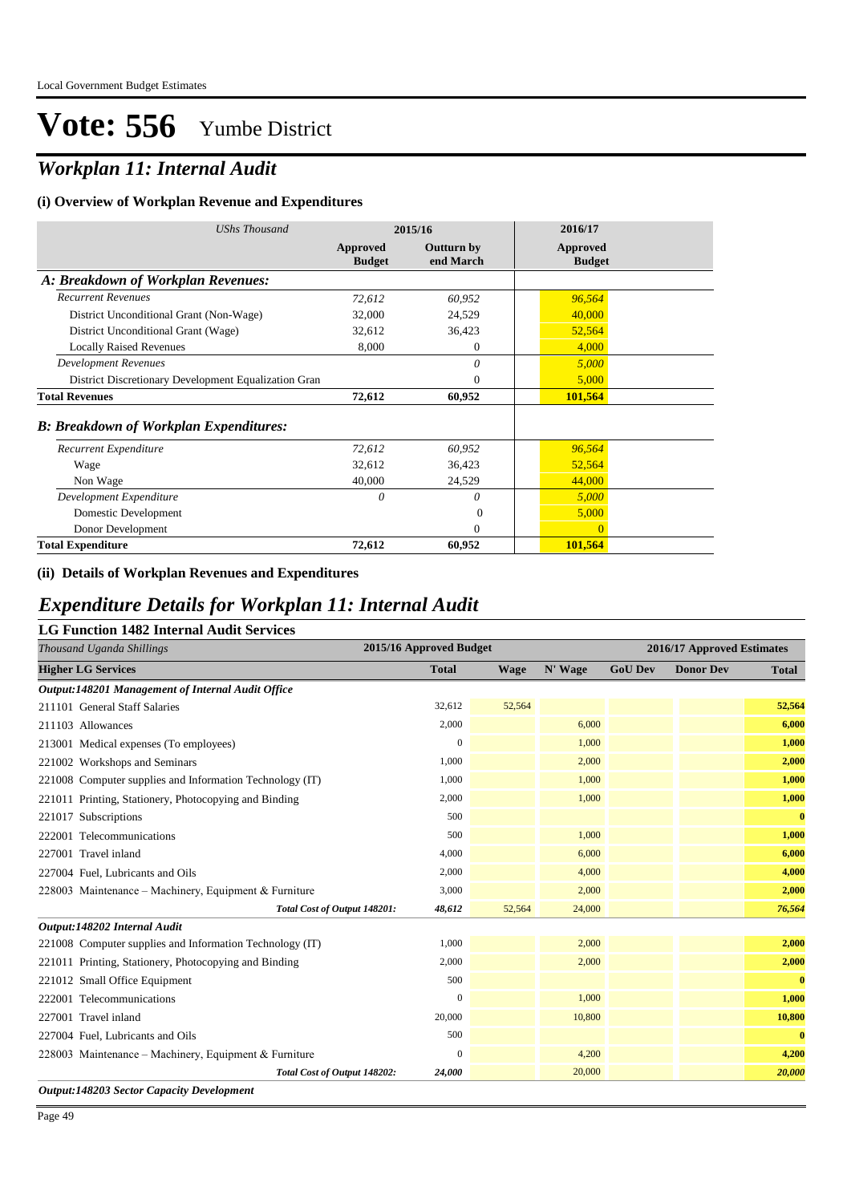# Vote: 556 Yumbe District

## *Workplan 11: Internal Audit*

### (i) Overview of Workplan Revenue and Expenditures

| *UShs Thousand* | 2015/16 | | 2016/17 |
|---|---|---|---|
| | **Approved Budget** | **Outturn by end March** | **Approved Budget** |
| ***A: Breakdown of Workplan Revenues:*** | | | |
| *Recurrent Revenues* | *72,612* | *60,952* | *96,564* |
| District Unconditional Grant (Non-Wage) | 32,000 | 24,529 | 40,000 |
| District Unconditional Grant (Wage) | 32,612 | 36,423 | 52,564 |
| Locally Raised Revenues | 8,000 | 0 | 4,000 |
| *Development Revenues* | | *0* | *5,000* |
| District Discretionary Development Equalization Gran | | 0 | 5,000 |
| **Total Revenues** | **72,612** | **60,952** | **101,564** |
| ***B: Breakdown of Workplan Expenditures:*** | | | |
| *Recurrent Expenditure* | *72,612* | *60,952* | *96,564* |
| Wage | 32,612 | 36,423 | 52,564 |
| Non Wage | 40,000 | 24,529 | 44,000 |
| *Development Expenditure* | *0* | *0* | *5,000* |
| Domestic Development | | 0 | 5,000 |
| Donor Development | | 0 | 0 |
| **Total Expenditure** | **72,612** | **60,952** | **101,564** |

### (ii) Details of Workplan Revenues and Expenditures

## *Expenditure Details for Workplan 11: Internal Audit*

### LG Function 1482 Internal Audit Services

| *Thousand Uganda Shillings* | 2015/16 Approved Budget | 2016/17 Approved Estimates | | | | |
|---|---|---|---|---|---|---|
| **Higher LG Services** | **Total** | **Wage** | **N' Wage** | **GoU Dev** | **Donor Dev** | **Total** |
| ***Output:148201 Management of Internal Audit Office*** | | | | | | |
| 211101 General Staff Salaries | 32,612 | 52,564 | | | | **52,564** |
| 211103 Allowances | 2,000 | | 6,000 | | | **6,000** |
| 213001 Medical expenses (To employees) | 0 | | 1,000 | | | **1,000** |
| 221002 Workshops and Seminars | 1,000 | | 2,000 | | | **2,000** |
| 221008 Computer supplies and Information Technology (IT) | 1,000 | | 1,000 | | | **1,000** |
| 221011 Printing, Stationery, Photocopying and Binding | 2,000 | | 1,000 | | | **1,000** |
| 221017 Subscriptions | 500 | | | | | **0** |
| 222001 Telecommunications | 500 | | 1,000 | | | **1,000** |
| 227001 Travel inland | 4,000 | | 6,000 | | | **6,000** |
| 227004 Fuel, Lubricants and Oils | 2,000 | | 4,000 | | | **4,000** |
| 228003 Maintenance – Machinery, Equipment & Furniture | 3,000 | | 2,000 | | | **2,000** |
| *Total Cost of Output 148201:* | *48,612* | 52,564 | 24,000 | | | ***76,564*** |
| ***Output:148202 Internal Audit*** | | | | | | |
| 221008 Computer supplies and Information Technology (IT) | 1,000 | | 2,000 | | | **2,000** |
| 221011 Printing, Stationery, Photocopying and Binding | 2,000 | | 2,000 | | | **2,000** |
| 221012 Small Office Equipment | 500 | | | | | **0** |
| 222001 Telecommunications | 0 | | 1,000 | | | **1,000** |
| 227001 Travel inland | 20,000 | | 10,800 | | | **10,800** |
| 227004 Fuel, Lubricants and Oils | 500 | | | | | **0** |
| 228003 Maintenance – Machinery, Equipment & Furniture | 0 | | 4,200 | | | **4,200** |
| *Total Cost of Output 148202:* | *24,000* | | 20,000 | | | ***20,000*** |
| ***Output:148203 Sector Capacity Development*** | | | | | | |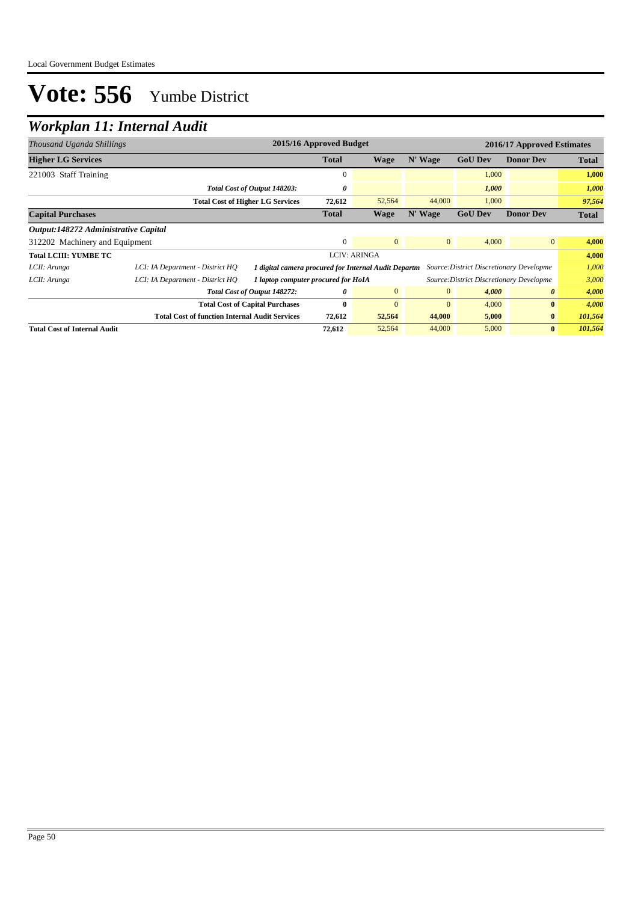# Vote: 556 Yumbe District

## Workplan 11: Internal Audit

| *Thousand Uganda Shillings* | | | 2015/16 Approved Budget | | | 2016/17 Approved Estimates | | |
|---|---|---|---|---|---|---|---|---|
| **Higher LG Services** | | | **Total** | **Wage** | **N' Wage** | **GoU Dev** | **Donor Dev** | **Total** |
| 221003 Staff Training | | | 0 | | | 1,000 | | **1,000** |
| | | *Total Cost of Output 148203:* | *0* | | | *1,000* | | *1,000* |
| | | **Total Cost of Higher LG Services** | **72,612** | 52,564 | 44,000 | 1,000 | | *97,564* |
| **Capital Purchases** | | | **Total** | **Wage** | **N' Wage** | **GoU Dev** | **Donor Dev** | **Total** |
| ***Output:148272 Administrative Capital*** | | | | | | | | |
| 312202 Machinery and Equipment | | | 0 | 0 | 0 | 4,000 | 0 | **4,000** |
| **Total LCIII: YUMBE TC** | | | LCIV: ARINGA | | | | | **4,000** |
| *LCII: Arunga* | *LCI: IA Department - District HQ* | *1 digital camera procured for Internal Audit Departm* | | | *Source:District Discretionary Developme* | | | *1,000* |
| *LCII: Arunga* | *LCI: IA Department - District HQ* | *1 laptop computer procured for HoIA* | | | *Source:District Discretionary Developme* | | | *3,000* |
| | | *Total Cost of Output 148272:* | *0* | 0 | 0 | *4,000* | *0* | *4,000* |
| | | **Total Cost of Capital Purchases** | **0** | 0 | 0 | 4,000 | **0** | *4,000* |
| | | **Total Cost of function Internal Audit Services** | **72,612** | **52,564** | **44,000** | **5,000** | **0** | *101,564* |
| **Total Cost of Internal Audit** | | | **72,612** | 52,564 | 44,000 | 5,000 | **0** | *101,564* |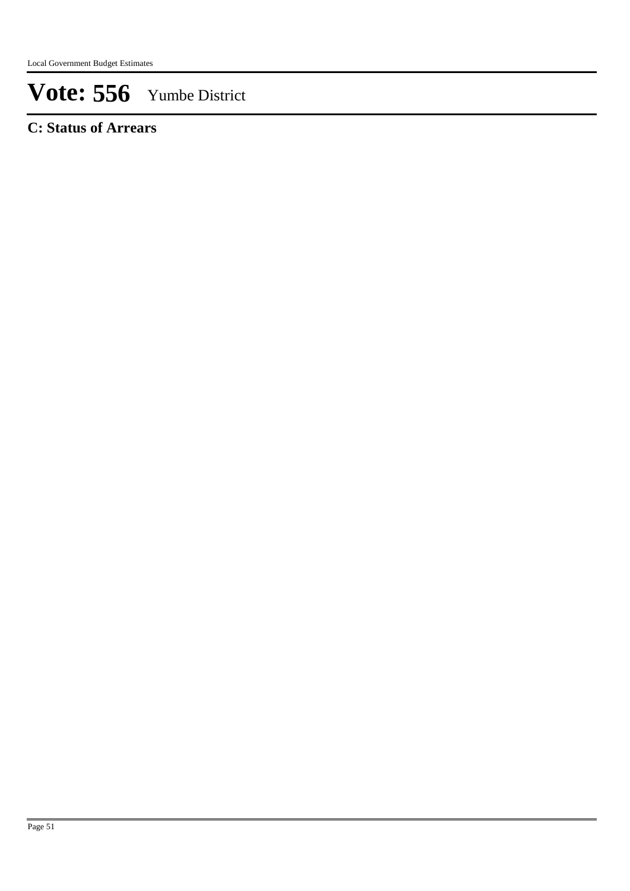# Vote: 556 Yumbe District

## C: Status of Arrears